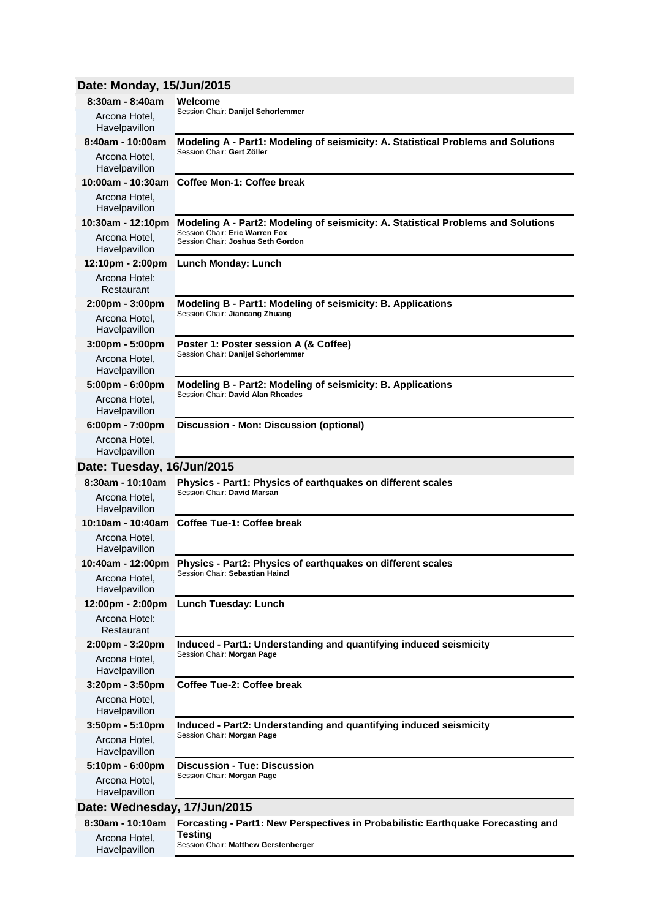## Date: Monday, 15/Jun/2015

| Time / Location | Session |
|---|---|
| **8:30am - 8:40am**<br>Arcona Hotel, Havelpavillon | **Welcome**<br>Session Chair: **Danijel Schorlemmer** |
| **8:40am - 10:00am**<br>Arcona Hotel, Havelpavillon | **Modeling A - Part1: Modeling of seismicity: A. Statistical Problems and Solutions**<br>Session Chair: **Gert Zöller** |
| **10:00am - 10:30am**<br>Arcona Hotel, Havelpavillon | **Coffee Mon-1: Coffee break** |
| **10:30am - 12:10pm**<br>Arcona Hotel, Havelpavillon | **Modeling A - Part2: Modeling of seismicity: A. Statistical Problems and Solutions**<br>Session Chair: **Eric Warren Fox**<br>Session Chair: **Joshua Seth Gordon** |
| **12:10pm - 2:00pm**<br>Arcona Hotel: Restaurant | **Lunch Monday: Lunch** |
| **2:00pm - 3:00pm**<br>Arcona Hotel, Havelpavillon | **Modeling B - Part1: Modeling of seismicity: B. Applications**<br>Session Chair: **Jiancang Zhuang** |
| **3:00pm - 5:00pm**<br>Arcona Hotel, Havelpavillon | **Poster 1: Poster session A (& Coffee)**<br>Session Chair: **Danijel Schorlemmer** |
| **5:00pm - 6:00pm**<br>Arcona Hotel, Havelpavillon | **Modeling B - Part2: Modeling of seismicity: B. Applications**<br>Session Chair: **David Alan Rhoades** |
| **6:00pm - 7:00pm**<br>Arcona Hotel, Havelpavillon | **Discussion - Mon: Discussion (optional)** |

## Date: Tuesday, 16/Jun/2015

| Time / Location | Session |
|---|---|
| **8:30am - 10:10am**<br>Arcona Hotel, Havelpavillon | **Physics - Part1: Physics of earthquakes on different scales**<br>Session Chair: **David Marsan** |
| **10:10am - 10:40am**<br>Arcona Hotel, Havelpavillon | **Coffee Tue-1: Coffee break** |
| **10:40am - 12:00pm**<br>Arcona Hotel, Havelpavillon | **Physics - Part2: Physics of earthquakes on different scales**<br>Session Chair: **Sebastian Hainzl** |
| **12:00pm - 2:00pm**<br>Arcona Hotel: Restaurant | **Lunch Tuesday: Lunch** |
| **2:00pm - 3:20pm**<br>Arcona Hotel, Havelpavillon | **Induced - Part1: Understanding and quantifying induced seismicity**<br>Session Chair: **Morgan Page** |
| **3:20pm - 3:50pm**<br>Arcona Hotel, Havelpavillon | **Coffee Tue-2: Coffee break** |
| **3:50pm - 5:10pm**<br>Arcona Hotel, Havelpavillon | **Induced - Part2: Understanding and quantifying induced seismicity**<br>Session Chair: **Morgan Page** |
| **5:10pm - 6:00pm**<br>Arcona Hotel, Havelpavillon | **Discussion - Tue: Discussion**<br>Session Chair: **Morgan Page** |

## Date: Wednesday, 17/Jun/2015

| Time / Location | Session |
|---|---|
| **8:30am - 10:10am**<br>Arcona Hotel, Havelpavillon | **Forcasting - Part1: New Perspectives in Probabilistic Earthquake Forecasting and Testing**<br>Session Chair: **Matthew Gerstenberger** |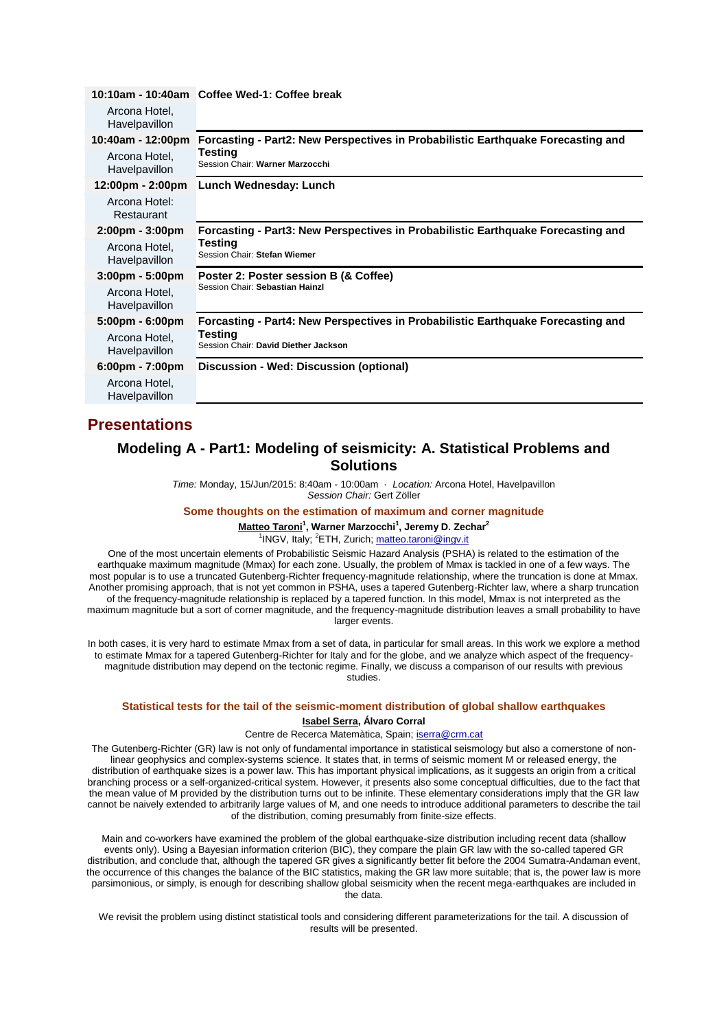| | |
|---|---|
| **10:10am - 10:40am** Arcona Hotel, Havelpavillon | **Coffee Wed-1: Coffee break** |
| **10:40am - 12:00pm** Arcona Hotel, Havelpavillon | **Forcasting - Part2: New Perspectives in Probabilistic Earthquake Forecasting and Testing** Session Chair: **Warner Marzocchi** |
| **12:00pm - 2:00pm** Arcona Hotel: Restaurant | **Lunch Wednesday: Lunch** |
| **2:00pm - 3:00pm** Arcona Hotel, Havelpavillon | **Forcasting - Part3: New Perspectives in Probabilistic Earthquake Forecasting and Testing** Session Chair: **Stefan Wiemer** |
| **3:00pm - 5:00pm** Arcona Hotel, Havelpavillon | **Poster 2: Poster session B (& Coffee)** Session Chair: **Sebastian Hainzl** |
| **5:00pm - 6:00pm** Arcona Hotel, Havelpavillon | **Forcasting - Part4: New Perspectives in Probabilistic Earthquake Forecasting and Testing** Session Chair: **David Diether Jackson** |
| **6:00pm - 7:00pm** Arcona Hotel, Havelpavillon | **Discussion - Wed: Discussion (optional)** |

# Presentations

## Modeling A - Part1: Modeling of seismicity: A. Statistical Problems and Solutions

*Time:* Monday, 15/Jun/2015: 8:40am - 10:00am · *Location:* Arcona Hotel, Havelpavillon
*Session Chair:* Gert Zöller

### Some thoughts on the estimation of maximum and corner magnitude

**Matteo Taroni[1], Warner Marzocchi[1], Jeremy D. Zechar[2]**

[1]INGV, Italy; [2]ETH, Zurich; matteo.taroni@ingv.it

One of the most uncertain elements of Probabilistic Seismic Hazard Analysis (PSHA) is related to the estimation of the earthquake maximum magnitude (Mmax) for each zone. Usually, the problem of Mmax is tackled in one of a few ways. The most popular is to use a truncated Gutenberg-Richter frequency-magnitude relationship, where the truncation is done at Mmax. Another promising approach, that is not yet common in PSHA, uses a tapered Gutenberg-Richter law, where a sharp truncation of the frequency-magnitude relationship is replaced by a tapered function. In this model, Mmax is not interpreted as the maximum magnitude but a sort of corner magnitude, and the frequency-magnitude distribution leaves a small probability to have larger events.

In both cases, it is very hard to estimate Mmax from a set of data, in particular for small areas. In this work we explore a method to estimate Mmax for a tapered Gutenberg-Richter for Italy and for the globe, and we analyze which aspect of the frequency-magnitude distribution may depend on the tectonic regime. Finally, we discuss a comparison of our results with previous studies.

### Statistical tests for the tail of the seismic-moment distribution of global shallow earthquakes

**Isabel Serra, Álvaro Corral**

Centre de Recerca Matemàtica, Spain; iserra@crm.cat

The Gutenberg-Richter (GR) law is not only of fundamental importance in statistical seismology but also a cornerstone of non-linear geophysics and complex-systems science. It states that, in terms of seismic moment M or released energy, the distribution of earthquake sizes is a power law. This has important physical implications, as it suggests an origin from a critical branching process or a self-organized-critical system. However, it presents also some conceptual difficulties, due to the fact that the mean value of M provided by the distribution turns out to be infinite. These elementary considerations imply that the GR law cannot be naively extended to arbitrarily large values of M, and one needs to introduce additional parameters to describe the tail of the distribution, coming presumably from finite-size effects.

Main and co-workers have examined the problem of the global earthquake-size distribution including recent data (shallow events only). Using a Bayesian information criterion (BIC), they compare the plain GR law with the so-called tapered GR distribution, and conclude that, although the tapered GR gives a significantly better fit before the 2004 Sumatra-Andaman event, the occurrence of this changes the balance of the BIC statistics, making the GR law more suitable; that is, the power law is more parsimonious, or simply, is enough for describing shallow global seismicity when the recent mega-earthquakes are included in the data.

We revisit the problem using distinct statistical tools and considering different parameterizations for the tail. A discussion of results will be presented.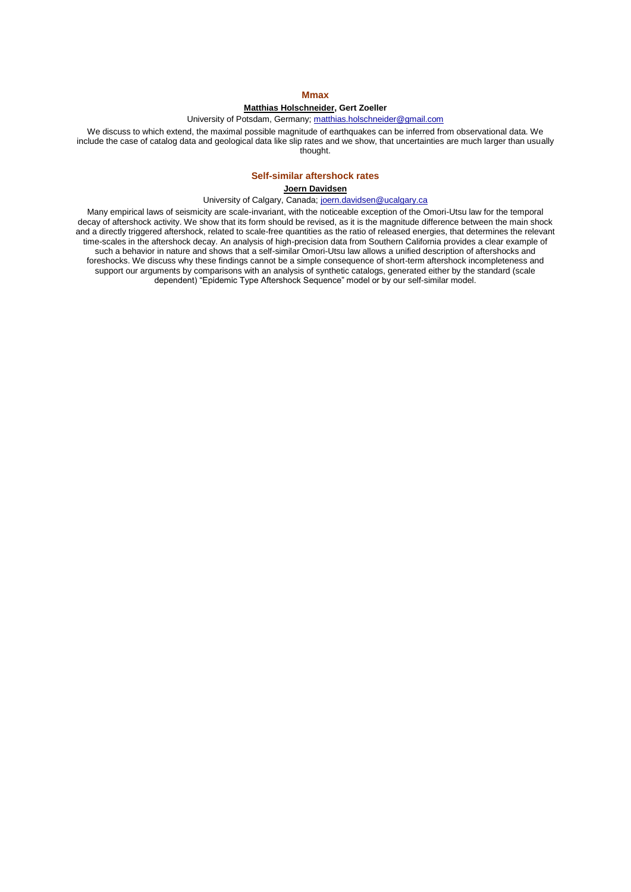## Mmax

**Matthias Holschneider, Gert Zoeller**

University of Potsdam, Germany; matthias.holschneider@gmail.com

We discuss to which extend, the maximal possible magnitude of earthquakes can be inferred from observational data. We include the case of catalog data and geological data like slip rates and we show, that uncertainties are much larger than usually thought.

## Self-similar aftershock rates

**Joern Davidsen**

University of Calgary, Canada; joern.davidsen@ucalgary.ca

Many empirical laws of seismicity are scale-invariant, with the noticeable exception of the Omori-Utsu law for the temporal decay of aftershock activity. We show that its form should be revised, as it is the magnitude difference between the main shock and a directly triggered aftershock, related to scale-free quantities as the ratio of released energies, that determines the relevant time-scales in the aftershock decay. An analysis of high-precision data from Southern California provides a clear example of such a behavior in nature and shows that a self-similar Omori-Utsu law allows a unified description of aftershocks and foreshocks. We discuss why these findings cannot be a simple consequence of short-term aftershock incompleteness and support our arguments by comparisons with an analysis of synthetic catalogs, generated either by the standard (scale dependent) "Epidemic Type Aftershock Sequence" model or by our self-similar model.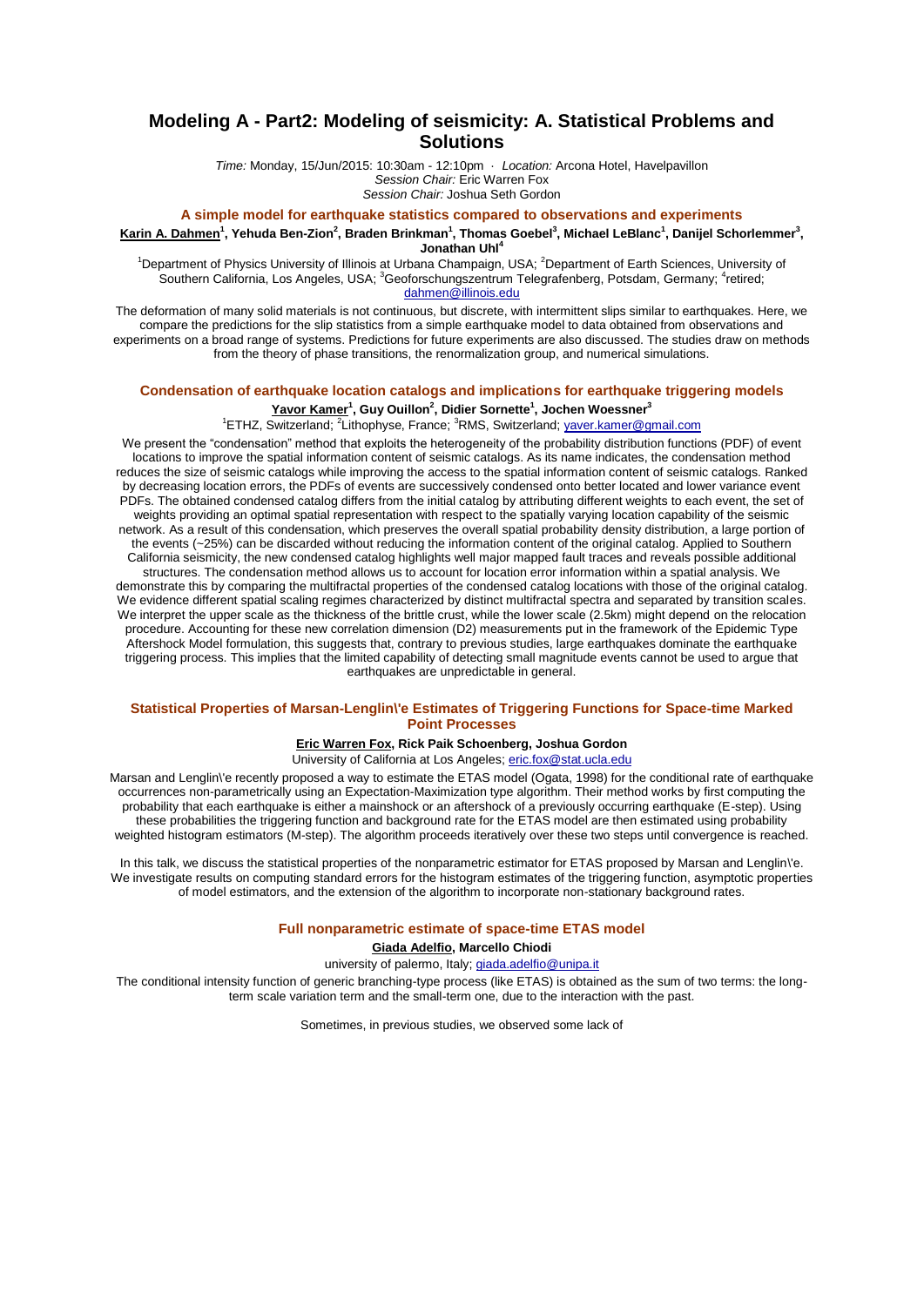# Modeling A - Part2: Modeling of seismicity: A. Statistical Problems and Solutions

*Time:* Monday, 15/Jun/2015: 10:30am - 12:10pm · *Location:* Arcona Hotel, Havelpavillon
*Session Chair:* Eric Warren Fox
*Session Chair:* Joshua Seth Gordon

### A simple model for earthquake statistics compared to observations and experiments

**Karin A. Dahmen[1], Yehuda Ben-Zion[2], Braden Brinkman[1], Thomas Goebel[3], Michael LeBlanc[1], Danijel Schorlemmer[3], Jonathan Uhl[4]**

[1]Department of Physics University of Illinois at Urbana Champaign, USA; [2]Department of Earth Sciences, University of Southern California, Los Angeles, USA; [3]Geoforschungszentrum Telegrafenberg, Potsdam, Germany; [4]retired; dahmen@illinois.edu

The deformation of many solid materials is not continuous, but discrete, with intermittent slips similar to earthquakes. Here, we compare the predictions for the slip statistics from a simple earthquake model to data obtained from observations and experiments on a broad range of systems. Predictions for future experiments are also discussed. The studies draw on methods from the theory of phase transitions, the renormalization group, and numerical simulations.

### Condensation of earthquake location catalogs and implications for earthquake triggering models

**Yavor Kamer[1], Guy Ouillon[2], Didier Sornette[1], Jochen Woessner[3]**

[1]ETHZ, Switzerland; [2]Lithophyse, France; [3]RMS, Switzerland; yaver.kamer@gmail.com

We present the "condensation" method that exploits the heterogeneity of the probability distribution functions (PDF) of event locations to improve the spatial information content of seismic catalogs. As its name indicates, the condensation method reduces the size of seismic catalogs while improving the access to the spatial information content of seismic catalogs. Ranked by decreasing location errors, the PDFs of events are successively condensed onto better located and lower variance event PDFs. The obtained condensed catalog differs from the initial catalog by attributing different weights to each event, the set of weights providing an optimal spatial representation with respect to the spatially varying location capability of the seismic network. As a result of this condensation, which preserves the overall spatial probability density distribution, a large portion of the events (~25%) can be discarded without reducing the information content of the original catalog. Applied to Southern California seismicity, the new condensed catalog highlights well major mapped fault traces and reveals possible additional structures. The condensation method allows us to account for location error information within a spatial analysis. We demonstrate this by comparing the multifractal properties of the condensed catalog locations with those of the original catalog. We evidence different spatial scaling regimes characterized by distinct multifractal spectra and separated by transition scales. We interpret the upper scale as the thickness of the brittle crust, while the lower scale (2.5km) might depend on the relocation procedure. Accounting for these new correlation dimension (D2) measurements put in the framework of the Epidemic Type Aftershock Model formulation, this suggests that, contrary to previous studies, large earthquakes dominate the earthquake triggering process. This implies that the limited capability of detecting small magnitude events cannot be used to argue that earthquakes are unpredictable in general.

### Statistical Properties of Marsan-Lenglin\'e Estimates of Triggering Functions for Space-time Marked Point Processes

**Eric Warren Fox, Rick Paik Schoenberg, Joshua Gordon**

University of California at Los Angeles; eric.fox@stat.ucla.edu

Marsan and Lenglin\'e recently proposed a way to estimate the ETAS model (Ogata, 1998) for the conditional rate of earthquake occurrences non-parametrically using an Expectation-Maximization type algorithm. Their method works by first computing the probability that each earthquake is either a mainshock or an aftershock of a previously occurring earthquake (E-step). Using these probabilities the triggering function and background rate for the ETAS model are then estimated using probability weighted histogram estimators (M-step). The algorithm proceeds iteratively over these two steps until convergence is reached.

In this talk, we discuss the statistical properties of the nonparametric estimator for ETAS proposed by Marsan and Lenglin\'e. We investigate results on computing standard errors for the histogram estimates of the triggering function, asymptotic properties of model estimators, and the extension of the algorithm to incorporate non-stationary background rates.

### Full nonparametric estimate of space-time ETAS model

**Giada Adelfio, Marcello Chiodi**

university of palermo, Italy; giada.adelfio@unipa.it

The conditional intensity function of generic branching-type process (like ETAS) is obtained as the sum of two terms: the long-term scale variation term and the small-term one, due to the interaction with the past.

Sometimes, in previous studies, we observed some lack of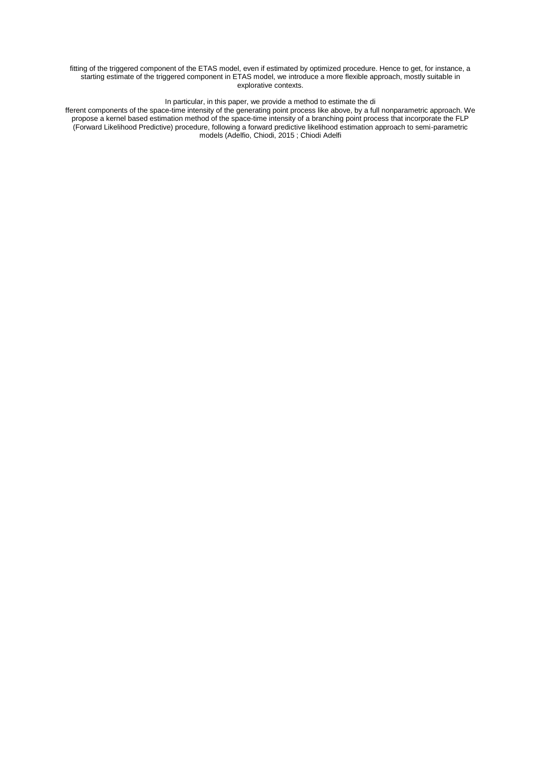fitting of the triggered component of the ETAS model, even if estimated by optimized procedure. Hence to get, for instance, a starting estimate of the triggered component in ETAS model, we introduce a more flexible approach, mostly suitable in explorative contexts.

In particular, in this paper, we provide a method to estimate the di

fferent components of the space-time intensity of the generating point process like above, by a full nonparametric approach. We propose a kernel based estimation method of the space-time intensity of a branching point process that incorporate the FLP (Forward Likelihood Predictive) procedure, following a forward predictive likelihood estimation approach to semi-parametric models (Adelfio, Chiodi, 2015 ; Chiodi Adelfi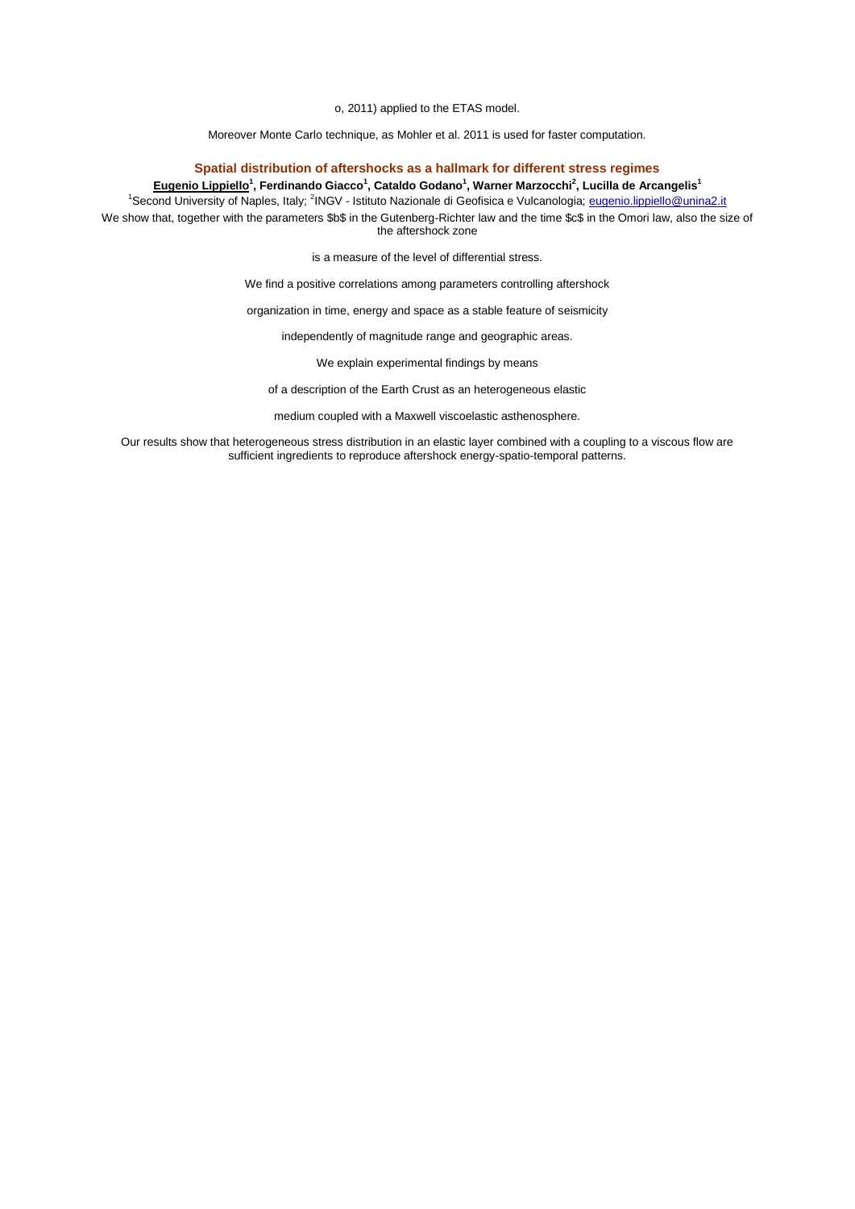o, 2011) applied to the ETAS model.

Moreover Monte Carlo technique, as Mohler et al. 2011 is used for faster computation.

### Spatial distribution of aftershocks as a hallmark for different stress regimes

**Eugenio Lippiello[1], Ferdinando Giacco[1], Cataldo Godano[1], Warner Marzocchi[2], Lucilla de Arcangelis[1]**

[1]Second University of Naples, Italy; [2]INGV - Istituto Nazionale di Geofisica e Vulcanologia; eugenio.lippiello@unina2.it

We show that, together with the parameters $b$ in the Gutenberg-Richter law and the time $c$ in the Omori law, also the size of the aftershock zone

is a measure of the level of differential stress.

We find a positive correlations among parameters controlling aftershock

organization in time, energy and space as a stable feature of seismicity

independently of magnitude range and geographic areas.

We explain experimental findings by means

of a description of the Earth Crust as an heterogeneous elastic

medium coupled with a Maxwell viscoelastic asthenosphere.

Our results show that heterogeneous stress distribution in an elastic layer combined with a coupling to a viscous flow are sufficient ingredients to reproduce aftershock energy-spatio-temporal patterns.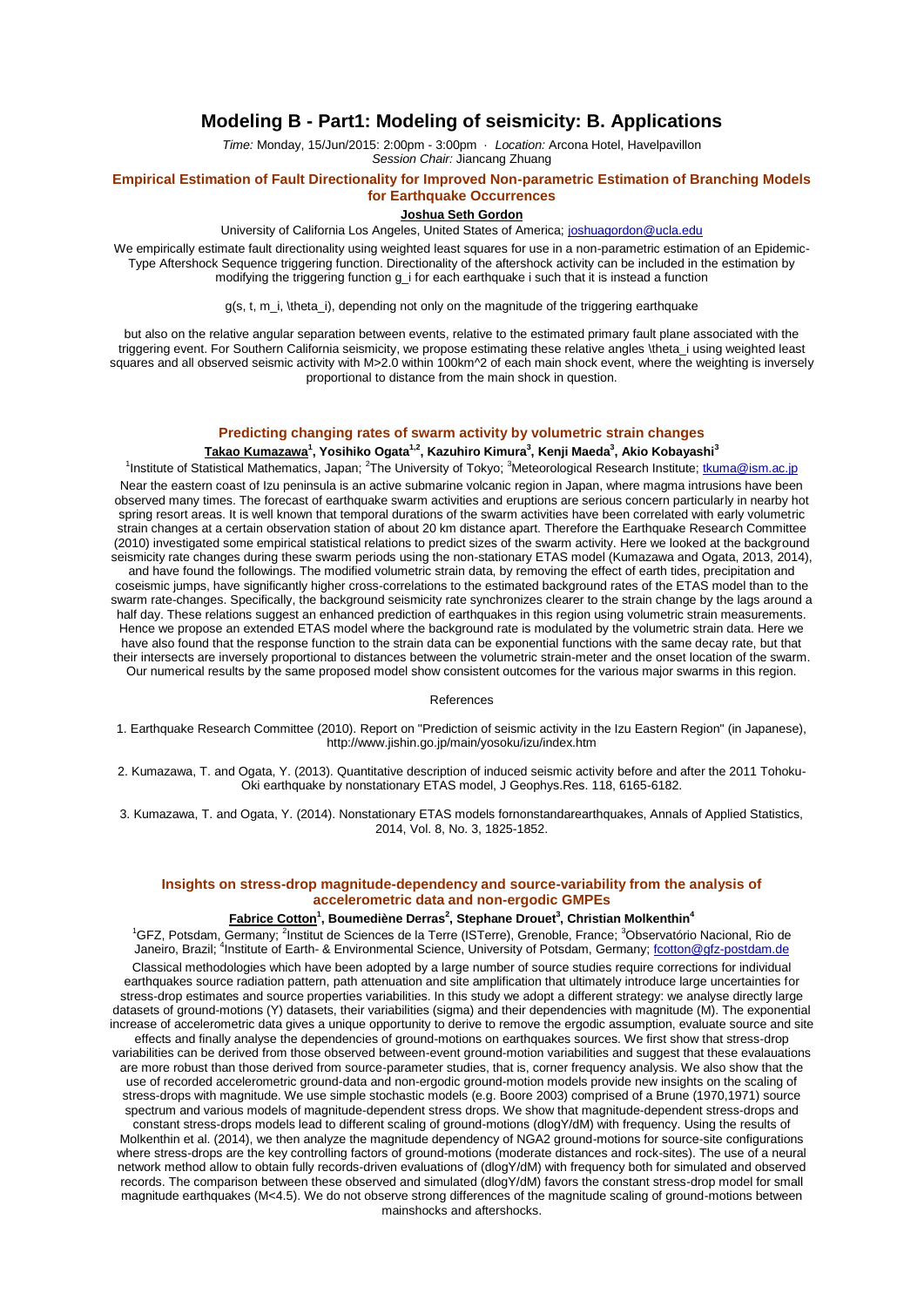# Modeling B - Part1: Modeling of seismicity: B. Applications

*Time:* Monday, 15/Jun/2015: 2:00pm - 3:00pm · *Location:* Arcona Hotel, Havelpavillon
*Session Chair:* Jiancang Zhuang

## Empirical Estimation of Fault Directionality for Improved Non-parametric Estimation of Branching Models for Earthquake Occurrences

**Joshua Seth Gordon**

University of California Los Angeles, United States of America; joshuagordon@ucla.edu

We empirically estimate fault directionality using weighted least squares for use in a non-parametric estimation of an Epidemic-Type Aftershock Sequence triggering function. Directionality of the aftershock activity can be included in the estimation by modifying the triggering function g_i for each earthquake i such that it is instead a function

g(s, t, m_i, \theta_i), depending not only on the magnitude of the triggering earthquake

but also on the relative angular separation between events, relative to the estimated primary fault plane associated with the triggering event. For Southern California seismicity, we propose estimating these relative angles \theta_i using weighted least squares and all observed seismic activity with M>2.0 within 100km^2 of each main shock event, where the weighting is inversely proportional to distance from the main shock in question.

## Predicting changing rates of swarm activity by volumetric strain changes

**Takao Kumazawa**[1], **Yosihiko Ogata**[1,2], **Kazuhiro Kimura**[3], **Kenji Maeda**[3], **Akio Kobayashi**[3]

[1]Institute of Statistical Mathematics, Japan; [2]The University of Tokyo; [3]Meteorological Research Institute; tkuma@ism.ac.jp

Near the eastern coast of Izu peninsula is an active submarine volcanic region in Japan, where magma intrusions have been observed many times. The forecast of earthquake swarm activities and eruptions are serious concern particularly in nearby hot spring resort areas. It is well known that temporal durations of the swarm activities have been correlated with early volumetric strain changes at a certain observation station of about 20 km distance apart. Therefore the Earthquake Research Committee (2010) investigated some empirical statistical relations to predict sizes of the swarm activity. Here we looked at the background seismicity rate changes during these swarm periods using the non-stationary ETAS model (Kumazawa and Ogata, 2013, 2014), and have found the followings. The modified volumetric strain data, by removing the effect of earth tides, precipitation and coseismic jumps, have significantly higher cross-correlations to the estimated background rates of the ETAS model than to the swarm rate-changes. Specifically, the background seismicity rate synchronizes clearer to the strain change by the lags around a half day. These relations suggest an enhanced prediction of earthquakes in this region using volumetric strain measurements. Hence we propose an extended ETAS model where the background rate is modulated by the volumetric strain data. Here we have also found that the response function to the strain data can be exponential functions with the same decay rate, but that their intersects are inversely proportional to distances between the volumetric strain-meter and the onset location of the swarm. Our numerical results by the same proposed model show consistent outcomes for the various major swarms in this region.

References

1. Earthquake Research Committee (2010). Report on "Prediction of seismic activity in the Izu Eastern Region" (in Japanese), http://www.jishin.go.jp/main/yosoku/izu/index.htm

2. Kumazawa, T. and Ogata, Y. (2013). Quantitative description of induced seismic activity before and after the 2011 Tohoku-Oki earthquake by nonstationary ETAS model, J Geophys.Res. 118, 6165-6182.

3. Kumazawa, T. and Ogata, Y. (2014). Nonstationary ETAS models fornonstandarearthquakes, Annals of Applied Statistics, 2014, Vol. 8, No. 3, 1825-1852.

## Insights on stress-drop magnitude-dependency and source-variability from the analysis of accelerometric data and non-ergodic GMPEs

**Fabrice Cotton**[1], **Boumediène Derras**[2], **Stephane Drouet**[3], **Christian Molkenthin**[4]

[1]GFZ, Potsdam, Germany; [2]Institut de Sciences de la Terre (ISTerre), Grenoble, France; [3]Observatório Nacional, Rio de Janeiro, Brazil; [4]Institute of Earth- & Environmental Science, University of Potsdam, Germany; fcotton@gfz-postdam.de

Classical methodologies which have been adopted by a large number of source studies require corrections for individual earthquakes source radiation pattern, path attenuation and site amplification that ultimately introduce large uncertainties for stress-drop estimates and source properties variabilities. In this study we adopt a different strategy: we analyse directly large datasets of ground-motions (Y) datasets, their variabilities (sigma) and their dependencies with magnitude (M). The exponential increase of accelerometric data gives a unique opportunity to derive to remove the ergodic assumption, evaluate source and site effects and finally analyse the dependencies of ground-motions on earthquakes sources. We first show that stress-drop variabilities can be derived from those observed between-event ground-motion variabilities and suggest that these evalauations are more robust than those derived from source-parameter studies, that is, corner frequency analysis. We also show that the use of recorded accelerometric ground-data and non-ergodic ground-motion models provide new insights on the scaling of stress-drops with magnitude. We use simple stochastic models (e.g. Boore 2003) comprised of a Brune (1970,1971) source spectrum and various models of magnitude-dependent stress drops. We show that magnitude-dependent stress-drops and constant stress-drops models lead to different scaling of ground-motions (dlogY/dM) with frequency. Using the results of Molkenthin et al. (2014), we then analyze the magnitude dependency of NGA2 ground-motions for source-site configurations where stress-drops are the key controlling factors of ground-motions (moderate distances and rock-sites). The use of a neural network method allow to obtain fully records-driven evaluations of (dlogY/dM) with frequency both for simulated and observed records. The comparison between these observed and simulated (dlogY/dM) favors the constant stress-drop model for small magnitude earthquakes (M<4.5). We do not observe strong differences of the magnitude scaling of ground-motions between mainshocks and aftershocks.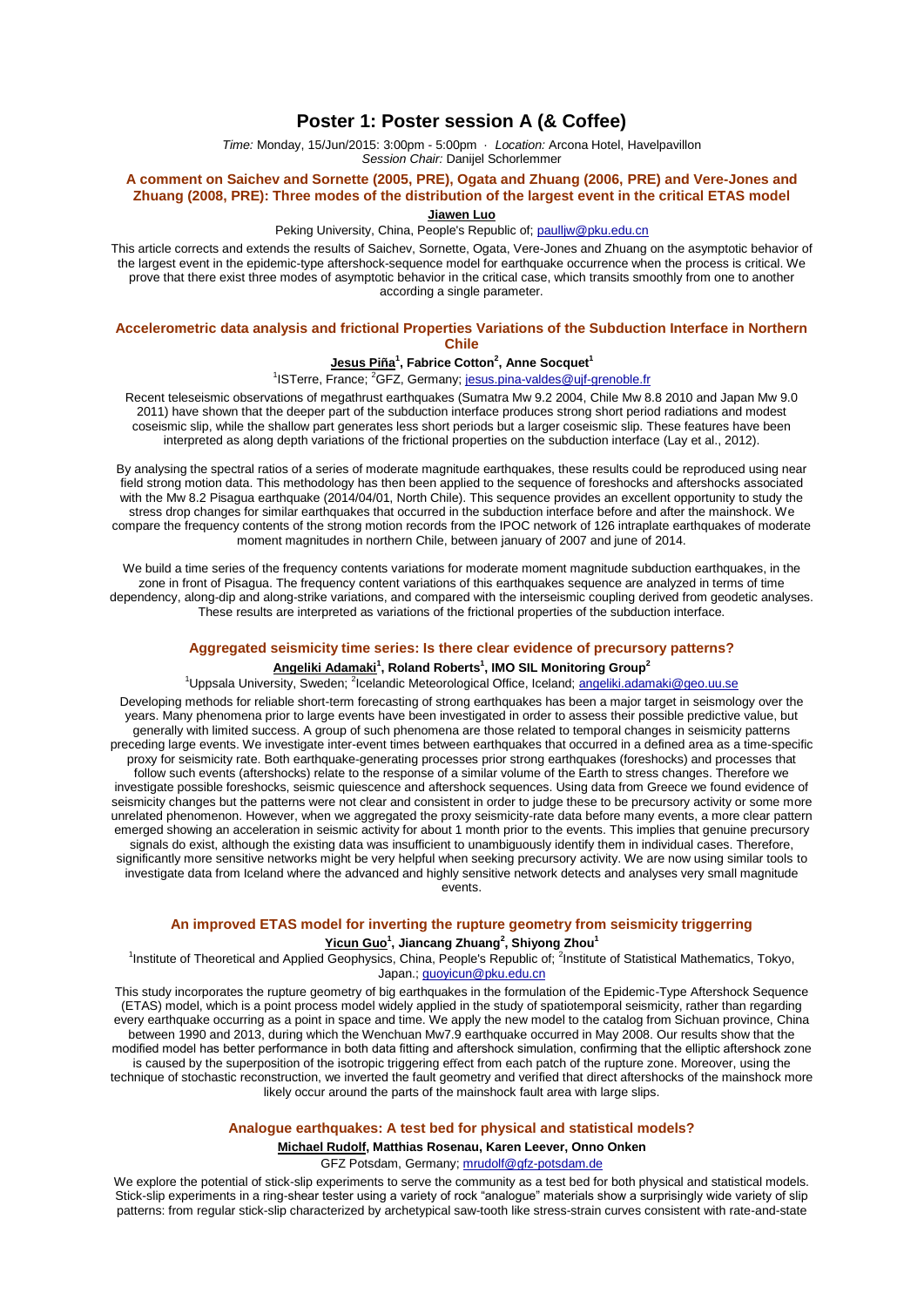# Poster 1: Poster session A (& Coffee)

*Time:* Monday, 15/Jun/2015: 3:00pm - 5:00pm · *Location:* Arcona Hotel, Havelpavillon
*Session Chair:* Danijel Schorlemmer

### A comment on Saichev and Sornette (2005, PRE), Ogata and Zhuang (2006, PRE) and Vere-Jones and Zhuang (2008, PRE): Three modes of the distribution of the largest event in the critical ETAS model

**Jiawen Luo**

Peking University, China, People's Republic of; paulljw@pku.edu.cn

This article corrects and extends the results of Saichev, Sornette, Ogata, Vere-Jones and Zhuang on the asymptotic behavior of the largest event in the epidemic-type aftershock-sequence model for earthquake occurrence when the process is critical. We prove that there exist three modes of asymptotic behavior in the critical case, which transits smoothly from one to another according a single parameter.

### Accelerometric data analysis and frictional Properties Variations of the Subduction Interface in Northern Chile

**Jesus Piña**[1], **Fabrice Cotton**[2], **Anne Socquet**[1]

[1]ISTerre, France; [2]GFZ, Germany; jesus.pina-valdes@ujf-grenoble.fr

Recent teleseismic observations of megathrust earthquakes (Sumatra Mw 9.2 2004, Chile Mw 8.8 2010 and Japan Mw 9.0 2011) have shown that the deeper part of the subduction interface produces strong short period radiations and modest coseismic slip, while the shallow part generates less short periods but a larger coseismic slip. These features have been interpreted as along depth variations of the frictional properties on the subduction interface (Lay et al., 2012).

By analysing the spectral ratios of a series of moderate magnitude earthquakes, these results could be reproduced using near field strong motion data. This methodology has then been applied to the sequence of foreshocks and aftershocks associated with the Mw 8.2 Pisagua earthquake (2014/04/01, North Chile). This sequence provides an excellent opportunity to study the stress drop changes for similar earthquakes that occurred in the subduction interface before and after the mainshock. We compare the frequency contents of the strong motion records from the IPOC network of 126 intraplate earthquakes of moderate moment magnitudes in northern Chile, between january of 2007 and june of 2014.

We build a time series of the frequency contents variations for moderate moment magnitude subduction earthquakes, in the zone in front of Pisagua. The frequency content variations of this earthquakes sequence are analyzed in terms of time dependency, along-dip and along-strike variations, and compared with the interseismic coupling derived from geodetic analyses. These results are interpreted as variations of the frictional properties of the subduction interface.

### Aggregated seismicity time series: Is there clear evidence of precursory patterns?

**Angeliki Adamaki**[1], **Roland Roberts**[1], **IMO SIL Monitoring Group**[2]

[1]Uppsala University, Sweden; [2]Icelandic Meteorological Office, Iceland; angeliki.adamaki@geo.uu.se

Developing methods for reliable short-term forecasting of strong earthquakes has been a major target in seismology over the years. Many phenomena prior to large events have been investigated in order to assess their possible predictive value, but generally with limited success. A group of such phenomena are those related to temporal changes in seismicity patterns preceding large events. We investigate inter-event times between earthquakes that occurred in a defined area as a time-specific proxy for seismicity rate. Both earthquake-generating processes prior strong earthquakes (foreshocks) and processes that follow such events (aftershocks) relate to the response of a similar volume of the Earth to stress changes. Therefore we investigate possible foreshocks, seismic quiescence and aftershock sequences. Using data from Greece we found evidence of seismicity changes but the patterns were not clear and consistent in order to judge these to be precursory activity or some more unrelated phenomenon. However, when we aggregated the proxy seismicity-rate data before many events, a more clear pattern emerged showing an acceleration in seismic activity for about 1 month prior to the events. This implies that genuine precursory signals do exist, although the existing data was insufficient to unambiguously identify them in individual cases. Therefore, significantly more sensitive networks might be very helpful when seeking precursory activity. We are now using similar tools to investigate data from Iceland where the advanced and highly sensitive network detects and analyses very small magnitude events.

### An improved ETAS model for inverting the rupture geometry from seismicity triggerring

**Yicun Guo**[1], **Jiancang Zhuang**[2], **Shiyong Zhou**[1]

[1]Institute of Theoretical and Applied Geophysics, China, People's Republic of; [2]Institute of Statistical Mathematics, Tokyo, Japan.; guoyicun@pku.edu.cn

This study incorporates the rupture geometry of big earthquakes in the formulation of the Epidemic-Type Aftershock Sequence (ETAS) model, which is a point process model widely applied in the study of spatiotemporal seismicity, rather than regarding every earthquake occurring as a point in space and time. We apply the new model to the catalog from Sichuan province, China between 1990 and 2013, during which the Wenchuan Mw7.9 earthquake occurred in May 2008. Our results show that the modified model has better performance in both data fitting and aftershock simulation, confirming that the elliptic aftershock zone is caused by the superposition of the isotropic triggering effect from each patch of the rupture zone. Moreover, using the technique of stochastic reconstruction, we inverted the fault geometry and verified that direct aftershocks of the mainshock more likely occur around the parts of the mainshock fault area with large slips.

### Analogue earthquakes: A test bed for physical and statistical models?

**Michael Rudolf**, **Matthias Rosenau**, **Karen Leever**, **Onno Onken**

GFZ Potsdam, Germany; mrudolf@gfz-potsdam.de

We explore the potential of stick-slip experiments to serve the community as a test bed for both physical and statistical models. Stick-slip experiments in a ring-shear tester using a variety of rock "analogue" materials show a surprisingly wide variety of slip patterns: from regular stick-slip characterized by archetypical saw-tooth like stress-strain curves consistent with rate-and-state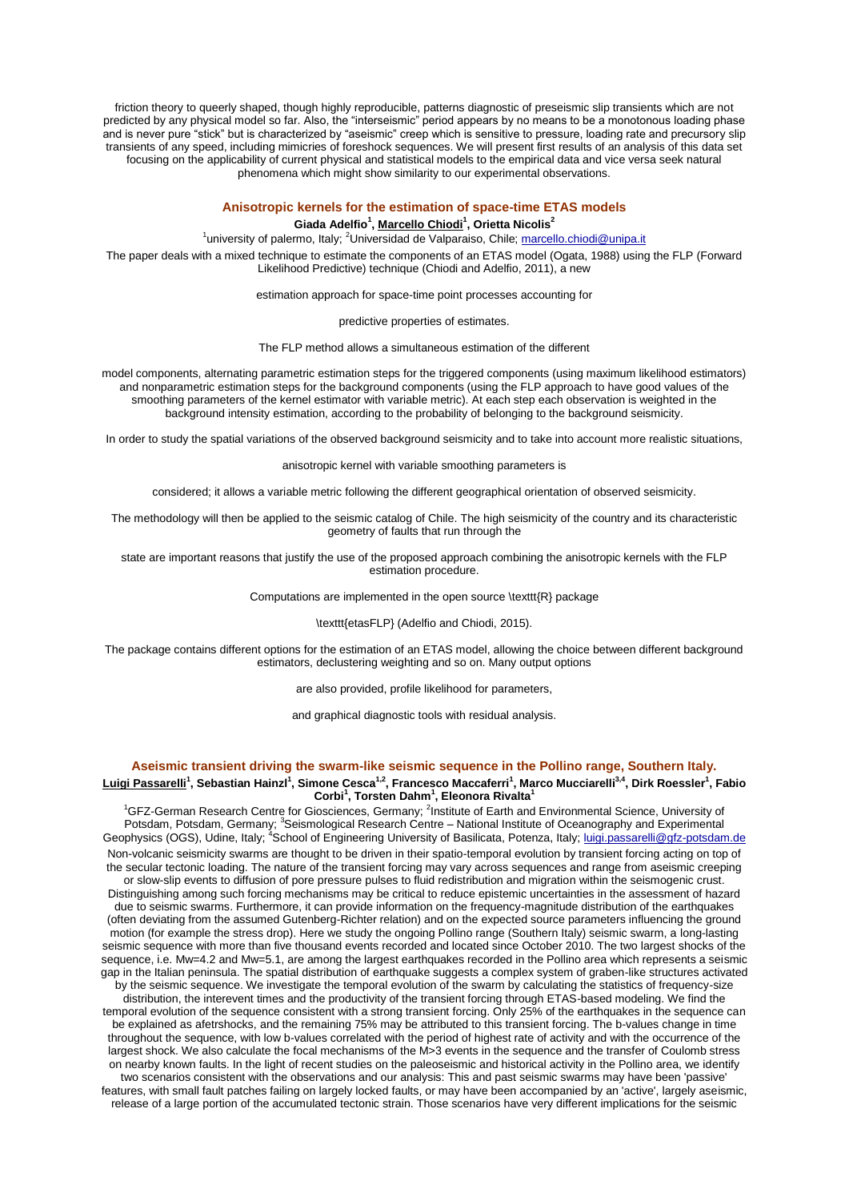friction theory to queerly shaped, though highly reproducible, patterns diagnostic of preseismic slip transients which are not predicted by any physical model so far. Also, the "interseismic" period appears by no means to be a monotonous loading phase and is never pure "stick" but is characterized by "aseismic" creep which is sensitive to pressure, loading rate and precursory slip transients of any speed, including mimicries of foreshock sequences. We will present first results of an analysis of this data set focusing on the applicability of current physical and statistical models to the empirical data and vice versa seek natural phenomena which might show similarity to our experimental observations.

### Anisotropic kernels for the estimation of space-time ETAS models

**Giada Adelfio[1], Marcello Chiodi[1], Orietta Nicolis[2]**

[1]university of palermo, Italy; [2]Universidad de Valparaiso, Chile; marcello.chiodi@unipa.it

The paper deals with a mixed technique to estimate the components of an ETAS model (Ogata, 1988) using the FLP (Forward Likelihood Predictive) technique (Chiodi and Adelfio, 2011), a new

estimation approach for space-time point processes accounting for

predictive properties of estimates.

The FLP method allows a simultaneous estimation of the different

model components, alternating parametric estimation steps for the triggered components (using maximum likelihood estimators) and nonparametric estimation steps for the background components (using the FLP approach to have good values of the smoothing parameters of the kernel estimator with variable metric). At each step each observation is weighted in the background intensity estimation, according to the probability of belonging to the background seismicity.

In order to study the spatial variations of the observed background seismicity and to take into account more realistic situations,

anisotropic kernel with variable smoothing parameters is

considered; it allows a variable metric following the different geographical orientation of observed seismicity.

The methodology will then be applied to the seismic catalog of Chile. The high seismicity of the country and its characteristic geometry of faults that run through the

state are important reasons that justify the use of the proposed approach combining the anisotropic kernels with the FLP estimation procedure.

Computations are implemented in the open source \texttt{R} package

\texttt{etasFLP} (Adelfio and Chiodi, 2015).

The package contains different options for the estimation of an ETAS model, allowing the choice between different background estimators, declustering weighting and so on. Many output options

are also provided, profile likelihood for parameters,

and graphical diagnostic tools with residual analysis.

### Aseismic transient driving the swarm-like seismic sequence in the Pollino range, Southern Italy.

**Luigi Passarelli[1], Sebastian Hainzl[1], Simone Cesca[1,2], Francesco Maccaferri[1], Marco Mucciarelli[3,4], Dirk Roessler[1], Fabio Corbi[1], Torsten Dahm[1], Eleonora Rivalta[1]**

[1]GFZ-German Research Centre for Geosciences, Germany; [2]Institute of Earth and Environmental Science, University of Potsdam, Potsdam, Germany; [3]Seismological Research Centre – National Institute of Oceanography and Experimental Geophysics (OGS), Udine, Italy; [4]School of Engineering University of Basilicata, Potenza, Italy; luigi.passarelli@gfz-potsdam.de

Non-volcanic seismicity swarms are thought to be driven in their spatio-temporal evolution by transient forcing acting on top of the secular tectonic loading. The nature of the transient forcing may vary across sequences and range from aseismic creeping or slow-slip events to diffusion of pore pressure pulses to fluid redistribution and migration within the seismogenic crust. Distinguishing among such forcing mechanisms may be critical to reduce epistemic uncertainties in the assessment of hazard due to seismic swarms. Furthermore, it can provide information on the frequency-magnitude distribution of the earthquakes (often deviating from the assumed Gutenberg-Richter relation) and on the expected source parameters influencing the ground motion (for example the stress drop). Here we study the ongoing Pollino range (Southern Italy) seismic swarm, a long-lasting seismic sequence with more than five thousand events recorded and located since October 2010. The two largest shocks of the sequence, i.e. Mw=4.2 and Mw=5.1, are among the largest earthquakes recorded in the Pollino area which represents a seismic gap in the Italian peninsula. The spatial distribution of earthquake suggests a complex system of graben-like structures activated by the seismic sequence. We investigate the temporal evolution of the swarm by calculating the statistics of frequency-size distribution, the interevent times and the productivity of the transient forcing through ETAS-based modeling. We find the temporal evolution of the sequence consistent with a strong transient forcing. Only 25% of the earthquakes in the sequence can be explained as afetrshocks, and the remaining 75% may be attributed to this transient forcing. The b-values change in time throughout the sequence, with low b-values correlated with the period of highest rate of activity and with the occurrence of the largest shock. We also calculate the focal mechanisms of the M>3 events in the sequence and the transfer of Coulomb stress on nearby known faults. In the light of recent studies on the paleoseismic and historical activity in the Pollino area, we identify two scenarios consistent with the observations and our analysis: This and past seismic swarms may have been 'passive' features, with small fault patches failing on largely locked faults, or may have been accompanied by an 'active', largely aseismic, release of a large portion of the accumulated tectonic strain. Those scenarios have very different implications for the seismic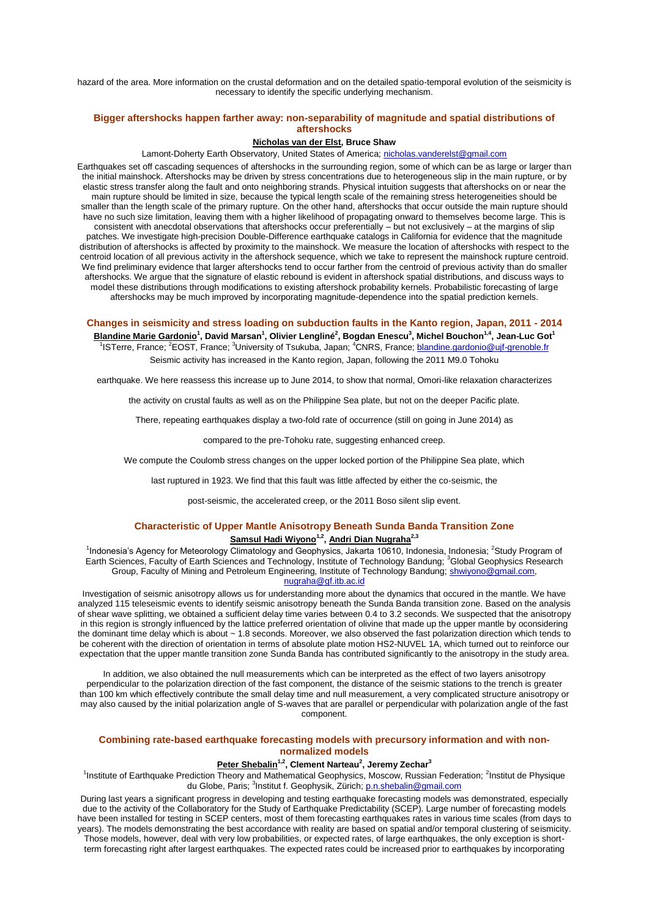hazard of the area. More information on the crustal deformation and on the detailed spatio-temporal evolution of the seismicity is necessary to identify the specific underlying mechanism.

## Bigger aftershocks happen farther away: non-separability of magnitude and spatial distributions of aftershocks

**Nicholas van der Elst, Bruce Shaw**

Lamont-Doherty Earth Observatory, United States of America; nicholas.vanderelst@gmail.com

Earthquakes set off cascading sequences of aftershocks in the surrounding region, some of which can be as large or larger than the initial mainshock. Aftershocks may be driven by stress concentrations due to heterogeneous slip in the main rupture, or by elastic stress transfer along the fault and onto neighboring strands. Physical intuition suggests that aftershocks on or near the main rupture should be limited in size, because the typical length scale of the remaining stress heterogeneities should be smaller than the length scale of the primary rupture. On the other hand, aftershocks that occur outside the main rupture should have no such size limitation, leaving them with a higher likelihood of propagating onward to themselves become large. This is consistent with anecdotal observations that aftershocks occur preferentially – but not exclusively – at the margins of slip patches. We investigate high-precision Double-Difference earthquake catalogs in California for evidence that the magnitude distribution of aftershocks is affected by proximity to the mainshock. We measure the location of aftershocks with respect to the centroid location of all previous activity in the aftershock sequence, which we take to represent the mainshock rupture centroid. We find preliminary evidence that larger aftershocks tend to occur farther from the centroid of previous activity than do smaller aftershocks. We argue that the signature of elastic rebound is evident in aftershock spatial distributions, and discuss ways to model these distributions through modifications to existing aftershock probability kernels. Probabilistic forecasting of large aftershocks may be much improved by incorporating magnitude-dependence into the spatial prediction kernels.

## Changes in seismicity and stress loading on subduction faults in the Kanto region, Japan, 2011 - 2014

**Blandine Marie Gardonio[1], David Marsan[1], Olivier Lengliné[2], Bogdan Enescu[3], Michel Bouchon[1,4], Jean-Luc Got[1]**

[1]ISTerre, France; [2]EOST, France; [3]University of Tsukuba, Japan; [4]CNRS, France; blandine.gardonio@ujf-grenoble.fr

Seismic activity has increased in the Kanto region, Japan, following the 2011 M9.0 Tohoku earthquake. We here reassess this increase up to June 2014, to show that normal, Omori-like relaxation characterizes the activity on crustal faults as well as on the Philippine Sea plate, but not on the deeper Pacific plate. There, repeating earthquakes display a two-fold rate of occurrence (still on going in June 2014) as compared to the pre-Tohoku rate, suggesting enhanced creep. We compute the Coulomb stress changes on the upper locked portion of the Philippine Sea plate, which last ruptured in 1923. We find that this fault was little affected by either the co-seismic, the post-seismic, the accelerated creep, or the 2011 Boso silent slip event.

## Characteristic of Upper Mantle Anisotropy Beneath Sunda Banda Transition Zone

**Samsul Hadi Wiyono[1,2], Andri Dian Nugraha[2,3]**

[1]Indonesia's Agency for Meteorology Climatology and Geophysics, Jakarta 10610, Indonesia, Indonesia; [2]Study Program of Earth Sciences, Faculty of Earth Sciences and Technology, Institute of Technology Bandung; [3]Global Geophysics Research Group, Faculty of Mining and Petroleum Engineering, Institute of Technology Bandung; shwiyono@gmail.com, nugraha@gf.itb.ac.id

Investigation of seismic anisotropy allows us for understanding more about the dynamics that occured in the mantle. We have analyzed 115 teleseismic events to identify seismic anisotropy beneath the Sunda Banda transition zone. Based on the analysis of shear wave splitting, we obtained a sufficient delay time varies between 0.4 to 3.2 seconds. We suspected that the anisotropy in this region is strongly influenced by the lattice preferred orientation of olivine that made up the upper mantle by oconsidering the dominant time delay which is about ~ 1.8 seconds. Moreover, we also observed the fast polarization direction which tends to be coherent with the direction of orientation in terms of absolute plate motion HS2-NUVEL 1A, which turned out to reinforce our expectation that the upper mantle transition zone Sunda Banda has contributed significantly to the anisotropy in the study area.

In addition, we also obtained the null measurements which can be interpreted as the effect of two layers anisotropy perpendicular to the polarization direction of the fast component, the distance of the seismic stations to the trench is greater than 100 km which effectively contribute the small delay time and null measurement, a very complicated structure anisotropy or may also caused by the initial polarization angle of S-waves that are parallel or perpendicular with polarization angle of the fast component.

## Combining rate-based earthquake forecasting models with precursory information and with non-normalized models

**Peter Shebalin[1,2], Clement Narteau[2], Jeremy Zechar[3]**

[1]Institute of Earthquake Prediction Theory and Mathematical Geophysics, Moscow, Russian Federation; [2]Institut de Physique du Globe, Paris; [3]Institut f. Geophysik, Zürich; p.n.shebalin@gmail.com

During last years a significant progress in developing and testing earthquake forecasting models was demonstrated, especially due to the activity of the Collaboratory for the Study of Earthquake Predictability (SCEP). Large number of forecasting models have been installed for testing in SCEP centers, most of them forecasting earthquakes rates in various time scales (from days to years). The models demonstrating the best accordance with reality are based on spatial and/or temporal clustering of seismicity. Those models, however, deal with very low probabilities, or expected rates, of large earthquakes, the only exception is short-term forecasting right after largest earthquakes. The expected rates could be increased prior to earthquakes by incorporating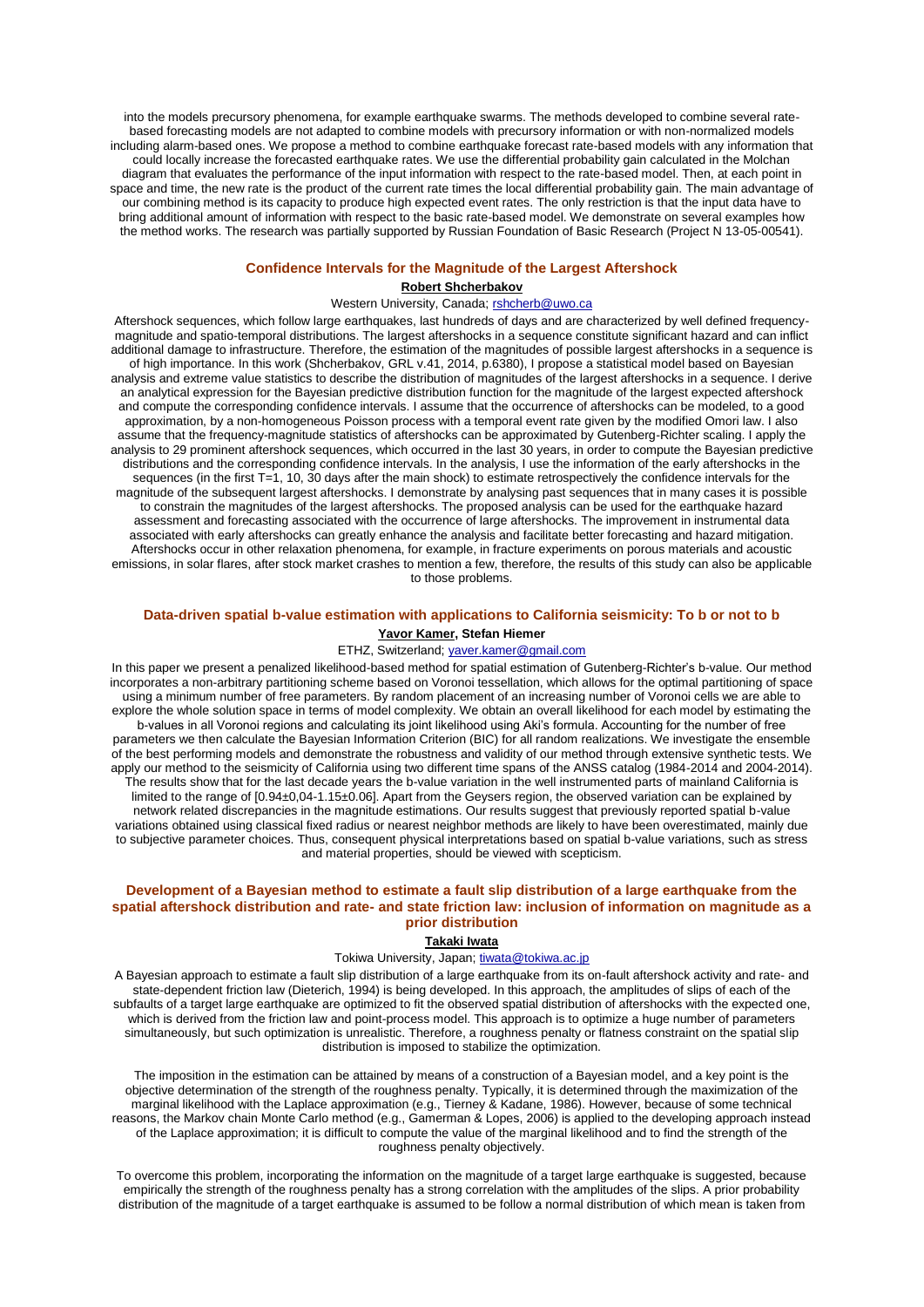into the models precursory phenomena, for example earthquake swarms. The methods developed to combine several rate-based forecasting models are not adapted to combine models with precursory information or with non-normalized models including alarm-based ones. We propose a method to combine earthquake forecast rate-based models with any information that could locally increase the forecasted earthquake rates. We use the differential probability gain calculated in the Molchan diagram that evaluates the performance of the input information with respect to the rate-based model. Then, at each point in space and time, the new rate is the product of the current rate times the local differential probability gain. The main advantage of our combining method is its capacity to produce high expected event rates. The only restriction is that the input data have to bring additional amount of information with respect to the basic rate-based model. We demonstrate on several examples how the method works. The research was partially supported by Russian Foundation of Basic Research (Project N 13-05-00541).

### Confidence Intervals for the Magnitude of the Largest Aftershock

**Robert Shcherbakov**

Western University, Canada; rshcherb@uwo.ca

Aftershock sequences, which follow large earthquakes, last hundreds of days and are characterized by well defined frequency-magnitude and spatio-temporal distributions. The largest aftershocks in a sequence constitute significant hazard and can inflict additional damage to infrastructure. Therefore, the estimation of the magnitudes of possible largest aftershocks in a sequence is of high importance. In this work (Shcherbakov, GRL v.41, 2014, p.6380), I propose a statistical model based on Bayesian analysis and extreme value statistics to describe the distribution of magnitudes of the largest aftershocks in a sequence. I derive an analytical expression for the Bayesian predictive distribution function for the magnitude of the largest expected aftershock and compute the corresponding confidence intervals. I assume that the occurrence of aftershocks can be modeled, to a good approximation, by a non-homogeneous Poisson process with a temporal event rate given by the modified Omori law. I also assume that the frequency-magnitude statistics of aftershocks can be approximated by Gutenberg-Richter scaling. I apply the analysis to 29 prominent aftershock sequences, which occurred in the last 30 years, in order to compute the Bayesian predictive distributions and the corresponding confidence intervals. In the analysis, I use the information of the early aftershocks in the sequences (in the first T=1, 10, 30 days after the main shock) to estimate retrospectively the confidence intervals for the magnitude of the subsequent largest aftershocks. I demonstrate by analysing past sequences that in many cases it is possible to constrain the magnitudes of the largest aftershocks. The proposed analysis can be used for the earthquake hazard assessment and forecasting associated with the occurrence of large aftershocks. The improvement in instrumental data associated with early aftershocks can greatly enhance the analysis and facilitate better forecasting and hazard mitigation. Aftershocks occur in other relaxation phenomena, for example, in fracture experiments on porous materials and acoustic emissions, in solar flares, after stock market crashes to mention a few, therefore, the results of this study can also be applicable to those problems.

### Data-driven spatial b-value estimation with applications to California seismicity: To b or not to b

**Yavor Kamer, Stefan Hiemer**

ETHZ, Switzerland; yaver.kamer@gmail.com

In this paper we present a penalized likelihood-based method for spatial estimation of Gutenberg-Richter's b-value. Our method incorporates a non-arbitrary partitioning scheme based on Voronoi tessellation, which allows for the optimal partitioning of space using a minimum number of free parameters. By random placement of an increasing number of Voronoi cells we are able to explore the whole solution space in terms of model complexity. We obtain an overall likelihood for each model by estimating the b-values in all Voronoi regions and calculating its joint likelihood using Aki's formula. Accounting for the number of free parameters we then calculate the Bayesian Information Criterion (BIC) for all random realizations. We investigate the ensemble of the best performing models and demonstrate the robustness and validity of our method through extensive synthetic tests. We apply our method to the seismicity of California using two different time spans of the ANSS catalog (1984-2014 and 2004-2014). The results show that for the last decade years the b-value variation in the well instrumented parts of mainland California is limited to the range of [0.94±0,04-1.15±0.06]. Apart from the Geysers region, the observed variation can be explained by network related discrepancies in the magnitude estimations. Our results suggest that previously reported spatial b-value variations obtained using classical fixed radius or nearest neighbor methods are likely to have been overestimated, mainly due to subjective parameter choices. Thus, consequent physical interpretations based on spatial b-value variations, such as stress and material properties, should be viewed with scepticism.

### Development of a Bayesian method to estimate a fault slip distribution of a large earthquake from the spatial aftershock distribution and rate- and state friction law: inclusion of information on magnitude as a prior distribution

**Takaki Iwata**

Tokiwa University, Japan; tiwata@tokiwa.ac.jp

A Bayesian approach to estimate a fault slip distribution of a large earthquake from its on-fault aftershock activity and rate- and state-dependent friction law (Dieterich, 1994) is being developed. In this approach, the amplitudes of slips of each of the subfaults of a target large earthquake are optimized to fit the observed spatial distribution of aftershocks with the expected one, which is derived from the friction law and point-process model. This approach is to optimize a huge number of parameters simultaneously, but such optimization is unrealistic. Therefore, a roughness penalty or flatness constraint on the spatial slip distribution is imposed to stabilize the optimization.

The imposition in the estimation can be attained by means of a construction of a Bayesian model, and a key point is the objective determination of the strength of the roughness penalty. Typically, it is determined through the maximization of the marginal likelihood with the Laplace approximation (e.g., Tierney & Kadane, 1986). However, because of some technical reasons, the Markov chain Monte Carlo method (e.g., Gamerman & Lopes, 2006) is applied to the developing approach instead of the Laplace approximation; it is difficult to compute the value of the marginal likelihood and to find the strength of the roughness penalty objectively.

To overcome this problem, incorporating the information on the magnitude of a target large earthquake is suggested, because empirically the strength of the roughness penalty has a strong correlation with the amplitudes of the slips. A prior probability distribution of the magnitude of a target earthquake is assumed to be follow a normal distribution of which mean is taken from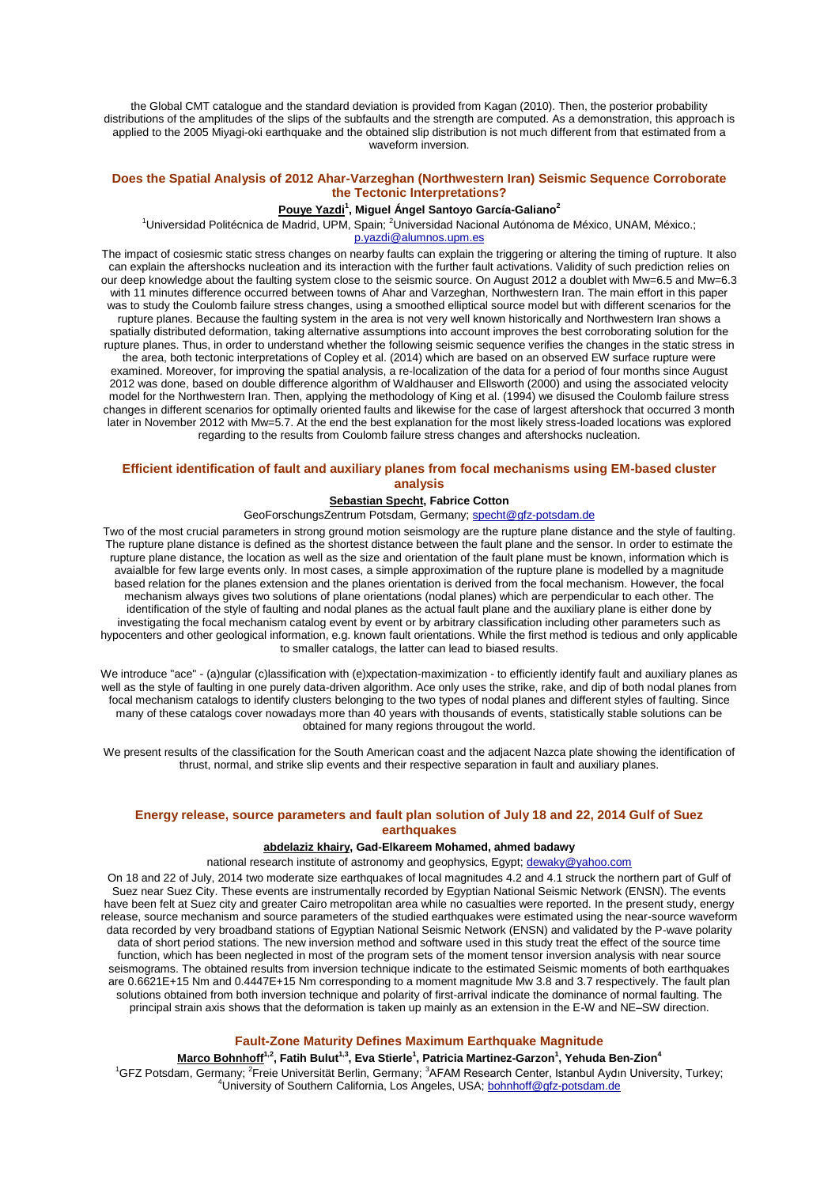the Global CMT catalogue and the standard deviation is provided from Kagan (2010). Then, the posterior probability distributions of the amplitudes of the slips of the subfaults and the strength are computed. As a demonstration, this approach is applied to the 2005 Miyagi-oki earthquake and the obtained slip distribution is not much different from that estimated from a waveform inversion.

## Does the Spatial Analysis of 2012 Ahar-Varzeghan (Northwestern Iran) Seismic Sequence Corroborate the Tectonic Interpretations?

**Pouye Yazdi[1], Miguel Ángel Santoyo García-Galiano[2]**

[1]Universidad Politécnica de Madrid, UPM, Spain; [2]Universidad Nacional Autónoma de México, UNAM, México.; p.yazdi@alumnos.upm.es

The impact of cosiesmic static stress changes on nearby faults can explain the triggering or altering the timing of rupture. It also can explain the aftershocks nucleation and its interaction with the further fault activations. Validity of such prediction relies on our deep knowledge about the faulting system close to the seismic source. On August 2012 a doublet with Mw=6.5 and Mw=6.3 with 11 minutes difference occurred between towns of Ahar and Varzeghan, Northwestern Iran. The main effort in this paper was to study the Coulomb failure stress changes, using a smoothed elliptical source model but with different scenarios for the rupture planes. Because the faulting system in the area is not very well known historically and Northwestern Iran shows a spatially distributed deformation, taking alternative assumptions into account improves the best corroborating solution for the rupture planes. Thus, in order to understand whether the following seismic sequence verifies the changes in the static stress in the area, both tectonic interpretations of Copley et al. (2014) which are based on an observed EW surface rupture were examined. Moreover, for improving the spatial analysis, a re-localization of the data for a period of four months since August 2012 was done, based on double difference algorithm of Waldhauser and Ellsworth (2000) and using the associated velocity model for the Northwestern Iran. Then, applying the methodology of King et al. (1994) we disused the Coulomb failure stress changes in different scenarios for optimally oriented faults and likewise for the case of largest aftershock that occurred 3 month later in November 2012 with Mw=5.7. At the end the best explanation for the most likely stress-loaded locations was explored regarding to the results from Coulomb failure stress changes and aftershocks nucleation.

## Efficient identification of fault and auxiliary planes from focal mechanisms using EM-based cluster analysis

**Sebastian Specht, Fabrice Cotton**

GeoForschungsZentrum Potsdam, Germany; specht@gfz-potsdam.de

Two of the most crucial parameters in strong ground motion seismology are the rupture plane distance and the style of faulting. The rupture plane distance is defined as the shortest distance between the fault plane and the sensor. In order to estimate the rupture plane distance, the location as well as the size and orientation of the fault plane must be known, information which is avaialble for few large events only. In most cases, a simple approximation of the rupture plane is modelled by a magnitude based relation for the planes extension and the planes orientation is derived from the focal mechanism. However, the focal mechanism always gives two solutions of plane orientations (nodal planes) which are perpendicular to each other. The identification of the style of faulting and nodal planes as the actual fault plane and the auxiliary plane is either done by investigating the focal mechanism catalog event by event or by arbitrary classification including other parameters such as hypocenters and other geological information, e.g. known fault orientations. While the first method is tedious and only applicable to smaller catalogs, the latter can lead to biased results.

We introduce "ace" - (a)ngular (c)lassification with (e)xpectation-maximization - to efficiently identify fault and auxiliary planes as well as the style of faulting in one purely data-driven algorithm. Ace only uses the strike, rake, and dip of both nodal planes from focal mechanism catalogs to identify clusters belonging to the two types of nodal planes and different styles of faulting. Since many of these catalogs cover nowadays more than 40 years with thousands of events, statistically stable solutions can be obtained for many regions througout the world.

We present results of the classification for the South American coast and the adjacent Nazca plate showing the identification of thrust, normal, and strike slip events and their respective separation in fault and auxiliary planes.

## Energy release, source parameters and fault plan solution of July 18 and 22, 2014 Gulf of Suez earthquakes

**abdelaziz khairy, Gad-Elkareem Mohamed, ahmed badawy**

national research institute of astronomy and geophysics, Egypt; dewaky@yahoo.com

On 18 and 22 of July, 2014 two moderate size earthquakes of local magnitudes 4.2 and 4.1 struck the northern part of Gulf of Suez near Suez City. These events are instrumentally recorded by Egyptian National Seismic Network (ENSN). The events have been felt at Suez city and greater Cairo metropolitan area while no casualties were reported. In the present study, energy release, source mechanism and source parameters of the studied earthquakes were estimated using the near-source waveform data recorded by very broadband stations of Egyptian National Seismic Network (ENSN) and validated by the P-wave polarity data of short period stations. The new inversion method and software used in this study treat the effect of the source time function, which has been neglected in most of the program sets of the moment tensor inversion analysis with near source seismograms. The obtained results from inversion technique indicate to the estimated Seismic moments of both earthquakes are 0.6621E+15 Nm and 0.4447E+15 Nm corresponding to a moment magnitude Mw 3.8 and 3.7 respectively. The fault plan solutions obtained from both inversion technique and polarity of first-arrival indicate the dominance of normal faulting. The principal strain axis shows that the deformation is taken up mainly as an extension in the E-W and NE–SW direction.

## Fault-Zone Maturity Defines Maximum Earthquake Magnitude

**Marco Bohnhoff[1,2], Fatih Bulut[1,3], Eva Stierle[1], Patricia Martinez-Garzon[1], Yehuda Ben-Zion[4]**

[1]GFZ Potsdam, Germany; [2]Freie Universität Berlin, Germany; [3]AFAM Research Center, Istanbul Aydın University, Turkey; [4]University of Southern California, Los Angeles, USA; bohnhoff@gfz-potsdam.de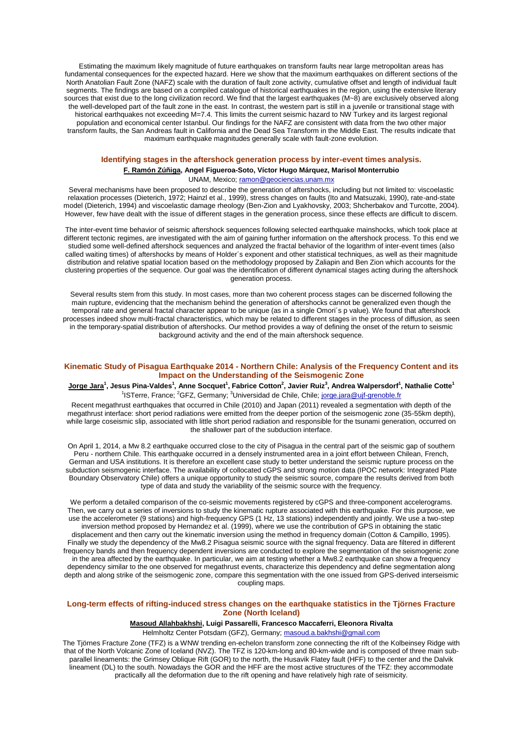Estimating the maximum likely magnitude of future earthquakes on transform faults near large metropolitan areas has fundamental consequences for the expected hazard. Here we show that the maximum earthquakes on different sections of the North Anatolian Fault Zone (NAFZ) scale with the duration of fault zone activity, cumulative offset and length of individual fault segments. The findings are based on a compiled catalogue of historical earthquakes in the region, using the extensive literary sources that exist due to the long civilization record. We find that the largest earthquakes (M~8) are exclusively observed along the well-developed part of the fault zone in the east. In contrast, the western part is still in a juvenile or transitional stage with historical earthquakes not exceeding M=7.4. This limits the current seismic hazard to NW Turkey and its largest regional population and economical center Istanbul. Our findings for the NAFZ are consistent with data from the two other major transform faults, the San Andreas fault in California and the Dead Sea Transform in the Middle East. The results indicate that maximum earthquake magnitudes generally scale with fault-zone evolution.

## Identifying stages in the aftershock generation process by inter-event times analysis.

**<u>F. Ramón Zúñiga</u>, Angel Figueroa-Soto, Víctor Hugo Márquez, Marisol Monterrubio**

UNAM, Mexico; ramon@geociencias.unam.mx

Several mechanisms have been proposed to describe the generation of aftershocks, including but not limited to: viscoelastic relaxation processes (Dieterich, 1972; Hainzl et al., 1999), stress changes on faults (Ito and Matsuzaki, 1990), rate-and-state model (Dieterich, 1994) and viscoelastic damage rheology (Ben-Zion and Lyakhovsky, 2003; Shcherbakov and Turcotte, 2004). However, few have dealt with the issue of different stages in the generation process, since these effects are difficult to discern.

The inter-event time behavior of seismic aftershock sequences following selected earthquake mainshocks, which took place at different tectonic regimes, are investigated with the aim of gaining further information on the aftershock process. To this end we studied some well-defined aftershock sequences and analyzed the fractal behavior of the logarithm of inter-event times (also called waiting times) of aftershocks by means of Holder´s exponent and other statistical techniques, as well as their magnitude distribution and relative spatial location based on the methodology proposed by Zaliapin and Ben Zion which accounts for the clustering properties of the sequence. Our goal was the identification of different dynamical stages acting during the aftershock generation process.

Several results stem from this study. In most cases, more than two coherent process stages can be discerned following the main rupture, evidencing that the mechanism behind the generation of aftershocks cannot be generalized even though the temporal rate and general fractal character appear to be unique (as in a single Omori´s p value). We found that aftershock processes indeed show multi-fractal characteristics, which may be related to different stages in the process of diffusion, as seen in the temporary-spatial distribution of aftershocks. Our method provides a way of defining the onset of the return to seismic background activity and the end of the main aftershock sequence.

## Kinematic Study of Pisagua Earthquake 2014 - Northern Chile: Analysis of the Frequency Content and its Impact on the Understanding of the Seismogenic Zone

**<u>Jorge Jara</u>[1], Jesus Pina-Valdes[1], Anne Socquet[1], Fabrice Cotton[2], Javier Ruiz[3], Andrea Walpersdorf[1], Nathalie Cotte[1]**

[1]ISTerre, France; [2]GFZ, Germany; [3]Universidad de Chile, Chile; jorge.jara@ujf-grenoble.fr

Recent megathrust earthquakes that occurred in Chile (2010) and Japan (2011) revealed a segmentation with depth of the megathrust interface: short period radiations were emitted from the deeper portion of the seismogenic zone (35-55km depth), while large coseismic slip, associated with little short period radiation and responsible for the tsunami generation, occurred on the shallower part of the subduction interface.

On April 1, 2014, a Mw 8.2 earthquake occurred close to the city of Pisagua in the central part of the seismic gap of southern Peru - northern Chile. This earthquake occurred in a densely instrumented area in a joint effort between Chilean, French, German and USA institutions. It is therefore an excellent case study to better understand the seismic rupture process on the subduction seismogenic interface. The availability of collocated cGPS and strong motion data (IPOC network: Integrated Plate Boundary Observatory Chile) offers a unique opportunity to study the seismic source, compare the results derived from both type of data and study the variability of the seismic source with the frequency.

We perform a detailed comparison of the co-seismic movements registered by cGPS and three-component accelerograms. Then, we carry out a series of inversions to study the kinematic rupture associated with this earthquake. For this purpose, we use the accelerometer (9 stations) and high-frequency GPS (1 Hz, 13 stations) independently and jointly. We use a two-step inversion method proposed by Hernandez et al. (1999), where we use the contribution of GPS in obtaining the static displacement and then carry out the kinematic inversion using the method in frequency domain (Cotton & Campillo, 1995). Finally we study the dependency of the Mw8.2 Pisagua seismic source with the signal frequency. Data are filtered in different frequency bands and then frequency dependent inversions are conducted to explore the segmentation of the seismogenic zone in the area affected by the earthquake. In particular, we aim at testing whether a Mw8.2 earthquake can show a frequency dependency similar to the one observed for megathrust events, characterize this dependency and define segmentation along depth and along strike of the seismogenic zone, compare this segmentation with the one issued from GPS-derived interseismic coupling maps.

## Long-term effects of rifting-induced stress changes on the earthquake statistics in the Tjörnes Fracture Zone (North Iceland)

**<u>Masoud Allahbakhshi</u>, Luigi Passarelli, Francesco Maccaferri, Eleonora Rivalta**

Helmholtz Center Potsdam (GFZ), Germany; masoud.a.bakhshi@gmail.com

The Tjörnes Fracture Zone (TFZ) is a WNW trending en-echelon transform zone connecting the rift of the Kolbeinsey Ridge with that of the North Volcanic Zone of Iceland (NVZ). The TFZ is 120-km-long and 80-km-wide and is composed of three main sub-parallel lineaments: the Grimsey Oblique Rift (GOR) to the north, the Husavik Flatey fault (HFF) to the center and the Dalvik lineament (DL) to the south. Nowadays the GOR and the HFF are the most active structures of the TFZ: they accommodate practically all the deformation due to the rift opening and have relatively high rate of seismicity.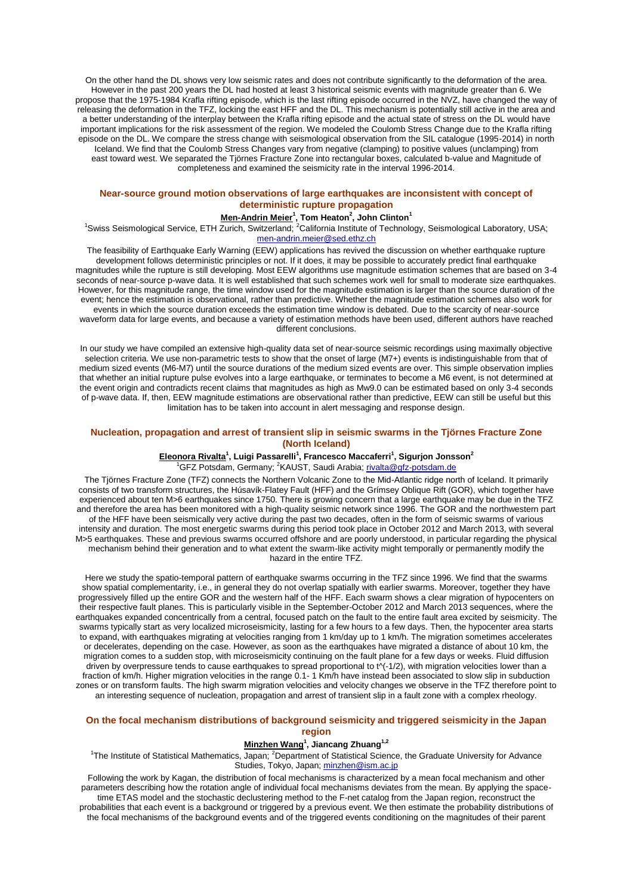On the other hand the DL shows very low seismic rates and does not contribute significantly to the deformation of the area. However in the past 200 years the DL had hosted at least 3 historical seismic events with magnitude greater than 6. We propose that the 1975-1984 Krafla rifting episode, which is the last rifting episode occurred in the NVZ, have changed the way of releasing the deformation in the TFZ, locking the east HFF and the DL. This mechanism is potentially still active in the area and a better understanding of the interplay between the Krafla rifting episode and the actual state of stress on the DL would have important implications for the risk assessment of the region. We modeled the Coulomb Stress Change due to the Krafla rifting episode on the DL. We compare the stress change with seismological observation from the SIL catalogue (1995-2014) in north Iceland. We find that the Coulomb Stress Changes vary from negative (clamping) to positive values (unclamping) from east toward west. We separated the Tjörnes Fracture Zone into rectangular boxes, calculated b-value and Magnitude of completeness and examined the seismicity rate in the interval 1996-2014.

### Near-source ground motion observations of large earthquakes are inconsistent with concept of deterministic rupture propagation

**Men-Andrin Meier[1], Tom Heaton[2], John Clinton[1]**

[1]Swiss Seismological Service, ETH Zurich, Switzerland; [2]California Institute of Technology, Seismological Laboratory, USA; men-andrin.meier@sed.ethz.ch

The feasibility of Earthquake Early Warning (EEW) applications has revived the discussion on whether earthquake rupture development follows deterministic principles or not. If it does, it may be possible to accurately predict final earthquake magnitudes while the rupture is still developing. Most EEW algorithms use magnitude estimation schemes that are based on 3-4 seconds of near-source p-wave data. It is well established that such schemes work well for small to moderate size earthquakes. However, for this magnitude range, the time window used for the magnitude estimation is larger than the source duration of the event; hence the estimation is observational, rather than predictive. Whether the magnitude estimation schemes also work for events in which the source duration exceeds the estimation time window is debated. Due to the scarcity of near-source waveform data for large events, and because a variety of estimation methods have been used, different authors have reached different conclusions.

In our study we have compiled an extensive high-quality data set of near-source seismic recordings using maximally objective selection criteria. We use non-parametric tests to show that the onset of large (M7+) events is indistinguishable from that of medium sized events (M6-M7) until the source durations of the medium sized events are over. This simple observation implies that whether an initial rupture pulse evolves into a large earthquake, or terminates to become a M6 event, is not determined at the event origin and contradicts recent claims that magnitudes as high as Mw9.0 can be estimated based on only 3-4 seconds of p-wave data. If, then, EEW magnitude estimations are observational rather than predictive, EEW can still be useful but this limitation has to be taken into account in alert messaging and response design.

### Nucleation, propagation and arrest of transient slip in seismic swarms in the Tjörnes Fracture Zone (North Iceland)

**Eleonora Rivalta[1], Luigi Passarelli[1], Francesco Maccaferri[1], Sigurjon Jonsson[2]**

[1]GFZ Potsdam, Germany; [2]KAUST, Saudi Arabia; rivalta@gfz-potsdam.de

The Tjörnes Fracture Zone (TFZ) connects the Northern Volcanic Zone to the Mid-Atlantic ridge north of Iceland. It primarily consists of two transform structures, the Húsavík-Flatey Fault (HFF) and the Grímsey Oblique Rift (GOR), which together have experienced about ten M>6 earthquakes since 1750. There is growing concern that a large earthquake may be due in the TFZ and therefore the area has been monitored with a high-quality seismic network since 1996. The GOR and the northwestern part of the HFF have been seismically very active during the past two decades, often in the form of seismic swarms of various intensity and duration. The most energetic swarms during this period took place in October 2012 and March 2013, with several M>5 earthquakes. These and previous swarms occurred offshore and are poorly understood, in particular regarding the physical mechanism behind their generation and to what extent the swarm-like activity might temporally or permanently modify the hazard in the entire TFZ.

Here we study the spatio-temporal pattern of earthquake swarms occurring in the TFZ since 1996. We find that the swarms show spatial complementarity, i.e., in general they do not overlap spatially with earlier swarms. Moreover, together they have progressively filled up the entire GOR and the western half of the HFF. Each swarm shows a clear migration of hypocenters on their respective fault planes. This is particularly visible in the September-October 2012 and March 2013 sequences, where the earthquakes expanded concentrically from a central, focused patch on the fault to the entire fault area excited by seismicity. The swarms typically start as very localized microseismicity, lasting for a few hours to a few days. Then, the hypocenter area starts to expand, with earthquakes migrating at velocities ranging from 1 km/day up to 1 km/h. The migration sometimes accelerates or decelerates, depending on the case. However, as soon as the earthquakes have migrated a distance of about 10 km, the migration comes to a sudden stop, with microseismicity continuing on the fault plane for a few days or weeks. Fluid diffusion driven by overpressure tends to cause earthquakes to spread proportional to $t^{(-1/2)}$, with migration velocities lower than a fraction of km/h. Higher migration velocities in the range 0.1- 1 Km/h have instead been associated to slow slip in subduction zones or on transform faults. The high swarm migration velocities and velocity changes we observe in the TFZ therefore point to an interesting sequence of nucleation, propagation and arrest of transient slip in a fault zone with a complex rheology.

### On the focal mechanism distributions of background seismicity and triggered seismicity in the Japan region

**Minzhen Wang[1], Jiancang Zhuang[1,2]**

[1]The Institute of Statistical Mathematics, Japan; [2]Department of Statistical Science, the Graduate University for Advance Studies, Tokyo, Japan; minzhen@ism.ac.jp

Following the work by Kagan, the distribution of focal mechanisms is characterized by a mean focal mechanism and other parameters describing how the rotation angle of individual focal mechanisms deviates from the mean. By applying the space-time ETAS model and the stochastic declustering method to the F-net catalog from the Japan region, reconstruct the probabilities that each event is a background or triggered by a previous event. We then estimate the probability distributions of the focal mechanisms of the background events and of the triggered events conditioning on the magnitudes of their parent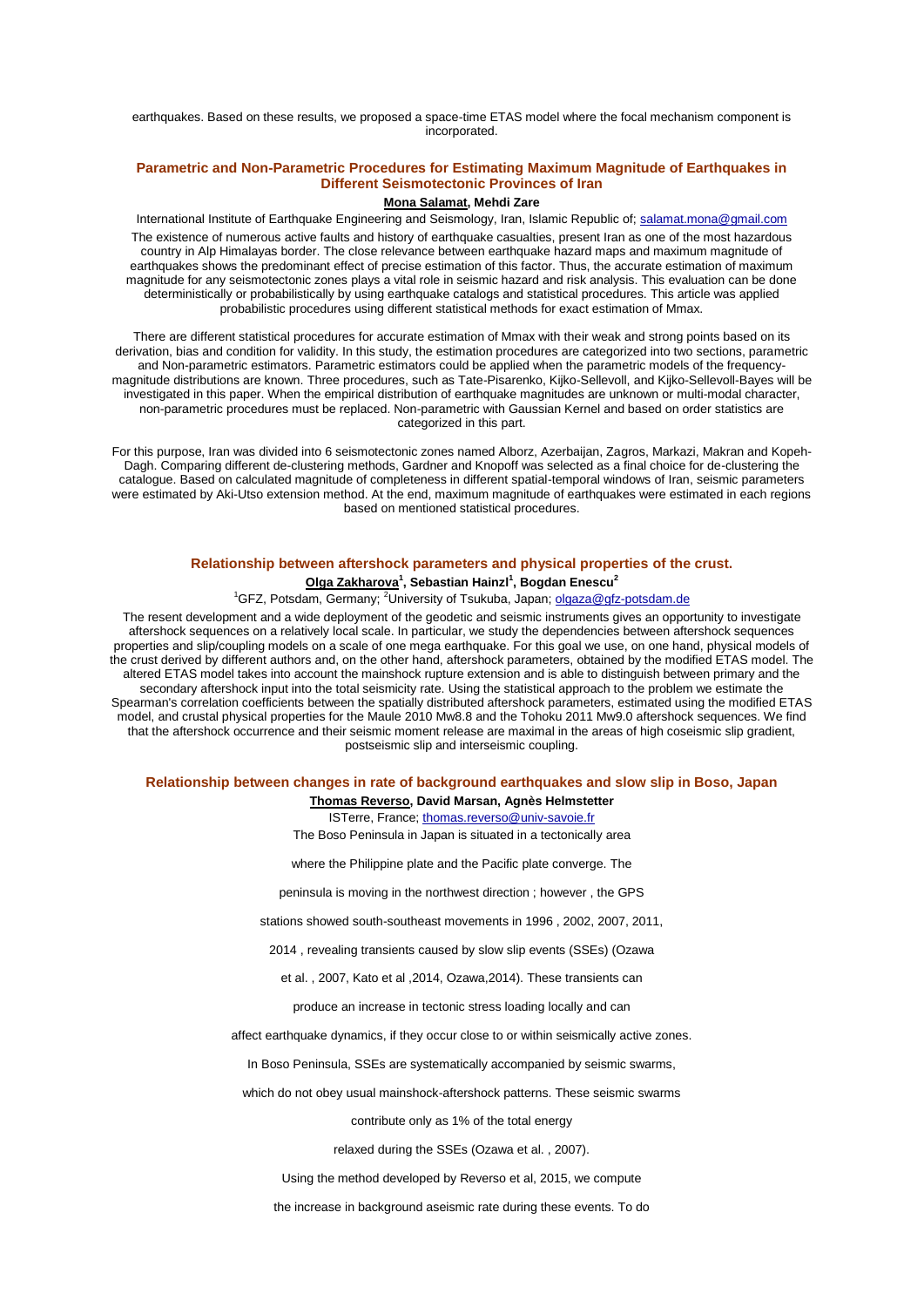earthquakes. Based on these results, we proposed a space-time ETAS model where the focal mechanism component is incorporated.

### Parametric and Non-Parametric Procedures for Estimating Maximum Magnitude of Earthquakes in Different Seismotectonic Provinces of Iran

**Mona Salamat, Mehdi Zare**

International Institute of Earthquake Engineering and Seismology, Iran, Islamic Republic of; salamat.mona@gmail.com

The existence of numerous active faults and history of earthquake casualties, present Iran as one of the most hazardous country in Alp Himalayas border. The close relevance between earthquake hazard maps and maximum magnitude of earthquakes shows the predominant effect of precise estimation of this factor. Thus, the accurate estimation of maximum magnitude for any seismotectonic zones plays a vital role in seismic hazard and risk analysis. This evaluation can be done deterministically or probabilistically by using earthquake catalogs and statistical procedures. This article was applied probabilistic procedures using different statistical methods for exact estimation of Mmax.

There are different statistical procedures for accurate estimation of Mmax with their weak and strong points based on its derivation, bias and condition for validity. In this study, the estimation procedures are categorized into two sections, parametric and Non-parametric estimators. Parametric estimators could be applied when the parametric models of the frequency-magnitude distributions are known. Three procedures, such as Tate-Pisarenko, Kijko-Sellevoll, and Kijko-Sellevoll-Bayes will be investigated in this paper. When the empirical distribution of earthquake magnitudes are unknown or multi-modal character, non-parametric procedures must be replaced. Non-parametric with Gaussian Kernel and based on order statistics are categorized in this part.

For this purpose, Iran was divided into 6 seismotectonic zones named Alborz, Azerbaijan, Zagros, Markazi, Makran and Kopeh-Dagh. Comparing different de-clustering methods, Gardner and Knopoff was selected as a final choice for de-clustering the catalogue. Based on calculated magnitude of completeness in different spatial-temporal windows of Iran, seismic parameters were estimated by Aki-Utso extension method. At the end, maximum magnitude of earthquakes were estimated in each regions based on mentioned statistical procedures.

### Relationship between aftershock parameters and physical properties of the crust.

**Olga Zakharova[1], Sebastian Hainzl[1], Bogdan Enescu[2]**

[1]GFZ, Potsdam, Germany; [2]University of Tsukuba, Japan; olgaza@gfz-potsdam.de

The resent development and a wide deployment of the geodetic and seismic instruments gives an opportunity to investigate aftershock sequences on a relatively local scale. In particular, we study the dependencies between aftershock sequences properties and slip/coupling models on a scale of one mega earthquake. For this goal we use, on one hand, physical models of the crust derived by different authors and, on the other hand, aftershock parameters, obtained by the modified ETAS model. The altered ETAS model takes into account the mainshock rupture extension and is able to distinguish between primary and the secondary aftershock input into the total seismicity rate. Using the statistical approach to the problem we estimate the Spearman's correlation coefficients between the spatially distributed aftershock parameters, estimated using the modified ETAS model, and crustal physical properties for the Maule 2010 Mw8.8 and the Tohoku 2011 Mw9.0 aftershock sequences. We find that the aftershock occurrence and their seismic moment release are maximal in the areas of high coseismic slip gradient, postseismic slip and interseismic coupling.

### Relationship between changes in rate of background earthquakes and slow slip in Boso, Japan

**Thomas Reverso, David Marsan, Agnès Helmstetter**

ISTerre, France; thomas.reverso@univ-savoie.fr

The Boso Peninsula in Japan is situated in a tectonically area

where the Philippine plate and the Pacific plate converge. The

peninsula is moving in the northwest direction ; however , the GPS

stations showed south-southeast movements in 1996 , 2002, 2007, 2011,

2014 , revealing transients caused by slow slip events (SSEs) (Ozawa

et al. , 2007, Kato et al ,2014, Ozawa,2014). These transients can

produce an increase in tectonic stress loading locally and can

affect earthquake dynamics, if they occur close to or within seismically active zones.

In Boso Peninsula, SSEs are systematically accompanied by seismic swarms,

which do not obey usual mainshock-aftershock patterns. These seismic swarms

contribute only as 1% of the total energy

relaxed during the SSEs (Ozawa et al. , 2007).

Using the method developed by Reverso et al, 2015, we compute

the increase in background aseismic rate during these events. To do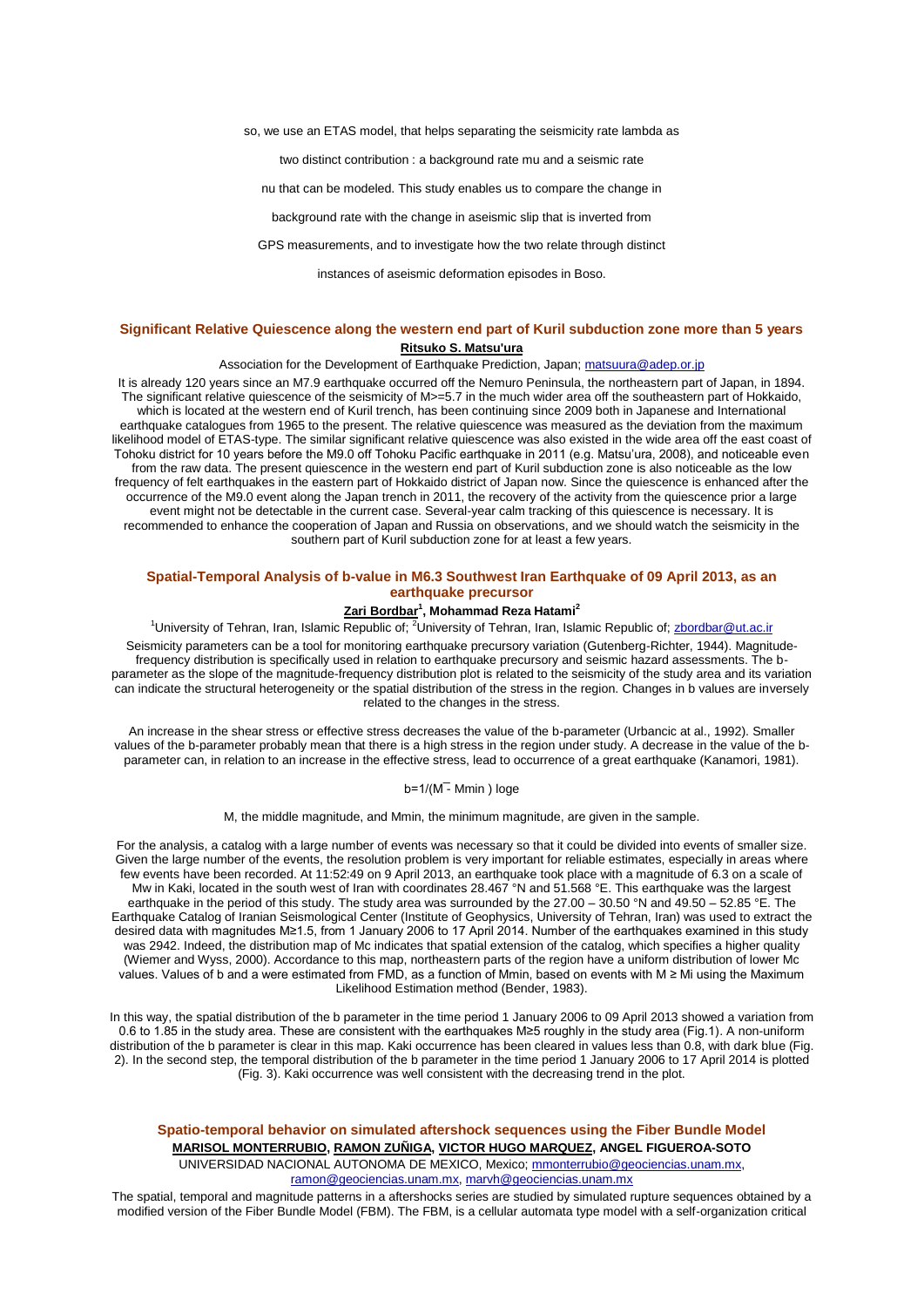so, we use an ETAS model, that helps separating the seismicity rate lambda as

two distinct contribution : a background rate mu and a seismic rate

nu that can be modeled. This study enables us to compare the change in

background rate with the change in aseismic slip that is inverted from

GPS measurements, and to investigate how the two relate through distinct

instances of aseismic deformation episodes in Boso.

## Significant Relative Quiescence along the western end part of Kuril subduction zone more than 5 years

**Ritsuko S. Matsu'ura**

Association for the Development of Earthquake Prediction, Japan; matsuura@adep.or.jp

It is already 120 years since an M7.9 earthquake occurred off the Nemuro Peninsula, the northeastern part of Japan, in 1894. The significant relative quiescence of the seismicity of M>=5.7 in the much wider area off the southeastern part of Hokkaido, which is located at the western end of Kuril trench, has been continuing since 2009 both in Japanese and International earthquake catalogues from 1965 to the present. The relative quiescence was measured as the deviation from the maximum likelihood model of ETAS-type. The similar significant relative quiescence was also existed in the wide area off the east coast of Tohoku district for 10 years before the M9.0 off Tohoku Pacific earthquake in 2011 (e.g. Matsu'ura, 2008), and noticeable even from the raw data. The present quiescence in the western end part of Kuril subduction zone is also noticeable as the low frequency of felt earthquakes in the eastern part of Hokkaido district of Japan now. Since the quiescence is enhanced after the occurrence of the M9.0 event along the Japan trench in 2011, the recovery of the activity from the quiescence prior a large event might not be detectable in the current case. Several-year calm tracking of this quiescence is necessary. It is recommended to enhance the cooperation of Japan and Russia on observations, and we should watch the seismicity in the southern part of Kuril subduction zone for at least a few years.

## Spatial-Temporal Analysis of b-value in M6.3 Southwest Iran Earthquake of 09 April 2013, as an earthquake precursor

**Zari Bordbar**[1]**, Mohammad Reza Hatami**[2]

[1]University of Tehran, Iran, Islamic Republic of; [2]University of Tehran, Iran, Islamic Republic of; zbordbar@ut.ac.ir

Seismicity parameters can be a tool for monitoring earthquake precursory variation (Gutenberg-Richter, 1944). Magnitude-frequency distribution is specifically used in relation to earthquake precursory and seismic hazard assessments. The b-parameter as the slope of the magnitude-frequency distribution plot is related to the seismicity of the study area and its variation can indicate the structural heterogeneity or the spatial distribution of the stress in the region. Changes in b values are inversely related to the changes in the stress.

An increase in the shear stress or effective stress decreases the value of the b-parameter (Urbancic at al., 1992). Smaller values of the b-parameter probably mean that there is a high stress in the region under study. A decrease in the value of the b-parameter can, in relation to an increase in the effective stress, lead to occurrence of a great earthquake (Kanamori, 1981).

$$b=1/(\bar{M} - M_{min})\ \log e$$

M, the middle magnitude, and Mmin, the minimum magnitude, are given in the sample.

For the analysis, a catalog with a large number of events was necessary so that it could be divided into events of smaller size. Given the large number of the events, the resolution problem is very important for reliable estimates, especially in areas where few events have been recorded. At 11:52:49 on 9 April 2013, an earthquake took place with a magnitude of 6.3 on a scale of Mw in Kaki, located in the south west of Iran with coordinates 28.467 °N and 51.568 °E. This earthquake was the largest earthquake in the period of this study. The study area was surrounded by the 27.00 – 30.50 °N and 49.50 – 52.85 °E. The Earthquake Catalog of Iranian Seismological Center (Institute of Geophysics, University of Tehran, Iran) was used to extract the desired data with magnitudes M≥1.5, from 1 January 2006 to 17 April 2014. Number of the earthquakes examined in this study was 2942. Indeed, the distribution map of Mc indicates that spatial extension of the catalog, which specifies a higher quality (Wiemer and Wyss, 2000). Accordance to this map, northeastern parts of the region have a uniform distribution of lower Mc values. Values of b and a were estimated from FMD, as a function of Mmin, based on events with M ≥ Mi using the Maximum Likelihood Estimation method (Bender, 1983).

In this way, the spatial distribution of the b parameter in the time period 1 January 2006 to 09 April 2013 showed a variation from 0.6 to 1.85 in the study area. These are consistent with the earthquakes M≥5 roughly in the study area (Fig.1). A non-uniform distribution of the b parameter is clear in this map. Kaki occurrence has been cleared in values less than 0.8, with dark blue (Fig. 2). In the second step, the temporal distribution of the b parameter in the time period 1 January 2006 to 17 April 2014 is plotted (Fig. 3). Kaki occurrence was well consistent with the decreasing trend in the plot.

## Spatio-temporal behavior on simulated aftershock sequences using the Fiber Bundle Model

**MARISOL MONTERRUBIO, RAMON ZUÑIGA, VICTOR HUGO MARQUEZ, ANGEL FIGUEROA-SOTO**

UNIVERSIDAD NACIONAL AUTONOMA DE MEXICO, Mexico; mmonterrubio@geociencias.unam.mx, ramon@geociencias.unam.mx, marvh@geociencias.unam.mx

The spatial, temporal and magnitude patterns in a aftershocks series are studied by simulated rupture sequences obtained by a modified version of the Fiber Bundle Model (FBM). The FBM, is a cellular automata type model with a self-organization critical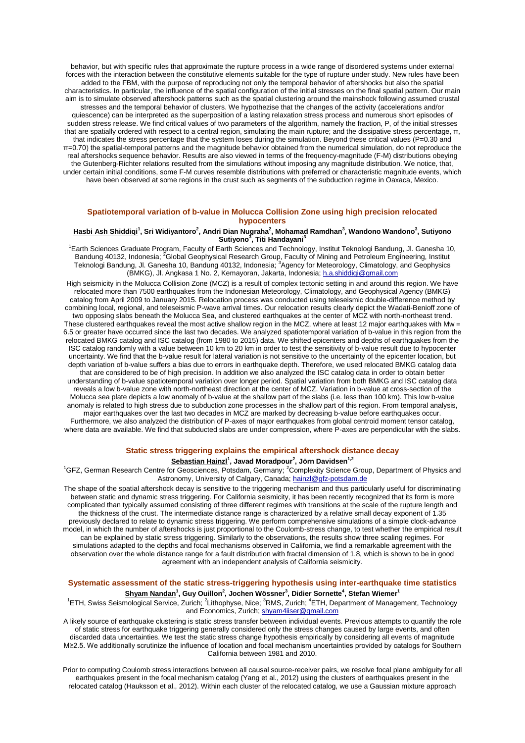behavior, but with specific rules that approximate the rupture process in a wide range of disordered systems under external forces with the interaction between the constitutive elements suitable for the type of rupture under study. New rules have been added to the FBM, with the purpose of reproducing not only the temporal behavior of aftershocks but also the spatial characteristics. In particular, the influence of the spatial configuration of the initial stresses on the final spatial pattern. Our main aim is to simulate observed aftershock patterns such as the spatial clustering around the mainshock following assumed crustal stresses and the temporal behavior of clusters. We hypothezise that the changes of the activity (accelerations and/or quiescence) can be interpreted as the superposition of a lasting relaxation stress process and numerous short episodes of sudden stress release. We find critical values of two parameters of the algorithm, namely the fraction, P, of the initial stresses that are spatially ordered with respect to a central region, simulating the main rupture; and the dissipative stress percentage, π, that indicates the stress percentage that the system loses during the simulation. Beyond these critical values (P=0.30 and π=0.70) the spatial-temporal patterns and the magnitude behavior obtained from the numerical simulation, do not reproduce the real aftershocks sequence behavior. Results are also viewed in terms of the frequency-magnitude (F-M) distributions obeying the Gutenberg-Richter relations resulted from the simulations without imposing any magnitude distribution. We notice, that, under certain initial conditions, some F-M curves resemble distributions with preferred or characteristic magnitude events, which have been observed at some regions in the crust such as segments of the subduction regime in Oaxaca, Mexico.

## Spatiotemporal variation of b-value in Molucca Collision Zone using high precision relocated hypocenters

**Hasbi Ash Shiddiqi[1], Sri Widiyantoro[2], Andri Dian Nugraha[2], Mohamad Ramdhan[3], Wandono Wandono[3], Sutiyono Sutiyono[3], Titi Handayani[3]**

[1]Earth Sciences Graduate Program, Faculty of Earth Sciences and Technology, Institut Teknologi Bandung, Jl. Ganesha 10, Bandung 40132, Indonesia; [2]Global Geophysical Research Group, Faculty of Mining and Petroleum Engineering, Institut Teknologi Bandung, Jl. Ganesha 10, Bandung 40132, Indonesia; [3]Agency for Meteorology, Climatology, and Geophysics (BMKG), Jl. Angkasa 1 No. 2, Kemayoran, Jakarta, Indonesia; h.a.shiddiqi@gmail.com

High seismicity in the Molucca Collision Zone (MCZ) is a result of complex tectonic setting in and around this region. We have relocated more than 7500 earthquakes from the Indonesian Meteorology, Climatology, and Geophysical Agency (BMKG) catalog from April 2009 to January 2015. Relocation process was conducted using teleseismic double-difference method by combining local, regional, and teleseismic P-wave arrival times. Our relocation results clearly depict the Wadati-Benioff zone of two opposing slabs beneath the Molucca Sea, and clustered earthquakes at the center of MCZ with north-northeast trend. These clustered earthquakes reveal the most active shallow region in the MCZ, where at least 12 major earthquakes with Mw = 6.5 or greater have occurred since the last two decades. We analyzed spatiotemporal variation of b-value in this region from the relocated BMKG catalog and ISC catalog (from 1980 to 2015) data. We shifted epicenters and depths of earthquakes from the ISC catalog randomly with a value between 10 km to 20 km in order to test the sensitivity of b-value result due to hypocenter uncertainty. We find that the b-value result for lateral variation is not sensitive to the uncertainty of the epicenter location, but depth variation of b-value suffers a bias due to errors in earthquake depth. Therefore, we used relocated BMKG catalog data that are considered to be of high precision. In addition we also analyzed the ISC catalog data in order to obtain better understanding of b-value spatiotemporal variation over longer period. Spatial variation from both BMKG and ISC catalog data reveals a low b-value zone with north-northeast direction at the center of MCZ. Variation in b-value at cross-section of the Molucca sea plate depicts a low anomaly of b-value at the shallow part of the slabs (i.e. less than 100 km). This low b-value anomaly is related to high stress due to subduction zone processes in the shallow part of this region. From temporal analysis, major earthquakes over the last two decades in MCZ are marked by decreasing b-value before earthquakes occur. Furthermore, we also analyzed the distribution of P-axes of major earthquakes from global centroid moment tensor catalog, where data are available. We find that subducted slabs are under compression, where P-axes are perpendicular with the slabs.

## Static stress triggering explains the empirical aftershock distance decay

**Sebastian Hainzl[1], Javad Moradpour[2], Jörn Davidsen[1,2]**

[1]GFZ, German Research Centre for Geosciences, Potsdam, Germany; [2]Complexity Science Group, Department of Physics and Astronomy, University of Calgary, Canada; hainzl@gfz-potsdam.de

The shape of the spatial aftershock decay is sensitive to the triggering mechanism and thus particularly useful for discriminating between static and dynamic stress triggering. For California seismicity, it has been recently recognized that its form is more complicated than typically assumed consisting of three different regimes with transitions at the scale of the rupture length and the thickness of the crust. The intermediate distance range is characterized by a relative small decay exponent of 1.35 previously declared to relate to dynamic stress triggering. We perform comprehensive simulations of a simple clock-advance model, in which the number of aftershocks is just proportional to the Coulomb-stress change, to test whether the empirical result can be explained by static stress triggering. Similarly to the observations, the results show three scaling regimes. For simulations adapted to the depths and focal mechanisms observed in California, we find a remarkable agreement with the observation over the whole distance range for a fault distribution with fractal dimension of 1.8, which is shown to be in good agreement with an independent analysis of California seismicity.

## Systematic assessment of the static stress-triggering hypothesis using inter-earthquake time statistics

**Shyam Nandan[1], Guy Ouillon[2], Jochen Wössner[3], Didier Sornette[4], Stefan Wiemer[1]**

[1]ETH, Swiss Seismological Service, Zurich; [2]Lithophyse, Nice; [3]RMS, Zurich; [4]ETH, Department of Management, Technology and Economics, Zurich; shyam4iiser@gmail.com

A likely source of earthquake clustering is static stress transfer between individual events. Previous attempts to quantify the role of static stress for earthquake triggering generally considered only the stress changes caused by large events, and often discarded data uncertainties. We test the static stress change hypothesis empirically by considering all events of magnitude M≥2.5. We additionally scrutinize the influence of location and focal mechanism uncertainties provided by catalogs for Southern California between 1981 and 2010.

Prior to computing Coulomb stress interactions between all causal source-receiver pairs, we resolve focal plane ambiguity for all earthquakes present in the focal mechanism catalog (Yang et al., 2012) using the clusters of earthquakes present in the relocated catalog (Hauksson et al., 2012). Within each cluster of the relocated catalog, we use a Gaussian mixture approach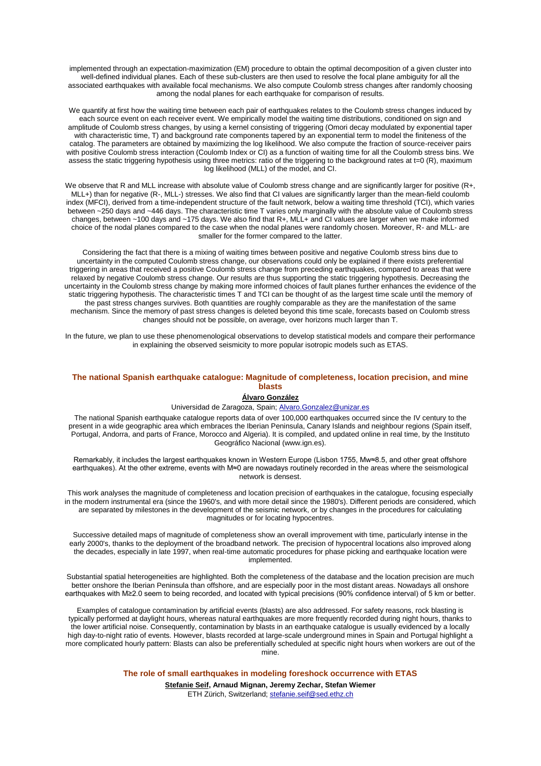implemented through an expectation-maximization (EM) procedure to obtain the optimal decomposition of a given cluster into well-defined individual planes. Each of these sub-clusters are then used to resolve the focal plane ambiguity for all the associated earthquakes with available focal mechanisms. We also compute Coulomb stress changes after randomly choosing among the nodal planes for each earthquake for comparison of results.

We quantify at first how the waiting time between each pair of earthquakes relates to the Coulomb stress changes induced by each source event on each receiver event. We empirically model the waiting time distributions, conditioned on sign and amplitude of Coulomb stress changes, by using a kernel consisting of triggering (Omori decay modulated by exponential taper with characteristic time, T) and background rate components tapered by an exponential term to model the finiteness of the catalog. The parameters are obtained by maximizing the log likelihood. We also compute the fraction of source-receiver pairs with positive Coulomb stress interaction (Coulomb Index or CI) as a function of waiting time for all the Coulomb stress bins. We assess the static triggering hypothesis using three metrics: ratio of the triggering to the background rates at $t=0$ (R), maximum log likelihood (MLL) of the model, and CI.

We observe that R and MLL increase with absolute value of Coulomb stress change and are significantly larger for positive (R+, MLL+) than for negative (R-, MLL-) stresses. We also find that CI values are significantly larger than the mean-field coulomb index (MFCI), derived from a time-independent structure of the fault network, below a waiting time threshold (TCI), which varies between ~250 days and ~446 days. The characteristic time T varies only marginally with the absolute value of Coulomb stress changes, between ~100 days and ~175 days. We also find that R+, MLL+ and CI values are larger when we make informed choice of the nodal planes compared to the case when the nodal planes were randomly chosen. Moreover, R- and MLL- are smaller for the former compared to the latter.

Considering the fact that there is a mixing of waiting times between positive and negative Coulomb stress bins due to uncertainty in the computed Coulomb stress change, our observations could only be explained if there exists preferential triggering in areas that received a positive Coulomb stress change from preceding earthquakes, compared to areas that were relaxed by negative Coulomb stress change. Our results are thus supporting the static triggering hypothesis. Decreasing the uncertainty in the Coulomb stress change by making more informed choices of fault planes further enhances the evidence of the static triggering hypothesis. The characteristic times T and TCI can be thought of as the largest time scale until the memory of the past stress changes survives. Both quantities are roughly comparable as they are the manifestation of the same mechanism. Since the memory of past stress changes is deleted beyond this time scale, forecasts based on Coulomb stress changes should not be possible, on average, over horizons much larger than T.

In the future, we plan to use these phenomenological observations to develop statistical models and compare their performance in explaining the observed seismicity to more popular isotropic models such as ETAS.

## The national Spanish earthquake catalogue: Magnitude of completeness, location precision, and mine blasts

**Álvaro González**

Universidad de Zaragoza, Spain; Alvaro.Gonzalez@unizar.es

The national Spanish earthquake catalogue reports data of over 100,000 earthquakes occurred since the IV century to the present in a wide geographic area which embraces the Iberian Peninsula, Canary Islands and neighbour regions (Spain itself, Portugal, Andorra, and parts of France, Morocco and Algeria). It is compiled, and updated online in real time, by the Instituto Geográfico Nacional (www.ign.es).

Remarkably, it includes the largest earthquakes known in Western Europe (Lisbon 1755, $M_w \approx 8.5$, and other great offshore earthquakes). At the other extreme, events with $M \approx 0$ are nowadays routinely recorded in the areas where the seismological network is densest.

This work analyses the magnitude of completeness and location precision of earthquakes in the catalogue, focusing especially in the modern instrumental era (since the 1960's, and with more detail since the 1980's). Different periods are considered, which are separated by milestones in the development of the seismic network, or by changes in the procedures for calculating magnitudes or for locating hypocentres.

Successive detailed maps of magnitude of completeness show an overall improvement with time, particularly intense in the early 2000's, thanks to the deployment of the broadband network. The precision of hypocentral locations also improved along the decades, especially in late 1997, when real-time automatic procedures for phase picking and earthquake location were implemented.

Substantial spatial heterogeneities are highlighted. Both the completeness of the database and the location precision are much better onshore the Iberian Peninsula than offshore, and are especially poor in the most distant areas. Nowadays all onshore earthquakes with $M \geq 2.0$ seem to being recorded, and located with typical precisions (90% confidence interval) of 5 km or better.

Examples of catalogue contamination by artificial events (blasts) are also addressed. For safety reasons, rock blasting is typically performed at daylight hours, whereas natural earthquakes are more frequently recorded during night hours, thanks to the lower artificial noise. Consequently, contamination by blasts in an earthquake catalogue is usually evidenced by a locally high day-to-night ratio of events. However, blasts recorded at large-scale underground mines in Spain and Portugal highlight a more complicated hourly pattern: Blasts can also be preferentially scheduled at specific night hours when workers are out of the mine.

## The role of small earthquakes in modeling foreshock occurrence with ETAS

**Stefanie Seif, Arnaud Mignan, Jeremy Zechar, Stefan Wiemer**

ETH Zürich, Switzerland; stefanie.seif@sed.ethz.ch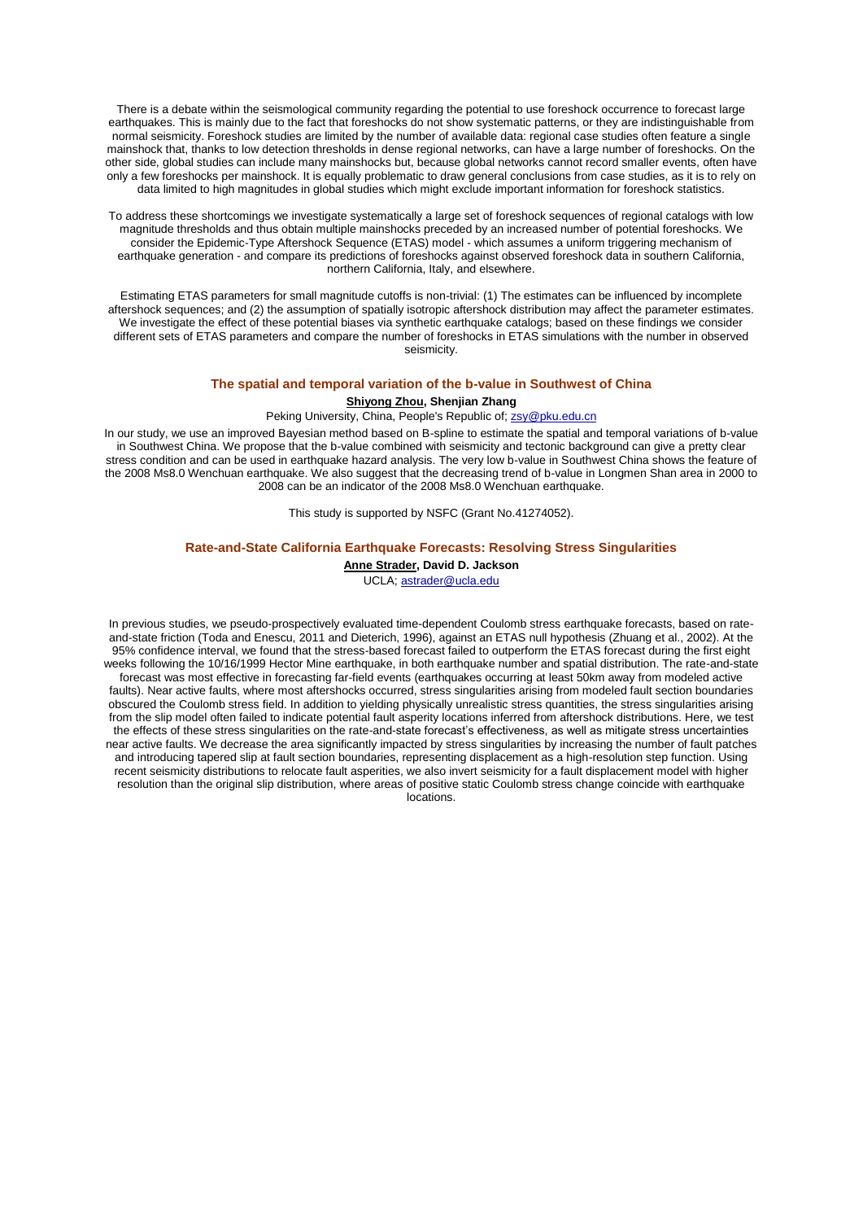There is a debate within the seismological community regarding the potential to use foreshock occurrence to forecast large earthquakes. This is mainly due to the fact that foreshocks do not show systematic patterns, or they are indistinguishable from normal seismicity. Foreshock studies are limited by the number of available data: regional case studies often feature a single mainshock that, thanks to low detection thresholds in dense regional networks, can have a large number of foreshocks. On the other side, global studies can include many mainshocks but, because global networks cannot record smaller events, often have only a few foreshocks per mainshock. It is equally problematic to draw general conclusions from case studies, as it is to rely on data limited to high magnitudes in global studies which might exclude important information for foreshock statistics.

To address these shortcomings we investigate systematically a large set of foreshock sequences of regional catalogs with low magnitude thresholds and thus obtain multiple mainshocks preceded by an increased number of potential foreshocks. We consider the Epidemic-Type Aftershock Sequence (ETAS) model - which assumes a uniform triggering mechanism of earthquake generation - and compare its predictions of foreshocks against observed foreshock data in southern California, northern California, Italy, and elsewhere.

Estimating ETAS parameters for small magnitude cutoffs is non-trivial: (1) The estimates can be influenced by incomplete aftershock sequences; and (2) the assumption of spatially isotropic aftershock distribution may affect the parameter estimates. We investigate the effect of these potential biases via synthetic earthquake catalogs; based on these findings we consider different sets of ETAS parameters and compare the number of foreshocks in ETAS simulations with the number in observed seismicity.

### The spatial and temporal variation of the b-value in Southwest of China

**Shiyong Zhou, Shenjian Zhang**

Peking University, China, People's Republic of; zsy@pku.edu.cn

In our study, we use an improved Bayesian method based on B-spline to estimate the spatial and temporal variations of b-value in Southwest China. We propose that the b-value combined with seismicity and tectonic background can give a pretty clear stress condition and can be used in earthquake hazard analysis. The very low b-value in Southwest China shows the feature of the 2008 Ms8.0 Wenchuan earthquake. We also suggest that the decreasing trend of b-value in Longmen Shan area in 2000 to 2008 can be an indicator of the 2008 Ms8.0 Wenchuan earthquake.

This study is supported by NSFC (Grant No.41274052).

### Rate-and-State California Earthquake Forecasts: Resolving Stress Singularities

**Anne Strader, David D. Jackson**

UCLA; astrader@ucla.edu

In previous studies, we pseudo-prospectively evaluated time-dependent Coulomb stress earthquake forecasts, based on rate-and-state friction (Toda and Enescu, 2011 and Dieterich, 1996), against an ETAS null hypothesis (Zhuang et al., 2002). At the 95% confidence interval, we found that the stress-based forecast failed to outperform the ETAS forecast during the first eight weeks following the 10/16/1999 Hector Mine earthquake, in both earthquake number and spatial distribution. The rate-and-state forecast was most effective in forecasting far-field events (earthquakes occurring at least 50km away from modeled active faults). Near active faults, where most aftershocks occurred, stress singularities arising from modeled fault section boundaries obscured the Coulomb stress field. In addition to yielding physically unrealistic stress quantities, the stress singularities arising from the slip model often failed to indicate potential fault asperity locations inferred from aftershock distributions. Here, we test the effects of these stress singularities on the rate-and-state forecast's effectiveness, as well as mitigate stress uncertainties near active faults. We decrease the area significantly impacted by stress singularities by increasing the number of fault patches and introducing tapered slip at fault section boundaries, representing displacement as a high-resolution step function. Using recent seismicity distributions to relocate fault asperities, we also invert seismicity for a fault displacement model with higher resolution than the original slip distribution, where areas of positive static Coulomb stress change coincide with earthquake locations.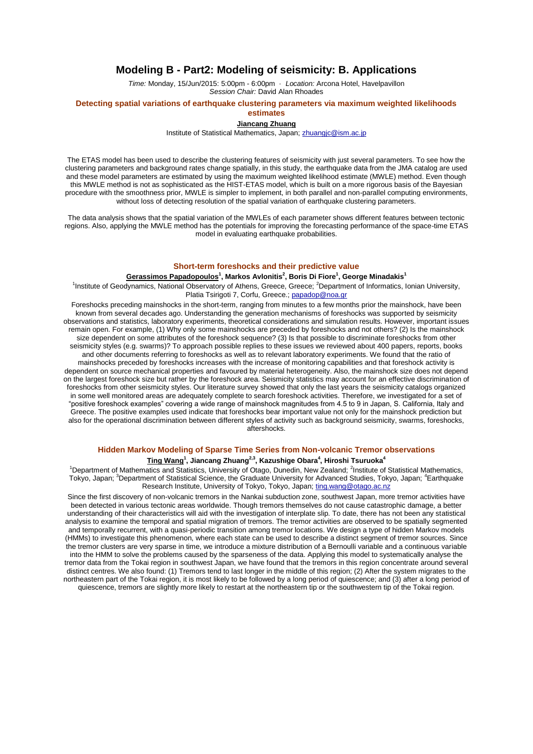# Modeling B - Part2: Modeling of seismicity: B. Applications

*Time:* Monday, 15/Jun/2015: 5:00pm - 6:00pm · *Location:* Arcona Hotel, Havelpavillon
*Session Chair:* David Alan Rhoades

## Detecting spatial variations of earthquake clustering parameters via maximum weighted likelihoods estimates

**Jiancang Zhuang**

Institute of Statistical Mathematics, Japan; zhuangjc@ism.ac.jp

The ETAS model has been used to describe the clustering features of seismicity with just several parameters. To see how the clustering parameters and background rates change spatially, in this study, the earthquake data from the JMA catalog are used and these model parameters are estimated by using the maximum weighted likelihood estimate (MWLE) method. Even though this MWLE method is not as sophisticated as the HIST-ETAS model, which is built on a more rigorous basis of the Bayesian procedure with the smoothness prior, MWLE is simpler to implement, in both parallel and non-parallel computing environments, without loss of detecting resolution of the spatial variation of earthquake clustering parameters.

The data analysis shows that the spatial variation of the MWLEs of each parameter shows different features between tectonic regions. Also, applying the MWLE method has the potentials for improving the forecasting performance of the space-time ETAS model in evaluating earthquake probabilities.

## Short-term foreshocks and their predictive value

**Gerassimos Papadopoulos**[1], **Markos Avlonitis**[2], **Boris Di Fiore**[1], **George Minadakis**[1]

[1]Institute of Geodynamics, National Observatory of Athens, Greece, Greece; [2]Department of Informatics, Ionian University, Platia Tsirigoti 7, Corfu, Greece.; papadop@noa.gr

Foreshocks preceding mainshocks in the short-term, ranging from minutes to a few months prior the mainshock, have been known from several decades ago. Understanding the generation mechanisms of foreshocks was supported by seismicity observations and statistics, laboratory experiments, theoretical considerations and simulation results. However, important issues remain open. For example, (1) Why only some mainshocks are preceded by foreshocks and not others? (2) Is the mainshock size dependent on some attributes of the foreshock sequence? (3) Is that possible to discriminate foreshocks from other seismicity styles (e.g. swarms)? To approach possible replies to these issues we reviewed about 400 papers, reports, books and other documents referring to foreshocks as well as to relevant laboratory experiments. We found that the ratio of mainshocks preceded by foreshocks increases with the increase of monitoring capabilities and that foreshock activity is dependent on source mechanical properties and favoured by material heterogeneity. Also, the mainshock size does not depend on the largest foreshock size but rather by the foreshock area. Seismicity statistics may account for an effective discrimination of foreshocks from other seismicity styles. Our literature survey showed that only the last years the seismicity catalogs organized in some well monitored areas are adequately complete to search foreshock activities. Therefore, we investigated for a set of "positive foreshock examples" covering a wide range of mainshock magnitudes from 4.5 to 9 in Japan, S. California, Italy and Greece. The positive examples used indicate that foreshocks bear important value not only for the mainshock prediction but also for the operational discrimination between different styles of activity such as background seismicity, swarms, foreshocks, aftershocks.

## Hidden Markov Modeling of Sparse Time Series from Non-volcanic Tremor observations

**Ting Wang**[1], **Jiancang Zhuang**[2,3], **Kazushige Obara**[4], **Hiroshi Tsuruoka**[4]

[1]Department of Mathematics and Statistics, University of Otago, Dunedin, New Zealand; [2]Institute of Statistical Mathematics, Tokyo, Japan; [3]Department of Statistical Science, the Graduate University for Advanced Studies, Tokyo, Japan; [4]Earthquake Research Institute, University of Tokyo, Tokyo, Japan; ting.wang@otago.ac.nz

Since the first discovery of non-volcanic tremors in the Nankai subduction zone, southwest Japan, more tremor activities have been detected in various tectonic areas worldwide. Though tremors themselves do not cause catastrophic damage, a better understanding of their characteristics will aid with the investigation of interplate slip. To date, there has not been any statistical analysis to examine the temporal and spatial migration of tremors. The tremor activities are observed to be spatially segmented and temporally recurrent, with a quasi-periodic transition among tremor locations. We design a type of hidden Markov models (HMMs) to investigate this phenomenon, where each state can be used to describe a distinct segment of tremor sources. Since the tremor clusters are very sparse in time, we introduce a mixture distribution of a Bernoulli variable and a continuous variable into the HMM to solve the problems caused by the sparseness of the data. Applying this model to systematically analyse the tremor data from the Tokai region in southwest Japan, we have found that the tremors in this region concentrate around several distinct centres. We also found: (1) Tremors tend to last longer in the middle of this region; (2) After the system migrates to the northeastern part of the Tokai region, it is most likely to be followed by a long period of quiescence; and (3) after a long period of quiescence, tremors are slightly more likely to restart at the northeastern tip or the southwestern tip of the Tokai region.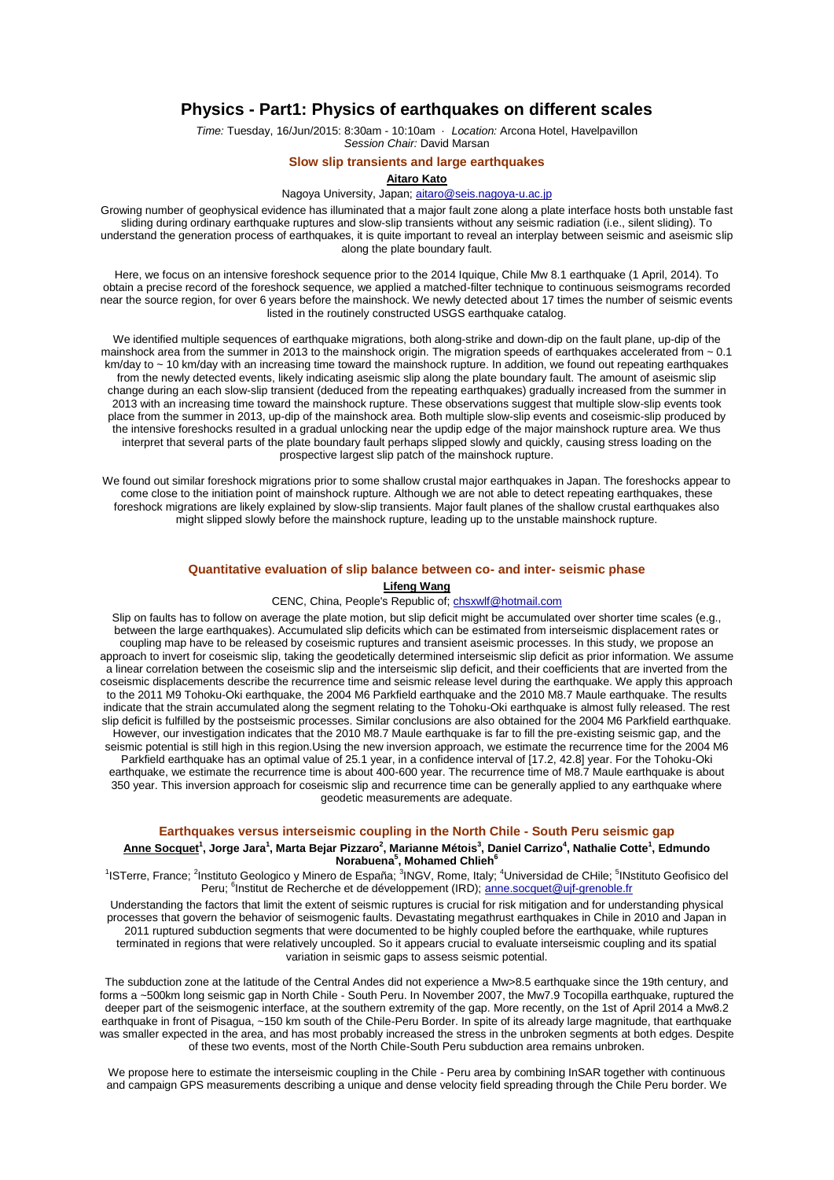## Physics - Part1: Physics of earthquakes on different scales

*Time:* Tuesday, 16/Jun/2015: 8:30am - 10:10am · *Location:* Arcona Hotel, Havelpavillon
*Session Chair:* David Marsan

### Slow slip transients and large earthquakes

**Aitaro Kato**

Nagoya University, Japan; aitaro@seis.nagoya-u.ac.jp

Growing number of geophysical evidence has illuminated that a major fault zone along a plate interface hosts both unstable fast sliding during ordinary earthquake ruptures and slow-slip transients without any seismic radiation (i.e., silent sliding). To understand the generation process of earthquakes, it is quite important to reveal an interplay between seismic and aseismic slip along the plate boundary fault.

Here, we focus on an intensive foreshock sequence prior to the 2014 Iquique, Chile Mw 8.1 earthquake (1 April, 2014). To obtain a precise record of the foreshock sequence, we applied a matched-filter technique to continuous seismograms recorded near the source region, for over 6 years before the mainshock. We newly detected about 17 times the number of seismic events listed in the routinely constructed USGS earthquake catalog.

We identified multiple sequences of earthquake migrations, both along-strike and down-dip on the fault plane, up-dip of the mainshock area from the summer in 2013 to the mainshock origin. The migration speeds of earthquakes accelerated from ~ 0.1 km/day to ~ 10 km/day with an increasing time toward the mainshock rupture. In addition, we found out repeating earthquakes from the newly detected events, likely indicating aseismic slip along the plate boundary fault. The amount of aseismic slip change during an each slow-slip transient (deduced from the repeating earthquakes) gradually increased from the summer in 2013 with an increasing time toward the mainshock rupture. These observations suggest that multiple slow-slip events took place from the summer in 2013, up-dip of the mainshock area. Both multiple slow-slip events and coseismic-slip produced by the intensive foreshocks resulted in a gradual unlocking near the updip edge of the major mainshock rupture area. We thus interpret that several parts of the plate boundary fault perhaps slipped slowly and quickly, causing stress loading on the prospective largest slip patch of the mainshock rupture.

We found out similar foreshock migrations prior to some shallow crustal major earthquakes in Japan. The foreshocks appear to come close to the initiation point of mainshock rupture. Although we are not able to detect repeating earthquakes, these foreshock migrations are likely explained by slow-slip transients. Major fault planes of the shallow crustal earthquakes also might slipped slowly before the mainshock rupture, leading up to the unstable mainshock rupture.

### Quantitative evaluation of slip balance between co- and inter- seismic phase

**Lifeng Wang**

CENC, China, People's Republic of; chsxwlf@hotmail.com

Slip on faults has to follow on average the plate motion, but slip deficit might be accumulated over shorter time scales (e.g., between the large earthquakes). Accumulated slip deficits which can be estimated from interseismic displacement rates or coupling map have to be released by coseismic ruptures and transient aseismic processes. In this study, we propose an approach to invert for coseismic slip, taking the geodetically determined interseismic slip deficit as prior information. We assume a linear correlation between the coseismic slip and the interseismic slip deficit, and their coefficients that are inverted from the coseismic displacements describe the recurrence time and seismic release level during the earthquake. We apply this approach to the 2011 M9 Tohoku-Oki earthquake, the 2004 M6 Parkfield earthquake and the 2010 M8.7 Maule earthquake. The results indicate that the strain accumulated along the segment relating to the Tohoku-Oki earthquake is almost fully released. The rest slip deficit is fulfilled by the postseismic processes. Similar conclusions are also obtained for the 2004 M6 Parkfield earthquake. However, our investigation indicates that the 2010 M8.7 Maule earthquake is far to fill the pre-existing seismic gap, and the seismic potential is still high in this region.Using the new inversion approach, we estimate the recurrence time for the 2004 M6 Parkfield earthquake has an optimal value of 25.1 year, in a confidence interval of [17.2, 42.8] year. For the Tohoku-Oki earthquake, we estimate the recurrence time is about 400-600 year. The recurrence time of M8.7 Maule earthquake is about 350 year. This inversion approach for coseismic slip and recurrence time can be generally applied to any earthquake where geodetic measurements are adequate.

### Earthquakes versus interseismic coupling in the North Chile - South Peru seismic gap

**Anne Socquet**[1], **Jorge Jara**[1], **Marta Bejar Pizzaro**[2], **Marianne Métois**[3], **Daniel Carrizo**[4], **Nathalie Cotte**[1], **Edmundo Norabuena**[5], **Mohamed Chlieh**[6]

[1]ISTerre, France; [2]Instituto Geologico y Minero de España; [3]INGV, Rome, Italy; [4]Universidad de CHile; [5]INstituto Geofisico del Peru; [6]Institut de Recherche et de développement (IRD); anne.socquet@ujf-grenoble.fr

Understanding the factors that limit the extent of seismic ruptures is crucial for risk mitigation and for understanding physical processes that govern the behavior of seismogenic faults. Devastating megathrust earthquakes in Chile in 2010 and Japan in 2011 ruptured subduction segments that were documented to be highly coupled before the earthquake, while ruptures terminated in regions that were relatively uncoupled. So it appears crucial to evaluate interseismic coupling and its spatial variation in seismic gaps to assess seismic potential.

The subduction zone at the latitude of the Central Andes did not experience a Mw>8.5 earthquake since the 19th century, and forms a ~500km long seismic gap in North Chile - South Peru. In November 2007, the Mw7.9 Tocopilla earthquake, ruptured the deeper part of the seismogenic interface, at the southern extremity of the gap. More recently, on the 1st of April 2014 a Mw8.2 earthquake in front of Pisagua, ~150 km south of the Chile-Peru Border. In spite of its already large magnitude, that earthquake was smaller expected in the area, and has most probably increased the stress in the unbroken segments at both edges. Despite of these two events, most of the North Chile-South Peru subduction area remains unbroken.

We propose here to estimate the interseismic coupling in the Chile - Peru area by combining InSAR together with continuous and campaign GPS measurements describing a unique and dense velocity field spreading through the Chile Peru border. We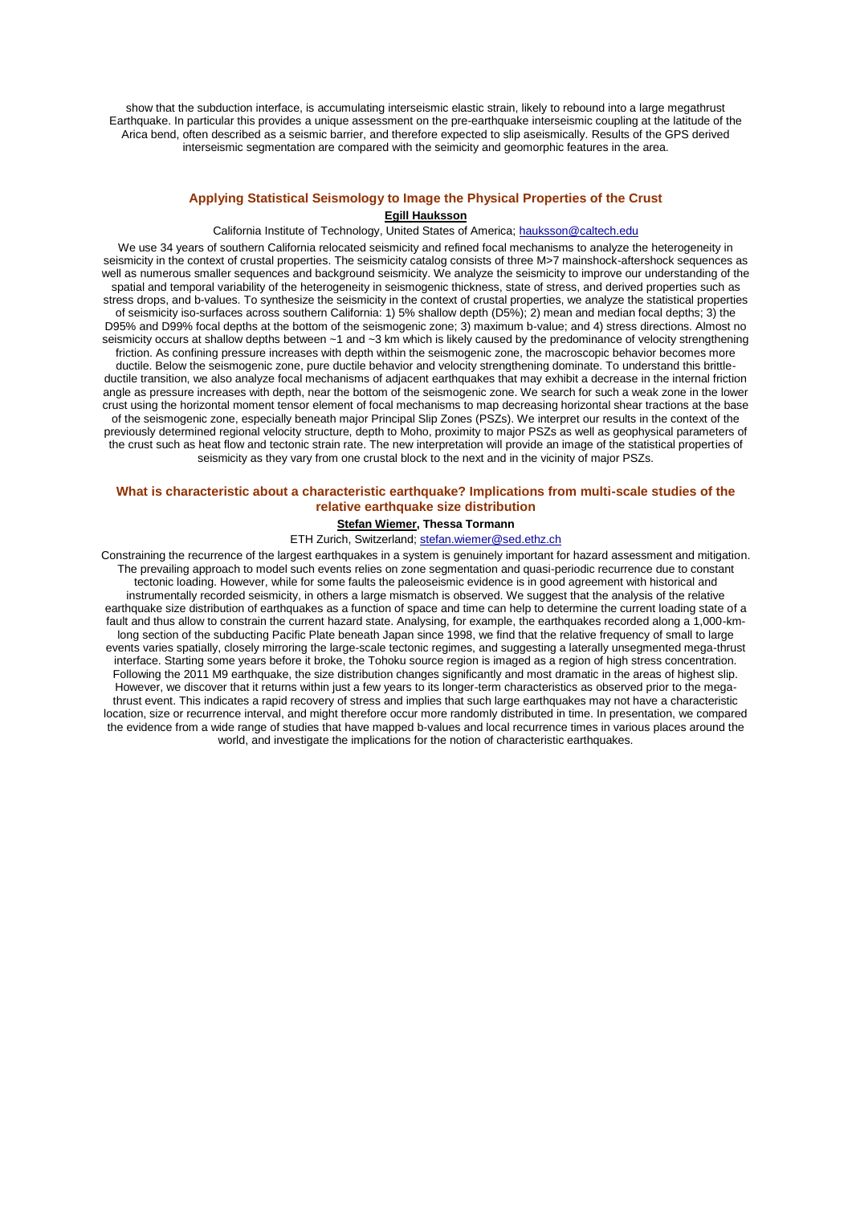show that the subduction interface, is accumulating interseismic elastic strain, likely to rebound into a large megathrust Earthquake. In particular this provides a unique assessment on the pre-earthquake interseismic coupling at the latitude of the Arica bend, often described as a seismic barrier, and therefore expected to slip aseismically. Results of the GPS derived interseismic segmentation are compared with the seimicity and geomorphic features in the area.

### Applying Statistical Seismology to Image the Physical Properties of the Crust

**Egill Hauksson**

California Institute of Technology, United States of America; hauksson@caltech.edu

We use 34 years of southern California relocated seismicity and refined focal mechanisms to analyze the heterogeneity in seismicity in the context of crustal properties. The seismicity catalog consists of three M>7 mainshock-aftershock sequences as well as numerous smaller sequences and background seismicity. We analyze the seismicity to improve our understanding of the spatial and temporal variability of the heterogeneity in seismogenic thickness, state of stress, and derived properties such as stress drops, and b-values. To synthesize the seismicity in the context of crustal properties, we analyze the statistical properties of seismicity iso-surfaces across southern California: 1) 5% shallow depth (D5%); 2) mean and median focal depths; 3) the D95% and D99% focal depths at the bottom of the seismogenic zone; 3) maximum b-value; and 4) stress directions. Almost no seismicity occurs at shallow depths between ~1 and ~3 km which is likely caused by the predominance of velocity strengthening friction. As confining pressure increases with depth within the seismogenic zone, the macroscopic behavior becomes more ductile. Below the seismogenic zone, pure ductile behavior and velocity strengthening dominate. To understand this brittle-ductile transition, we also analyze focal mechanisms of adjacent earthquakes that may exhibit a decrease in the internal friction angle as pressure increases with depth, near the bottom of the seismogenic zone. We search for such a weak zone in the lower crust using the horizontal moment tensor element of focal mechanisms to map decreasing horizontal shear tractions at the base of the seismogenic zone, especially beneath major Principal Slip Zones (PSZs). We interpret our results in the context of the previously determined regional velocity structure, depth to Moho, proximity to major PSZs as well as geophysical parameters of the crust such as heat flow and tectonic strain rate. The new interpretation will provide an image of the statistical properties of seismicity as they vary from one crustal block to the next and in the vicinity of major PSZs.

### What is characteristic about a characteristic earthquake? Implications from multi-scale studies of the relative earthquake size distribution

**Stefan Wiemer, Thessa Tormann**

ETH Zurich, Switzerland; stefan.wiemer@sed.ethz.ch

Constraining the recurrence of the largest earthquakes in a system is genuinely important for hazard assessment and mitigation. The prevailing approach to model such events relies on zone segmentation and quasi-periodic recurrence due to constant tectonic loading. However, while for some faults the paleoseismic evidence is in good agreement with historical and instrumentally recorded seismicity, in others a large mismatch is observed. We suggest that the analysis of the relative earthquake size distribution of earthquakes as a function of space and time can help to determine the current loading state of a fault and thus allow to constrain the current hazard state. Analysing, for example, the earthquakes recorded along a 1,000-km-long section of the subducting Pacific Plate beneath Japan since 1998, we find that the relative frequency of small to large events varies spatially, closely mirroring the large-scale tectonic regimes, and suggesting a laterally unsegmented mega-thrust interface. Starting some years before it broke, the Tohoku source region is imaged as a region of high stress concentration. Following the 2011 M9 earthquake, the size distribution changes significantly and most dramatic in the areas of highest slip. However, we discover that it returns within just a few years to its longer-term characteristics as observed prior to the mega-thrust event. This indicates a rapid recovery of stress and implies that such large earthquakes may not have a characteristic location, size or recurrence interval, and might therefore occur more randomly distributed in time. In presentation, we compared the evidence from a wide range of studies that have mapped b-values and local recurrence times in various places around the world, and investigate the implications for the notion of characteristic earthquakes.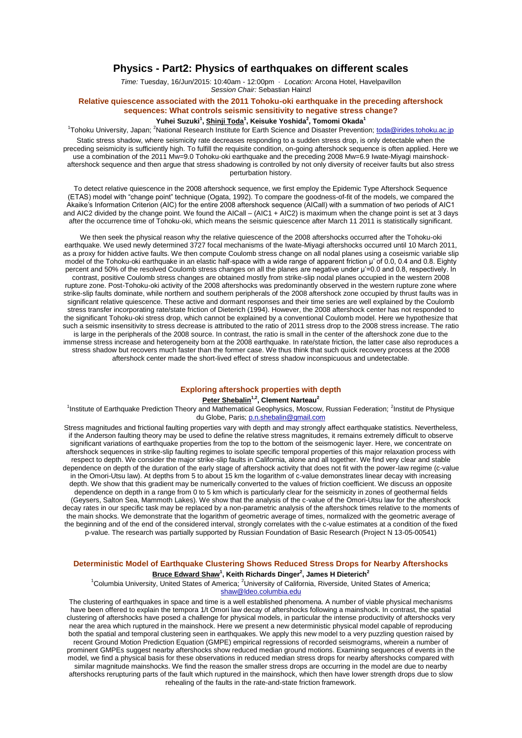# Physics - Part2: Physics of earthquakes on different scales

*Time:* Tuesday, 16/Jun/2015: 10:40am - 12:00pm · *Location:* Arcona Hotel, Havelpavillon
*Session Chair:* Sebastian Hainzl

## Relative quiescence associated with the 2011 Tohoku-oki earthquake in the preceding aftershock sequences: What controls seismic sensitivity to negative stress change?

**Yuhei Suzuki[1], Shinji Toda[1], Keisuke Yoshida[2], Tomomi Okada[1]**

[1]Tohoku University, Japan; [2]National Research Institute for Earth Science and Disaster Prevention; toda@irides.tohoku.ac.jp

Static stress shadow, where seismicity rate decreases responding to a sudden stress drop, is only detectable when the preceding seismicity is sufficiently high. To fulfill the requisite condition, on-going aftershock sequence is often applied. Here we use a combination of the 2011 Mw=9.0 Tohoku-oki earthquake and the preceding 2008 Mw=6.9 Iwate-Miyagi mainshock-aftershock sequence and then argue that stress shadowing is controlled by not only diversity of receiver faults but also stress perturbation history.

To detect relative quiescence in the 2008 aftershock sequence, we first employ the Epidemic Type Aftershock Sequence (ETAS) model with "change point" technique (Ogata, 1992). To compare the goodness-of-fit of the models, we compared the Akaike's Information Criterion (AIC) for the entire 2008 aftershock sequence (AICall) with a summation of two periods of AIC1 and AIC2 divided by the change point. We found the AICall – (AIC1 + AIC2) is maximum when the change point is set at 3 days after the occurrence time of Tohoku-oki, which means the seismic quiescence after March 11 2011 is statistically significant.

We then seek the physical reason why the relative quiescence of the 2008 aftershocks occurred after the Tohoku-oki earthquake. We used newly determined 3727 focal mechanisms of the Iwate-Miyagi aftershocks occurred until 10 March 2011, as a proxy for hidden active faults. We then compute Coulomb stress change on all nodal planes using a coseismic variable slip model of the Tohoku-oki earthquake in an elastic half-space with a wide range of apparent friction μ' of 0.0, 0.4 and 0.8. Eighty percent and 50% of the resolved Coulomb stress changes on all the planes are negative under μ'=0.0 and 0.8, respectively. In contrast, positive Coulomb stress changes are obtained mostly from strike-slip nodal planes occupied in the western 2008 rupture zone. Post-Tohoku-oki activity of the 2008 aftershocks was predominantly observed in the western rupture zone where strike-slip faults dominate, while northern and southern peripherals of the 2008 aftershock zone occupied by thrust faults was in significant relative quiescence. These active and dormant responses and their time series are well explained by the Coulomb stress transfer incorporating rate/state friction of Dieterich (1994). However, the 2008 aftershock center has not responded to the significant Tohoku-oki stress drop, which cannot be explained by a conventional Coulomb model. Here we hypothesize that such a seismic insensitivity to stress decrease is attributed to the ratio of 2011 stress drop to the 2008 stress increase. The ratio is large in the peripherals of the 2008 source. In contrast, the ratio is small in the center of the aftershock zone due to the immense stress increase and heterogeneity born at the 2008 earthquake. In rate/state friction, the latter case also reproduces a stress shadow but recovers much faster than the former case. We thus think that such quick recovery process at the 2008 aftershock center made the short-lived effect of stress shadow inconspicuous and undetectable.

## Exploring aftershock properties with depth

**Peter Shebalin[1,2], Clement Narteau[2]**

[1]Institute of Earthquake Prediction Theory and Mathematical Geophysics, Moscow, Russian Federation; [2]Institut de Physique du Globe, Paris; p.n.shebalin@gmail.com

Stress magnitudes and frictional faulting properties vary with depth and may strongly affect earthquake statistics. Nevertheless, if the Anderson faulting theory may be used to define the relative stress magnitudes, it remains extremely difficult to observe significant variations of earthquake properties from the top to the bottom of the seismogenic layer. Here, we concentrate on aftershock sequences in strike-slip faulting regimes to isolate specific temporal properties of this major relaxation process with respect to depth. We consider the major strike-slip faults in California, alone and all together. We find very clear and stable dependence on depth of the duration of the early stage of aftershock activity that does not fit with the power-law regime (c-value in the Omori-Utsu law). At depths from 5 to about 15 km the logarithm of c-value demonstrates linear decay with increasing depth. We show that this gradient may be numerically converted to the values of friction coefficient. We discuss an opposite dependence on depth in a range from 0 to 5 km which is particularly clear for the seismicity in zones of geothermal fields (Geysers, Salton Sea, Mammoth Lakes). We show that the analysis of the c-value of the Omori-Utsu law for the aftershock decay rates in our specific task may be replaced by a non-parametric analysis of the aftershock times relative to the moments of the main shocks. We demonstrate that the logarithm of geometric average of times, normalized with the geometric average of the beginning and of the end of the considered interval, strongly correlates with the c-value estimates at a condition of the fixed p-value. The research was partially supported by Russian Foundation of Basic Research (Project N 13-05-00541)

## Deterministic Model of Earthquake Clustering Shows Reduced Stress Drops for Nearby Aftershocks

**Bruce Edward Shaw[1], Keith Richards Dinger[2], James H Dieterich[2]**

[1]Columbia University, United States of America; [2]University of California, Riverside, United States of America; shaw@ldeo.columbia.edu

The clustering of earthquakes in space and time is a well established phenomena. A number of viable physical mechanisms have been offered to explain the tempora 1/t Omori law decay of aftershocks following a mainshock. In contrast, the spatial clustering of aftershocks have posed a challenge for physical models, in particular the intense productivity of aftershocks very near the area which ruptured in the mainshock. Here we present a new deterministic physical model capable of reproducing both the spatial and temporal clustering seen in earthquakes. We apply this new model to a very puzzling question raised by recent Ground Motion Prediction Equation (GMPE) empirical regressions of recorded seismograms, wherein a number of prominent GMPEs suggest nearby aftershocks show reduced median ground motions. Examining sequences of events in the model, we find a physical basis for these observations in reduced median stress drops for nearby aftershocks compared with similar magnitude mainshocks. We find the reason the smaller stress drops are occurring in the model are due to nearby aftershocks rerupturing parts of the fault which ruptured in the mainshock, which then have lower strength drops due to slow rehealing of the faults in the rate-and-state friction framework.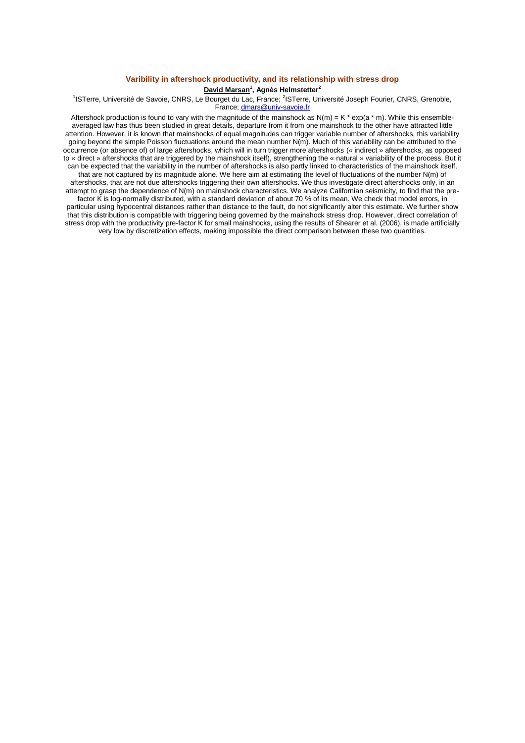## Varibility in aftershock productivity, and its relationship with stress drop

**David Marsan**[1], **Agnès Helmstetter**[2]

[1]ISTerre, Université de Savoie, CNRS, Le Bourget du Lac, France; [2]ISTerre, Université Joseph Fourier, CNRS, Grenoble, France; dmars@univ-savoie.fr

Aftershock production is found to vary with the magnitude of the mainshock as $N(m) = K * \exp(a * m)$. While this ensemble-averaged law has thus been studied in great details, departure from it from one mainshock to the other have attracted little attention. However, it is known that mainshocks of equal magnitudes can trigger variable number of aftershocks, this variability going beyond the simple Poisson fluctuations around the mean number $N(m)$. Much of this variability can be attributed to the occurrence (or absence of) of large aftershocks, which will in turn trigger more aftershocks (« indirect » aftershocks, as opposed to « direct » aftershocks that are triggered by the mainshock itself), strengthening the « natural » variability of the process. But it can be expected that the variability in the number of aftershocks is also partly linked to characteristics of the mainshock itself, that are not captured by its magnitude alone. We here aim at estimating the level of fluctuations of the number $N(m)$ of aftershocks, that are not due aftershocks triggering their own aftershocks. We thus investigate direct aftershocks only, in an attempt to grasp the dependence of $N(m)$ on mainshock characteristics. We analyze Californian seismicity, to find that the pre-factor K is log-normally distributed, with a standard deviation of about 70 % of its mean. We check that model errors, in particular using hypocentral distances rather than distance to the fault, do not significantly alter this estimate. We further show that this distribution is compatible with triggering being governed by the mainshock stress drop. However, direct correlation of stress drop with the productivity pre-factor K for small mainshocks, using the results of Shearer et al. (2006), is made artificially very low by discretization effects, making impossible the direct comparison between these two quantities.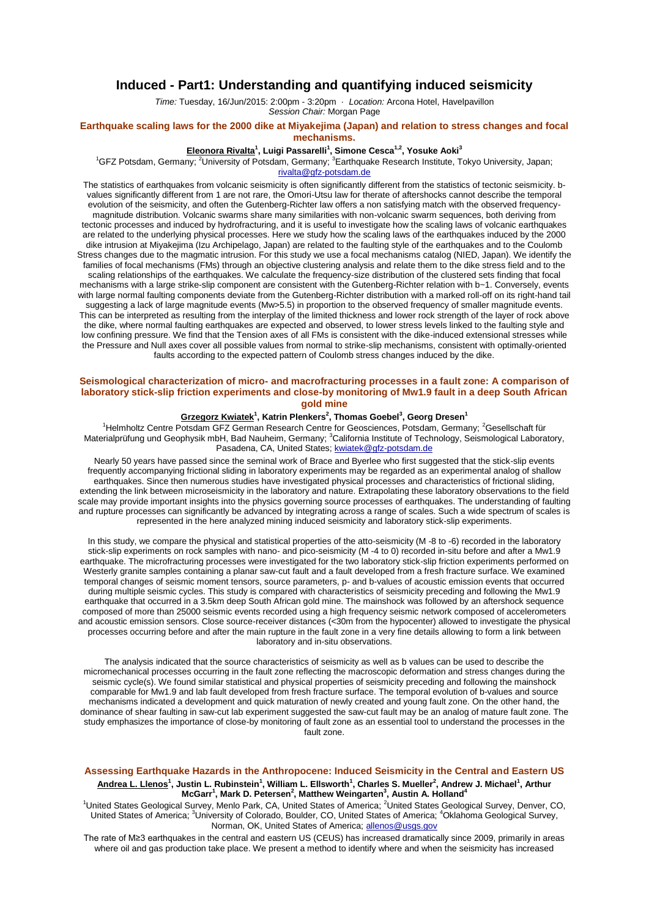# Induced - Part1: Understanding and quantifying induced seismicity

*Time:* Tuesday, 16/Jun/2015: 2:00pm - 3:20pm · *Location:* Arcona Hotel, Havelpavillon
*Session Chair:* Morgan Page

### Earthquake scaling laws for the 2000 dike at Miyakejima (Japan) and relation to stress changes and focal mechanisms.

**Eleonora Rivalta[1], Luigi Passarelli[1], Simone Cesca[1,2], Yosuke Aoki[3]**

[1]GFZ Potsdam, Germany; [2]University of Potsdam, Germany; [3]Earthquake Research Institute, Tokyo University, Japan; rivalta@gfz-potsdam.de

The statistics of earthquakes from volcanic seismicity is often significantly different from the statistics of tectonic seismicity. b-values significantly different from 1 are not rare, the Omori-Utsu law for therate of aftershocks cannot describe the temporal evolution of the seismicity, and often the Gutenberg-Richter law offers a non satisfying match with the observed frequency-magnitude distribution. Volcanic swarms share many similarities with non-volcanic swarm sequences, both deriving from tectonic processes and induced by hydrofracturing, and it is useful to investigate how the scaling laws of volcanic earthquakes are related to the underlying physical processes. Here we study how the scaling laws of the earthquakes induced by the 2000 dike intrusion at Miyakejima (Izu Archipelago, Japan) are related to the faulting style of the earthquakes and to the Coulomb Stress changes due to the magmatic intrusion. For this study we use a focal mechanisms catalog (NIED, Japan). We identify the families of focal mechanisms (FMs) through an objective clustering analysis and relate them to the dike stress field and to the scaling relationships of the earthquakes. We calculate the frequency-size distribution of the clustered sets finding that focal mechanisms with a large strike-slip component are consistent with the Gutenberg-Richter relation with b~1. Conversely, events with large normal faulting components deviate from the Gutenberg-Richter distribution with a marked roll-off on its right-hand tail suggesting a lack of large magnitude events (Mw>5.5) in proportion to the observed frequency of smaller magnitude events. This can be interpreted as resulting from the interplay of the limited thickness and lower rock strength of the layer of rock above the dike, where normal faulting earthquakes are expected and observed, to lower stress levels linked to the faulting style and low confining pressure. We find that the Tension axes of all FMs is consistent with the dike-induced extensional stresses while the Pressure and Null axes cover all possible values from normal to strike-slip mechanisms, consistent with optimally-oriented faults according to the expected pattern of Coulomb stress changes induced by the dike.

### Seismological characterization of micro- and macrofracturing processes in a fault zone: A comparison of laboratory stick-slip friction experiments and close-by monitoring of Mw1.9 fault in a deep South African gold mine

**Grzegorz Kwiatek[1], Katrin Plenkers[2], Thomas Goebel[3], Georg Dresen[1]**

[1]Helmholtz Centre Potsdam GFZ German Research Centre for Geosciences, Potsdam, Germany; [2]Gesellschaft für Materialprüfung und Geophysik mbH, Bad Nauheim, Germany; [3]California Institute of Technology, Seismological Laboratory, Pasadena, CA, United States; kwiatek@gfz-potsdam.de

Nearly 50 years have passed since the seminal work of Brace and Byerlee who first suggested that the stick-slip events frequently accompanying frictional sliding in laboratory experiments may be regarded as an experimental analog of shallow earthquakes. Since then numerous studies have investigated physical processes and characteristics of frictional sliding, extending the link between microseismicity in the laboratory and nature. Extrapolating these laboratory observations to the field scale may provide important insights into the physics governing source processes of earthquakes. The understanding of faulting and rupture processes can significantly be advanced by integrating across a range of scales. Such a wide spectrum of scales is represented in the here analyzed mining induced seismicity and laboratory stick-slip experiments.

In this study, we compare the physical and statistical properties of the atto-seismicity (M -8 to -6) recorded in the laboratory stick-slip experiments on rock samples with nano- and pico-seismicity (M -4 to 0) recorded in-situ before and after a Mw1.9 earthquake. The microfracturing processes were investigated for the two laboratory stick-slip friction experiments performed on Westerly granite samples containing a planar saw-cut fault and a fault developed from a fresh fracture surface. We examined temporal changes of seismic moment tensors, source parameters, p- and b-values of acoustic emission events that occurred during multiple seismic cycles. This study is compared with characteristics of seismicity preceding and following the Mw1.9 earthquake that occurred in a 3.5km deep South African gold mine. The mainshock was followed by an aftershock sequence composed of more than 25000 seismic events recorded using a high frequency seismic network composed of accelerometers and acoustic emission sensors. Close source-receiver distances (<30m from the hypocenter) allowed to investigate the physical processes occurring before and after the main rupture in the fault zone in a very fine details allowing to form a link between laboratory and in-situ observations.

The analysis indicated that the source characteristics of seismicity as well as b values can be used to describe the micromechanical processes occurring in the fault zone reflecting the macroscopic deformation and stress changes during the seismic cycle(s). We found similar statistical and physical properties of seismicity preceding and following the mainshock comparable for Mw1.9 and lab fault developed from fresh fracture surface. The temporal evolution of b-values and source mechanisms indicated a development and quick maturation of newly created and young fault zone. On the other hand, the dominance of shear faulting in saw-cut lab experiment suggested the saw-cut fault may be an analog of mature fault zone. The study emphasizes the importance of close-by monitoring of fault zone as an essential tool to understand the processes in the fault zone.

### Assessing Earthquake Hazards in the Anthropocene: Induced Seismicity in the Central and Eastern US

**Andrea L. Llenos[1], Justin L. Rubinstein[1], William L. Ellsworth[1], Charles S. Mueller[2], Andrew J. Michael[1], Arthur McGarr[1], Mark D. Petersen[2], Matthew Weingarten[3], Austin A. Holland[4]**

[1]United States Geological Survey, Menlo Park, CA, United States of America; [2]United States Geological Survey, Denver, CO, United States of America; [3]University of Colorado, Boulder, CO, United States of America; [4]Oklahoma Geological Survey, Norman, OK, United States of America; allenos@usgs.gov

The rate of M≥3 earthquakes in the central and eastern US (CEUS) has increased dramatically since 2009, primarily in areas where oil and gas production take place. We present a method to identify where and when the seismicity has increased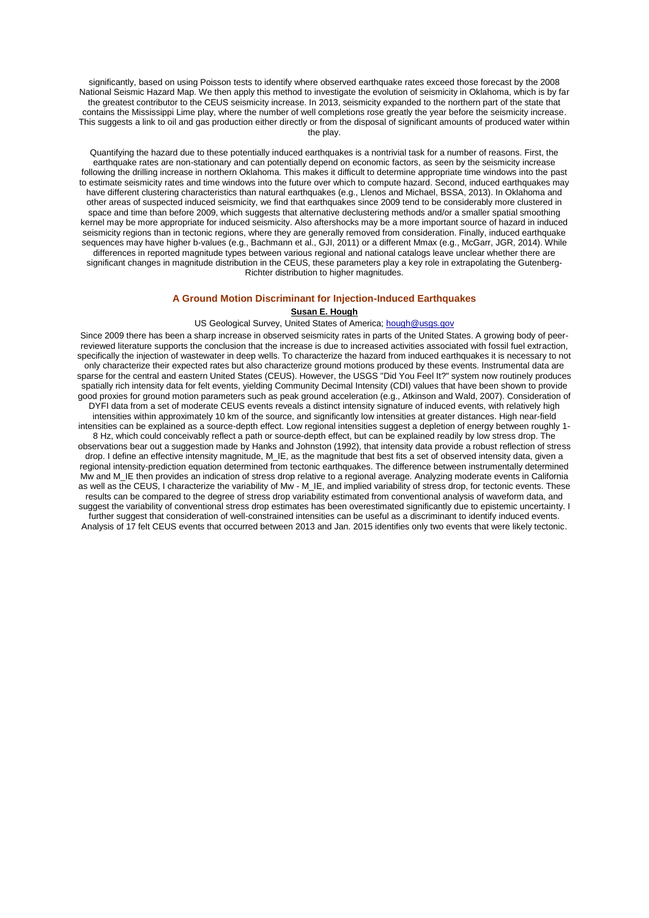significantly, based on using Poisson tests to identify where observed earthquake rates exceed those forecast by the 2008 National Seismic Hazard Map. We then apply this method to investigate the evolution of seismicity in Oklahoma, which is by far the greatest contributor to the CEUS seismicity increase. In 2013, seismicity expanded to the northern part of the state that contains the Mississippi Lime play, where the number of well completions rose greatly the year before the seismicity increase. This suggests a link to oil and gas production either directly or from the disposal of significant amounts of produced water within the play.

Quantifying the hazard due to these potentially induced earthquakes is a nontrivial task for a number of reasons. First, the earthquake rates are non-stationary and can potentially depend on economic factors, as seen by the seismicity increase following the drilling increase in northern Oklahoma. This makes it difficult to determine appropriate time windows into the past to estimate seismicity rates and time windows into the future over which to compute hazard. Second, induced earthquakes may have different clustering characteristics than natural earthquakes (e.g., Llenos and Michael, BSSA, 2013). In Oklahoma and other areas of suspected induced seismicity, we find that earthquakes since 2009 tend to be considerably more clustered in space and time than before 2009, which suggests that alternative declustering methods and/or a smaller spatial smoothing kernel may be more appropriate for induced seismicity. Also aftershocks may be a more important source of hazard in induced seismicity regions than in tectonic regions, where they are generally removed from consideration. Finally, induced earthquake sequences may have higher b-values (e.g., Bachmann et al., GJI, 2011) or a different Mmax (e.g., McGarr, JGR, 2014). While differences in reported magnitude types between various regional and national catalogs leave unclear whether there are significant changes in magnitude distribution in the CEUS, these parameters play a key role in extrapolating the Gutenberg-Richter distribution to higher magnitudes.

## A Ground Motion Discriminant for Injection-Induced Earthquakes

**Susan E. Hough**

US Geological Survey, United States of America; hough@usgs.gov

Since 2009 there has been a sharp increase in observed seismicity rates in parts of the United States. A growing body of peer-reviewed literature supports the conclusion that the increase is due to increased activities associated with fossil fuel extraction, specifically the injection of wastewater in deep wells. To characterize the hazard from induced earthquakes it is necessary to not only characterize their expected rates but also characterize ground motions produced by these events. Instrumental data are sparse for the central and eastern United States (CEUS). However, the USGS "Did You Feel It?" system now routinely produces spatially rich intensity data for felt events, yielding Community Decimal Intensity (CDI) values that have been shown to provide good proxies for ground motion parameters such as peak ground acceleration (e.g., Atkinson and Wald, 2007). Consideration of DYFI data from a set of moderate CEUS events reveals a distinct intensity signature of induced events, with relatively high intensities within approximately 10 km of the source, and significantly low intensities at greater distances. High near-field intensities can be explained as a source-depth effect. Low regional intensities suggest a depletion of energy between roughly 1-8 Hz, which could conceivably reflect a path or source-depth effect, but can be explained readily by low stress drop. The observations bear out a suggestion made by Hanks and Johnston (1992), that intensity data provide a robust reflection of stress drop. I define an effective intensity magnitude, $M_{IE}$, as the magnitude that best fits a set of observed intensity data, given a regional intensity-prediction equation determined from tectonic earthquakes. The difference between instrumentally determined Mw and $M_{IE}$ then provides an indication of stress drop relative to a regional average. Analyzing moderate events in California as well as the CEUS, I characterize the variability of Mw - $M_{IE}$, and implied variability of stress drop, for tectonic events. These results can be compared to the degree of stress drop variability estimated from conventional analysis of waveform data, and suggest the variability of conventional stress drop estimates has been overestimated significantly due to epistemic uncertainty. I further suggest that consideration of well-constrained intensities can be useful as a discriminant to identify induced events. Analysis of 17 felt CEUS events that occurred between 2013 and Jan. 2015 identifies only two events that were likely tectonic.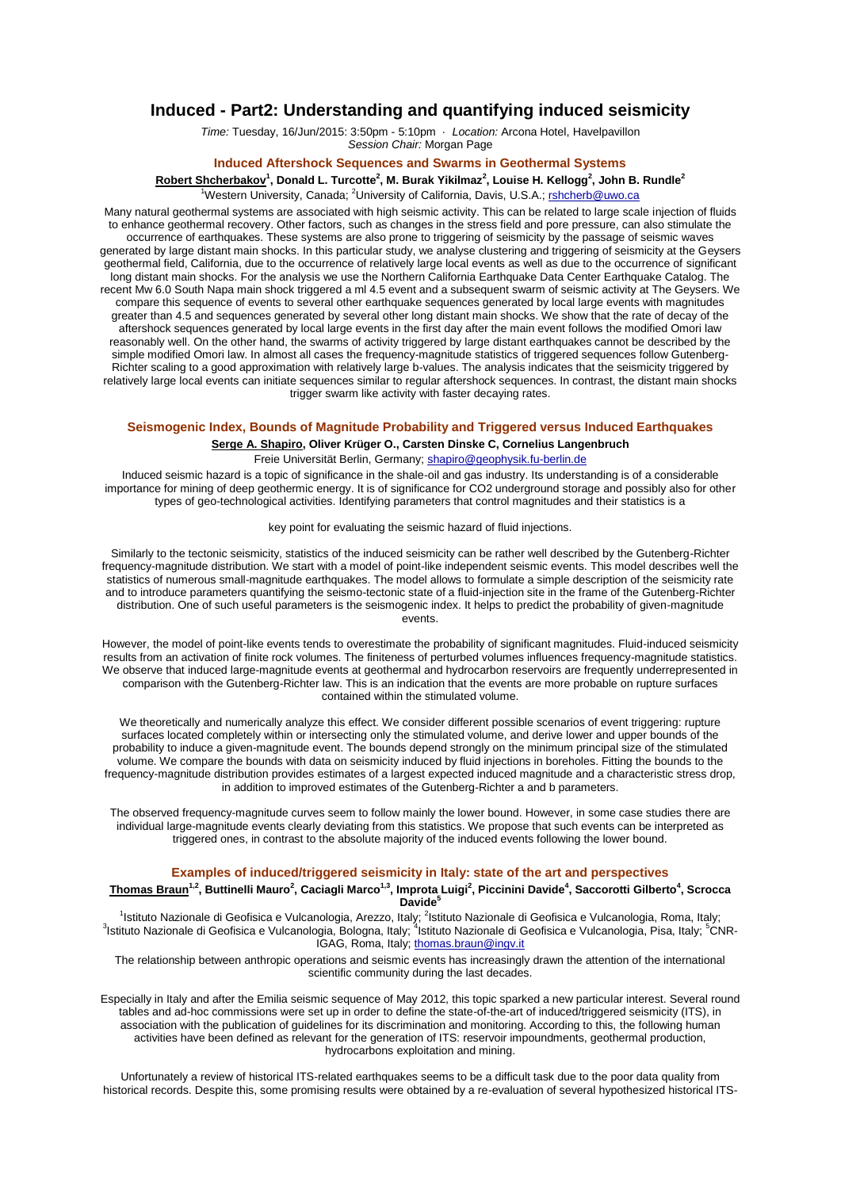# Induced - Part2: Understanding and quantifying induced seismicity

*Time:* Tuesday, 16/Jun/2015: 3:50pm - 5:10pm · *Location:* Arcona Hotel, Havelpavillon
*Session Chair:* Morgan Page

## Induced Aftershock Sequences and Swarms in Geothermal Systems

**Robert Shcherbakov**[1], **Donald L. Turcotte**[2], **M. Burak Yikilmaz**[2], **Louise H. Kellogg**[2], **John B. Rundle**[2]

[1]Western University, Canada; [2]University of California, Davis, U.S.A.; rshcherb@uwo.ca

Many natural geothermal systems are associated with high seismic activity. This can be related to large scale injection of fluids to enhance geothermal recovery. Other factors, such as changes in the stress field and pore pressure, can also stimulate the occurrence of earthquakes. These systems are also prone to triggering of seismicity by the passage of seismic waves generated by large distant main shocks. In this particular study, we analyse clustering and triggering of seismicity at the Geysers geothermal field, California, due to the occurrence of relatively large local events as well as due to the occurrence of significant long distant main shocks. For the analysis we use the Northern California Earthquake Data Center Earthquake Catalog. The recent Mw 6.0 South Napa main shock triggered a ml 4.5 event and a subsequent swarm of seismic activity at The Geysers. We compare this sequence of events to several other earthquake sequences generated by local large events with magnitudes greater than 4.5 and sequences generated by several other long distant main shocks. We show that the rate of decay of the aftershock sequences generated by local large events in the first day after the main event follows the modified Omori law reasonably well. On the other hand, the swarms of activity triggered by large distant earthquakes cannot be described by the simple modified Omori law. In almost all cases the frequency-magnitude statistics of triggered sequences follow Gutenberg-Richter scaling to a good approximation with relatively large b-values. The analysis indicates that the seismicity triggered by relatively large local events can initiate sequences similar to regular aftershock sequences. In contrast, the distant main shocks trigger swarm like activity with faster decaying rates.

## Seismogenic Index, Bounds of Magnitude Probability and Triggered versus Induced Earthquakes

**Serge A. Shapiro**, **Oliver Krüger O.**, **Carsten Dinske C**, **Cornelius Langenbruch**

Freie Universität Berlin, Germany; shapiro@geophysik.fu-berlin.de

Induced seismic hazard is a topic of significance in the shale-oil and gas industry. Its understanding is of a considerable importance for mining of deep geothermic energy. It is of significance for CO2 underground storage and possibly also for other types of geo-technological activities. Identifying parameters that control magnitudes and their statistics is a

key point for evaluating the seismic hazard of fluid injections.

Similarly to the tectonic seismicity, statistics of the induced seismicity can be rather well described by the Gutenberg-Richter frequency-magnitude distribution. We start with a model of point-like independent seismic events. This model describes well the statistics of numerous small-magnitude earthquakes. The model allows to formulate a simple description of the seismicity rate and to introduce parameters quantifying the seismo-tectonic state of a fluid-injection site in the frame of the Gutenberg-Richter distribution. One of such useful parameters is the seismogenic index. It helps to predict the probability of given-magnitude events.

However, the model of point-like events tends to overestimate the probability of significant magnitudes. Fluid-induced seismicity results from an activation of finite rock volumes. The finiteness of perturbed volumes influences frequency-magnitude statistics. We observe that induced large-magnitude events at geothermal and hydrocarbon reservoirs are frequently underrepresented in comparison with the Gutenberg-Richter law. This is an indication that the events are more probable on rupture surfaces contained within the stimulated volume.

We theoretically and numerically analyze this effect. We consider different possible scenarios of event triggering: rupture surfaces located completely within or intersecting only the stimulated volume, and derive lower and upper bounds of the probability to induce a given-magnitude event. The bounds depend strongly on the minimum principal size of the stimulated volume. We compare the bounds with data on seismicity induced by fluid injections in boreholes. Fitting the bounds to the frequency-magnitude distribution provides estimates of a largest expected induced magnitude and a characteristic stress drop, in addition to improved estimates of the Gutenberg-Richter a and b parameters.

The observed frequency-magnitude curves seem to follow mainly the lower bound. However, in some case studies there are individual large-magnitude events clearly deviating from this statistics. We propose that such events can be interpreted as triggered ones, in contrast to the absolute majority of the induced events following the lower bound.

## Examples of induced/triggered seismicity in Italy: state of the art and perspectives

**Thomas Braun**[1,2], **Buttinelli Mauro**[2], **Caciagli Marco**[1,3], **Improta Luigi**[2], **Piccinini Davide**[4], **Saccorotti Gilberto**[4], **Scrocca Davide**[5]

[1]Istituto Nazionale di Geofisica e Vulcanologia, Arezzo, Italy; [2]Istituto Nazionale di Geofisica e Vulcanologia, Roma, Italy; [3]Istituto Nazionale di Geofisica e Vulcanologia, Bologna, Italy; [4]Istituto Nazionale di Geofisica e Vulcanologia, Pisa, Italy; [5]CNR-IGAG, Roma, Italy; thomas.braun@ingv.it

The relationship between anthropic operations and seismic events has increasingly drawn the attention of the international scientific community during the last decades.

Especially in Italy and after the Emilia seismic sequence of May 2012, this topic sparked a new particular interest. Several round tables and ad-hoc commissions were set up in order to define the state-of-the-art of induced/triggered seismicity (ITS), in association with the publication of guidelines for its discrimination and monitoring. According to this, the following human activities have been defined as relevant for the generation of ITS: reservoir impoundments, geothermal production, hydrocarbons exploitation and mining.

Unfortunately a review of historical ITS-related earthquakes seems to be a difficult task due to the poor data quality from historical records. Despite this, some promising results were obtained by a re-evaluation of several hypothesized historical ITS-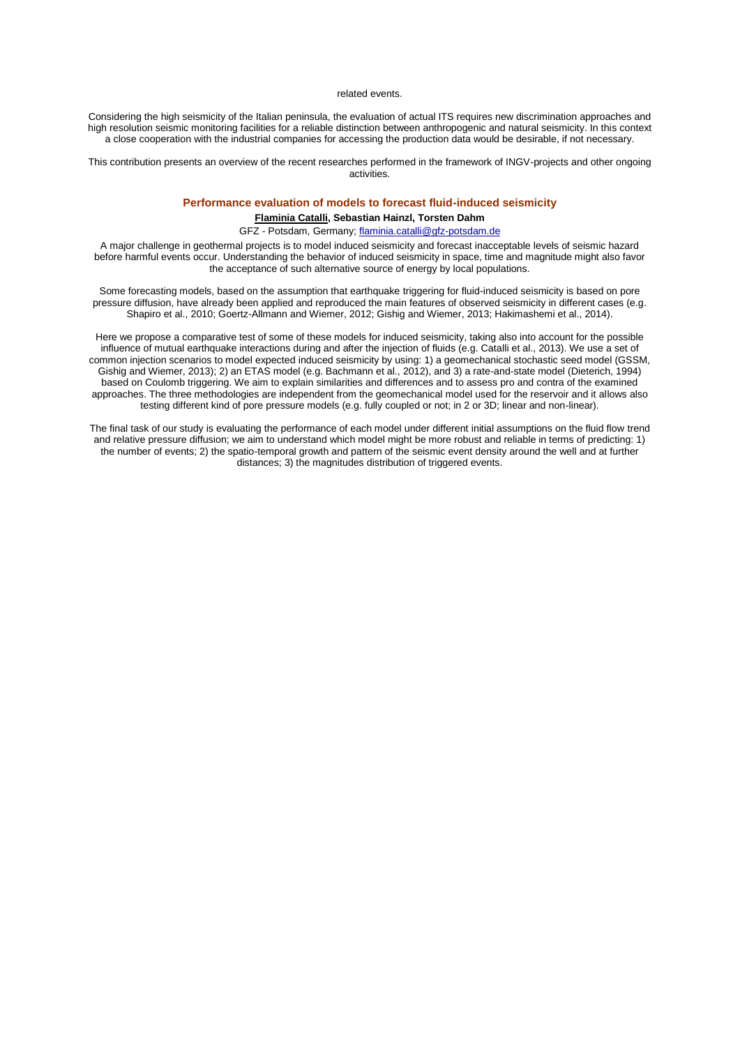related events.

Considering the high seismicity of the Italian peninsula, the evaluation of actual ITS requires new discrimination approaches and high resolution seismic monitoring facilities for a reliable distinction between anthropogenic and natural seismicity. In this context a close cooperation with the industrial companies for accessing the production data would be desirable, if not necessary.

This contribution presents an overview of the recent researches performed in the framework of INGV-projects and other ongoing activities.

## Performance evaluation of models to forecast fluid-induced seismicity

**Flaminia Catalli, Sebastian Hainzl, Torsten Dahm**

GFZ - Potsdam, Germany; flaminia.catalli@gfz-potsdam.de

A major challenge in geothermal projects is to model induced seismicity and forecast inacceptable levels of seismic hazard before harmful events occur. Understanding the behavior of induced seismicity in space, time and magnitude might also favor the acceptance of such alternative source of energy by local populations.

Some forecasting models, based on the assumption that earthquake triggering for fluid-induced seismicity is based on pore pressure diffusion, have already been applied and reproduced the main features of observed seismicity in different cases (e.g. Shapiro et al., 2010; Goertz-Allmann and Wiemer, 2012; Gishig and Wiemer, 2013; Hakimashemi et al., 2014).

Here we propose a comparative test of some of these models for induced seismicity, taking also into account for the possible influence of mutual earthquake interactions during and after the injection of fluids (e.g. Catalli et al., 2013). We use a set of common injection scenarios to model expected induced seismicity by using: 1) a geomechanical stochastic seed model (GSSM, Gishig and Wiemer, 2013); 2) an ETAS model (e.g. Bachmann et al., 2012), and 3) a rate-and-state model (Dieterich, 1994) based on Coulomb triggering. We aim to explain similarities and differences and to assess pro and contra of the examined approaches. The three methodologies are independent from the geomechanical model used for the reservoir and it allows also testing different kind of pore pressure models (e.g. fully coupled or not; in 2 or 3D; linear and non-linear).

The final task of our study is evaluating the performance of each model under different initial assumptions on the fluid flow trend and relative pressure diffusion; we aim to understand which model might be more robust and reliable in terms of predicting: 1) the number of events; 2) the spatio-temporal growth and pattern of the seismic event density around the well and at further distances; 3) the magnitudes distribution of triggered events.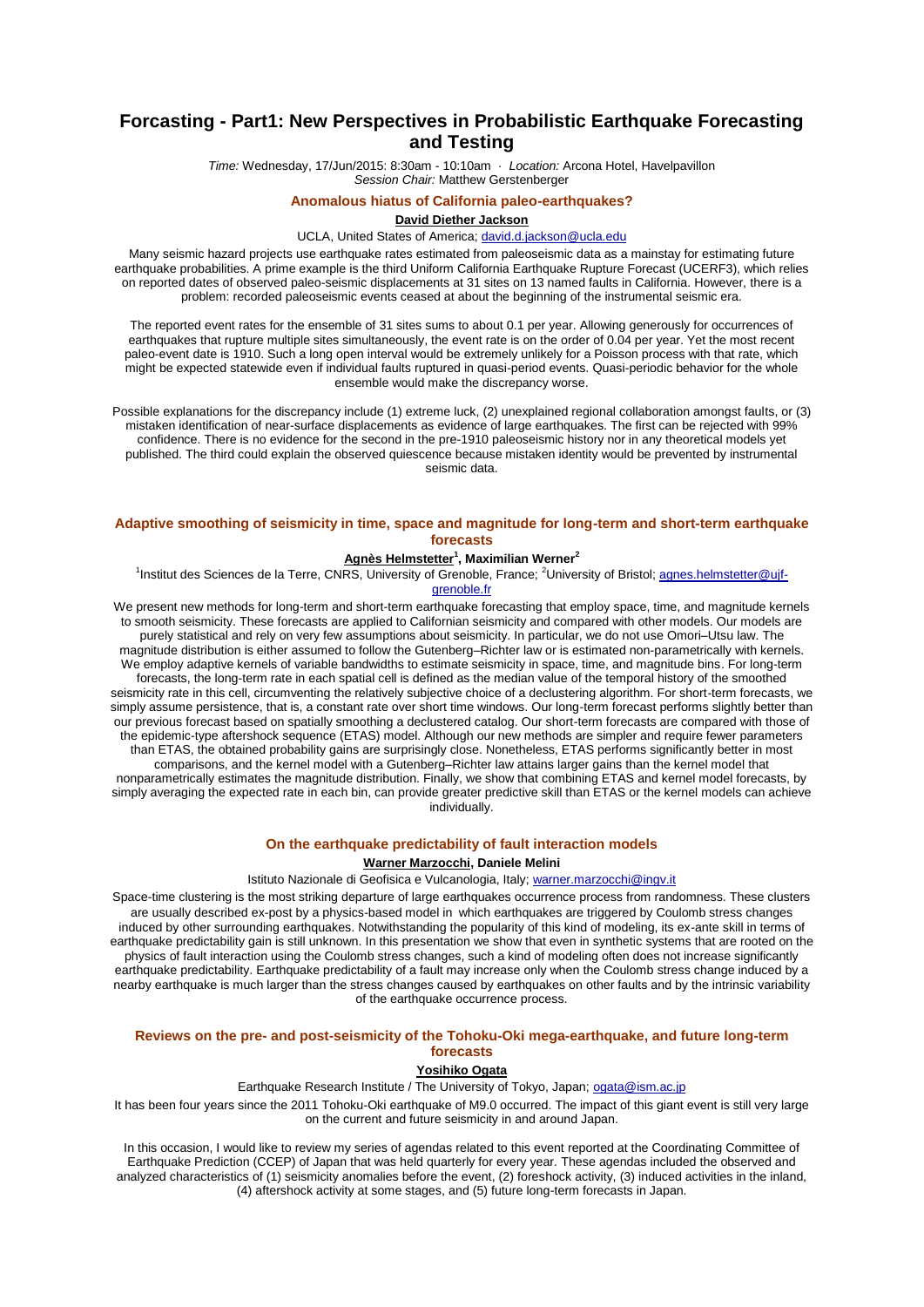# Forcasting - Part1: New Perspectives in Probabilistic Earthquake Forecasting and Testing

*Time:* Wednesday, 17/Jun/2015: 8:30am - 10:10am · *Location:* Arcona Hotel, Havelpavillon
*Session Chair:* Matthew Gerstenberger

### Anomalous hiatus of California paleo-earthquakes?

**David Diether Jackson**

UCLA, United States of America; david.d.jackson@ucla.edu

Many seismic hazard projects use earthquake rates estimated from paleoseismic data as a mainstay for estimating future earthquake probabilities. A prime example is the third Uniform California Earthquake Rupture Forecast (UCERF3), which relies on reported dates of observed paleo-seismic displacements at 31 sites on 13 named faults in California. However, there is a problem: recorded paleoseismic events ceased at about the beginning of the instrumental seismic era.

The reported event rates for the ensemble of 31 sites sums to about 0.1 per year. Allowing generously for occurrences of earthquakes that rupture multiple sites simultaneously, the event rate is on the order of 0.04 per year. Yet the most recent paleo-event date is 1910. Such a long open interval would be extremely unlikely for a Poisson process with that rate, which might be expected statewide even if individual faults ruptured in quasi-period events. Quasi-periodic behavior for the whole ensemble would make the discrepancy worse.

Possible explanations for the discrepancy include (1) extreme luck, (2) unexplained regional collaboration amongst faults, or (3) mistaken identification of near-surface displacements as evidence of large earthquakes. The first can be rejected with 99% confidence. There is no evidence for the second in the pre-1910 paleoseismic history nor in any theoretical models yet published. The third could explain the observed quiescence because mistaken identity would be prevented by instrumental seismic data.

### Adaptive smoothing of seismicity in time, space and magnitude for long-term and short-term earthquake forecasts

**Agnès Helmstetter[1], Maximilian Werner[2]**

[1]Institut des Sciences de la Terre, CNRS, University of Grenoble, France; [2]University of Bristol; agnes.helmstetter@ujf-grenoble.fr

We present new methods for long-term and short-term earthquake forecasting that employ space, time, and magnitude kernels to smooth seismicity. These forecasts are applied to Californian seismicity and compared with other models. Our models are purely statistical and rely on very few assumptions about seismicity. In particular, we do not use Omori–Utsu law. The magnitude distribution is either assumed to follow the Gutenberg–Richter law or is estimated non-parametrically with kernels. We employ adaptive kernels of variable bandwidths to estimate seismicity in space, time, and magnitude bins. For long-term forecasts, the long-term rate in each spatial cell is defined as the median value of the temporal history of the smoothed seismicity rate in this cell, circumventing the relatively subjective choice of a declustering algorithm. For short-term forecasts, we simply assume persistence, that is, a constant rate over short time windows. Our long-term forecast performs slightly better than our previous forecast based on spatially smoothing a declustered catalog. Our short-term forecasts are compared with those of the epidemic-type aftershock sequence (ETAS) model. Although our new methods are simpler and require fewer parameters than ETAS, the obtained probability gains are surprisingly close. Nonetheless, ETAS performs significantly better in most comparisons, and the kernel model with a Gutenberg–Richter law attains larger gains than the kernel model that nonparametrically estimates the magnitude distribution. Finally, we show that combining ETAS and kernel model forecasts, by simply averaging the expected rate in each bin, can provide greater predictive skill than ETAS or the kernel models can achieve individually.

### On the earthquake predictability of fault interaction models

**Warner Marzocchi, Daniele Melini**

Istituto Nazionale di Geofisica e Vulcanologia, Italy; warner.marzocchi@ingv.it

Space-time clustering is the most striking departure of large earthquakes occurrence process from randomness. These clusters are usually described ex-post by a physics-based model in which earthquakes are triggered by Coulomb stress changes induced by other surrounding earthquakes. Notwithstanding the popularity of this kind of modeling, its ex-ante skill in terms of earthquake predictability gain is still unknown. In this presentation we show that even in synthetic systems that are rooted on the physics of fault interaction using the Coulomb stress changes, such a kind of modeling often does not increase significantly earthquake predictability. Earthquake predictability of a fault may increase only when the Coulomb stress change induced by a nearby earthquake is much larger than the stress changes caused by earthquakes on other faults and by the intrinsic variability of the earthquake occurrence process.

### Reviews on the pre- and post-seismicity of the Tohoku-Oki mega-earthquake, and future long-term forecasts

**Yosihiko Ogata**

Earthquake Research Institute / The University of Tokyo, Japan; ogata@ism.ac.jp

It has been four years since the 2011 Tohoku-Oki earthquake of M9.0 occurred. The impact of this giant event is still very large on the current and future seismicity in and around Japan.

In this occasion, I would like to review my series of agendas related to this event reported at the Coordinating Committee of Earthquake Prediction (CCEP) of Japan that was held quarterly for every year. These agendas included the observed and analyzed characteristics of (1) seismicity anomalies before the event, (2) foreshock activity, (3) induced activities in the inland, (4) aftershock activity at some stages, and (5) future long-term forecasts in Japan.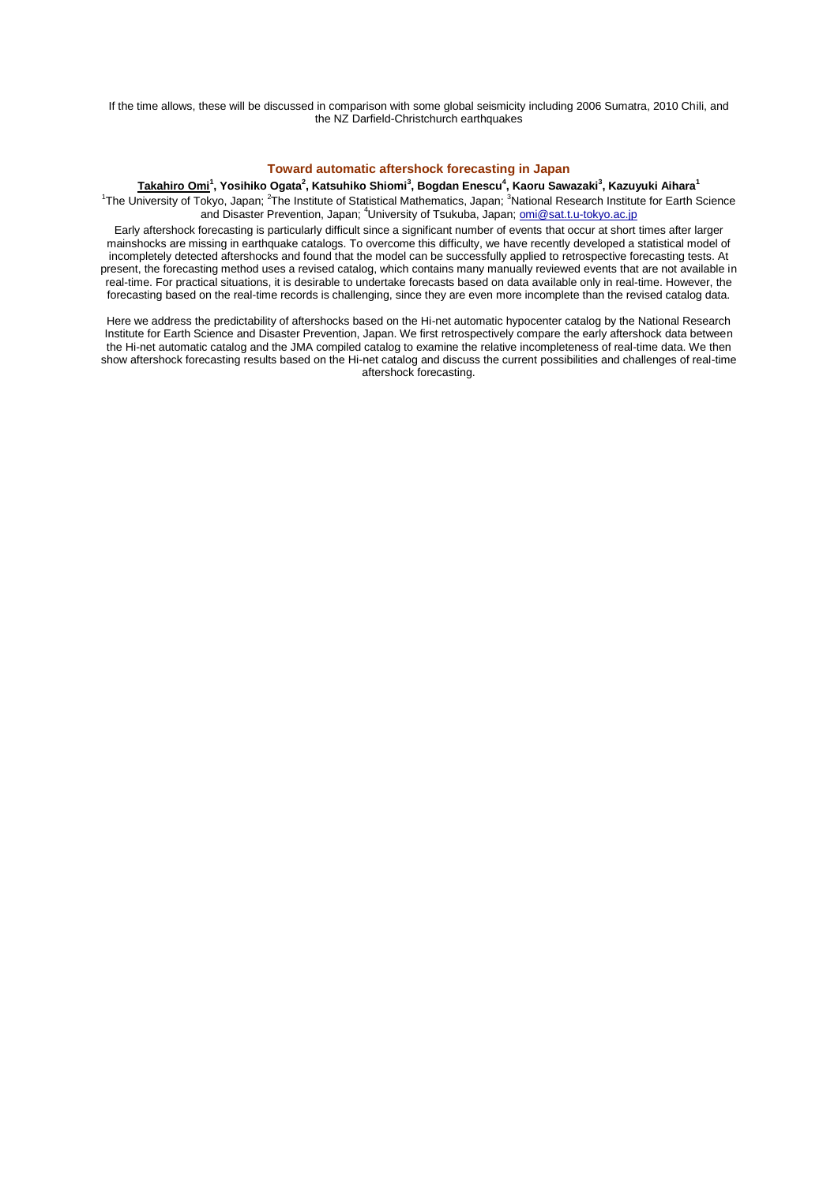If the time allows, these will be discussed in comparison with some global seismicity including 2006 Sumatra, 2010 Chili, and the NZ Darfield-Christchurch earthquakes

### Toward automatic aftershock forecasting in Japan

**Takahiro Omi[1], Yosihiko Ogata[2], Katsuhiko Shiomi[3], Bogdan Enescu[4], Kaoru Sawazaki[3], Kazuyuki Aihara[1]**

[1]The University of Tokyo, Japan; [2]The Institute of Statistical Mathematics, Japan; [3]National Research Institute for Earth Science and Disaster Prevention, Japan; [4]University of Tsukuba, Japan; omi@sat.t.u-tokyo.ac.jp

Early aftershock forecasting is particularly difficult since a significant number of events that occur at short times after larger mainshocks are missing in earthquake catalogs. To overcome this difficulty, we have recently developed a statistical model of incompletely detected aftershocks and found that the model can be successfully applied to retrospective forecasting tests. At present, the forecasting method uses a revised catalog, which contains many manually reviewed events that are not available in real-time. For practical situations, it is desirable to undertake forecasts based on data available only in real-time. However, the forecasting based on the real-time records is challenging, since they are even more incomplete than the revised catalog data.

Here we address the predictability of aftershocks based on the Hi-net automatic hypocenter catalog by the National Research Institute for Earth Science and Disaster Prevention, Japan. We first retrospectively compare the early aftershock data between the Hi-net automatic catalog and the JMA compiled catalog to examine the relative incompleteness of real-time data. We then show aftershock forecasting results based on the Hi-net catalog and discuss the current possibilities and challenges of real-time aftershock forecasting.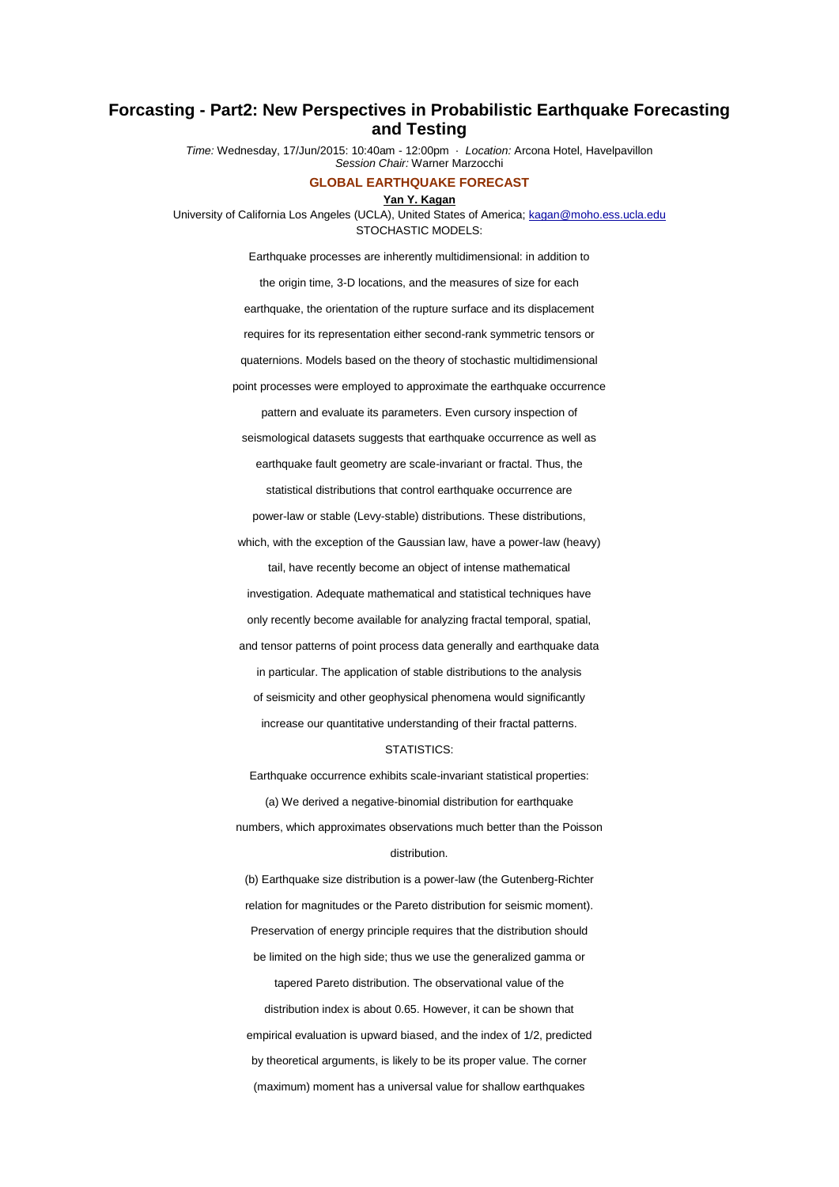# Forcasting - Part2: New Perspectives in Probabilistic Earthquake Forecasting and Testing

*Time:* Wednesday, 17/Jun/2015: 10:40am - 12:00pm · *Location:* Arcona Hotel, Havelpavillon
*Session Chair:* Warner Marzocchi

## GLOBAL EARTHQUAKE FORECAST

**Yan Y. Kagan**

University of California Los Angeles (UCLA), United States of America; kagan@moho.ess.ucla.edu

STOCHASTIC MODELS:

Earthquake processes are inherently multidimensional: in addition to the origin time, 3-D locations, and the measures of size for each earthquake, the orientation of the rupture surface and its displacement requires for its representation either second-rank symmetric tensors or quaternions. Models based on the theory of stochastic multidimensional point processes were employed to approximate the earthquake occurrence pattern and evaluate its parameters. Even cursory inspection of seismological datasets suggests that earthquake occurrence as well as earthquake fault geometry are scale-invariant or fractal. Thus, the statistical distributions that control earthquake occurrence are power-law or stable (Levy-stable) distributions. These distributions, which, with the exception of the Gaussian law, have a power-law (heavy) tail, have recently become an object of intense mathematical investigation. Adequate mathematical and statistical techniques have only recently become available for analyzing fractal temporal, spatial, and tensor patterns of point process data generally and earthquake data in particular. The application of stable distributions to the analysis of seismicity and other geophysical phenomena would significantly increase our quantitative understanding of their fractal patterns.

STATISTICS:

Earthquake occurrence exhibits scale-invariant statistical properties:

(a) We derived a negative-binomial distribution for earthquake numbers, which approximates observations much better than the Poisson distribution.

(b) Earthquake size distribution is a power-law (the Gutenberg-Richter relation for magnitudes or the Pareto distribution for seismic moment). Preservation of energy principle requires that the distribution should be limited on the high side; thus we use the generalized gamma or tapered Pareto distribution. The observational value of the distribution index is about 0.65. However, it can be shown that empirical evaluation is upward biased, and the index of 1/2, predicted by theoretical arguments, is likely to be its proper value. The corner (maximum) moment has a universal value for shallow earthquakes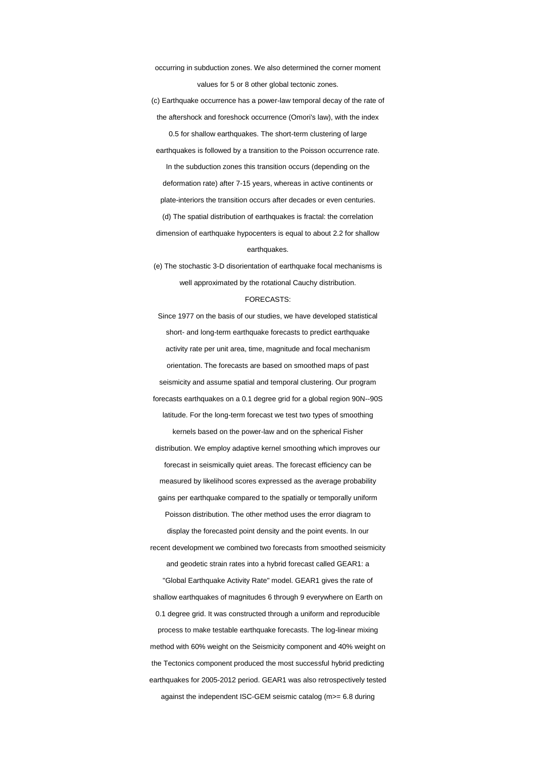occurring in subduction zones. We also determined the corner moment values for 5 or 8 other global tectonic zones.

(c) Earthquake occurrence has a power-law temporal decay of the rate of the aftershock and foreshock occurrence (Omori's law), with the index 0.5 for shallow earthquakes. The short-term clustering of large earthquakes is followed by a transition to the Poisson occurrence rate. In the subduction zones this transition occurs (depending on the deformation rate) after 7-15 years, whereas in active continents or plate-interiors the transition occurs after decades or even centuries.

(d) The spatial distribution of earthquakes is fractal: the correlation dimension of earthquake hypocenters is equal to about 2.2 for shallow earthquakes.

(e) The stochastic 3-D disorientation of earthquake focal mechanisms is well approximated by the rotational Cauchy distribution.

FORECASTS:

Since 1977 on the basis of our studies, we have developed statistical short- and long-term earthquake forecasts to predict earthquake activity rate per unit area, time, magnitude and focal mechanism orientation. The forecasts are based on smoothed maps of past seismicity and assume spatial and temporal clustering. Our program forecasts earthquakes on a 0.1 degree grid for a global region 90N--90S latitude. For the long-term forecast we test two types of smoothing kernels based on the power-law and on the spherical Fisher distribution. We employ adaptive kernel smoothing which improves our forecast in seismically quiet areas. The forecast efficiency can be measured by likelihood scores expressed as the average probability gains per earthquake compared to the spatially or temporally uniform Poisson distribution. The other method uses the error diagram to display the forecasted point density and the point events. In our recent development we combined two forecasts from smoothed seismicity and geodetic strain rates into a hybrid forecast called GEAR1: a "Global Earthquake Activity Rate" model. GEAR1 gives the rate of shallow earthquakes of magnitudes 6 through 9 everywhere on Earth on 0.1 degree grid. It was constructed through a uniform and reproducible process to make testable earthquake forecasts. The log-linear mixing method with 60% weight on the Seismicity component and 40% weight on the Tectonics component produced the most successful hybrid predicting earthquakes for 2005-2012 period. GEAR1 was also retrospectively tested against the independent ISC-GEM seismic catalog (m>= 6.8 during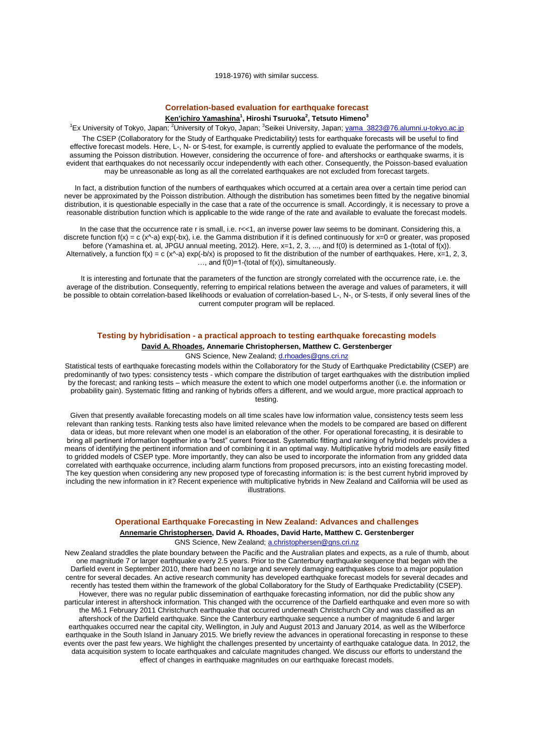1918-1976) with similar success.

### Correlation-based evaluation for earthquake forecast

**Ken'ichiro Yamashina[1], Hiroshi Tsuruoka[2], Tetsuo Himeno[3]**

[1]Ex University of Tokyo, Japan; [2]University of Tokyo, Japan; [3]Seikei University, Japan; yama_3823@76.alumni.u-tokyo.ac.jp

The CSEP (Collaboratory for the Study of Earthquake Predictability) tests for earthquake forecasts will be useful to find effective forecast models. Here, L-, N- or S-test, for example, is currently applied to evaluate the performance of the models, assuming the Poisson distribution. However, considering the occurrence of fore- and aftershocks or earthquake swarms, it is evident that earthquakes do not necessarily occur independently with each other. Consequently, the Poisson-based evaluation may be unreasonable as long as all the correlated earthquakes are not excluded from forecast targets.

In fact, a distribution function of the numbers of earthquakes which occurred at a certain area over a certain time period can never be approximated by the Poisson distribution. Although the distribution has sometimes been fitted by the negative binomial distribution, it is questionable especially in the case that a rate of the occurrence is small. Accordingly, it is necessary to prove a reasonable distribution function which is applicable to the wide range of the rate and available to evaluate the forecast models.

In the case that the occurrence rate r is small, i.e. r<<1, an inverse power law seems to be dominant. Considering this, a discrete function $f(x) = c\,(x^{-a}) \exp(-bx)$, i.e. the Gamma distribution if it is defined continuously for x=0 or greater, was proposed before (Yamashina et. al, JPGU annual meeting, 2012). Here, x=1, 2, 3, ..., and f(0) is determined as 1-(total of f(x)). Alternatively, a function $f(x) = c\,(x^{-a}) \exp(-b/x)$ is proposed to fit the distribution of the number of earthquakes. Here, x=1, 2, 3, …, and f(0)=1-(total of f(x)), simultaneously.

It is interesting and fortunate that the parameters of the function are strongly correlated with the occurrence rate, i.e. the average of the distribution. Consequently, referring to empirical relations between the average and values of parameters, it will be possible to obtain correlation-based likelihoods or evaluation of correlation-based L-, N-, or S-tests, if only several lines of the current computer program will be replaced.

### Testing by hybridisation - a practical approach to testing earthquake forecasting models

**David A. Rhoades, Annemarie Christophersen, Matthew C. Gerstenberger**

GNS Science, New Zealand; d.rhoades@gns.cri.nz

Statistical tests of earthquake forecasting models within the Collaboratory for the Study of Earthquake Predictability (CSEP) are predominantly of two types: consistency tests - which compare the distribution of target earthquakes with the distribution implied by the forecast; and ranking tests – which measure the extent to which one model outperforms another (i.e. the information or probability gain). Systematic fitting and ranking of hybrids offers a different, and we would argue, more practical approach to testing.

Given that presently available forecasting models on all time scales have low information value, consistency tests seem less relevant than ranking tests. Ranking tests also have limited relevance when the models to be compared are based on different data or ideas, but more relevant when one model is an elaboration of the other. For operational forecasting, it is desirable to bring all pertinent information together into a "best" current forecast. Systematic fitting and ranking of hybrid models provides a means of identifying the pertinent information and of combining it in an optimal way. Multiplicative hybrid models are easily fitted to gridded models of CSEP type. More importantly, they can also be used to incorporate the information from any gridded data correlated with earthquake occurrence, including alarm functions from proposed precursors, into an existing forecasting model. The key question when considering any new proposed type of forecasting information is: is the best current hybrid improved by including the new information in it? Recent experience with multiplicative hybrids in New Zealand and California will be used as illustrations.

### Operational Earthquake Forecasting in New Zealand: Advances and challenges

**Annemarie Christophersen, David A. Rhoades, David Harte, Matthew C. Gerstenberger**

GNS Science, New Zealand; a.christophersen@gns.cri.nz

New Zealand straddles the plate boundary between the Pacific and the Australian plates and expects, as a rule of thumb, about one magnitude 7 or larger earthquake every 2.5 years. Prior to the Canterbury earthquake sequence that began with the Darfield event in September 2010, there had been no large and severely damaging earthquakes close to a major population centre for several decades. An active research community has developed earthquake forecast models for several decades and recently has tested them within the framework of the global Collaboratory for the Study of Earthquake Predictability (CSEP). However, there was no regular public dissemination of earthquake forecasting information, nor did the public show any particular interest in aftershock information. This changed with the occurrence of the Darfield earthquake and even more so with the M6.1 February 2011 Christchurch earthquake that occurred underneath Christchurch City and was classified as an aftershock of the Darfield earthquake. Since the Canterbury earthquake sequence a number of magnitude 6 and larger earthquakes occurred near the capital city, Wellington, in July and August 2013 and January 2014, as well as the Wilberforce earthquake in the South Island in January 2015. We briefly review the advances in operational forecasting in response to these events over the past few years. We highlight the challenges presented by uncertainty of earthquake catalogue data. In 2012, the data acquisition system to locate earthquakes and calculate magnitudes changed. We discuss our efforts to understand the effect of changes in earthquake magnitudes on our earthquake forecast models.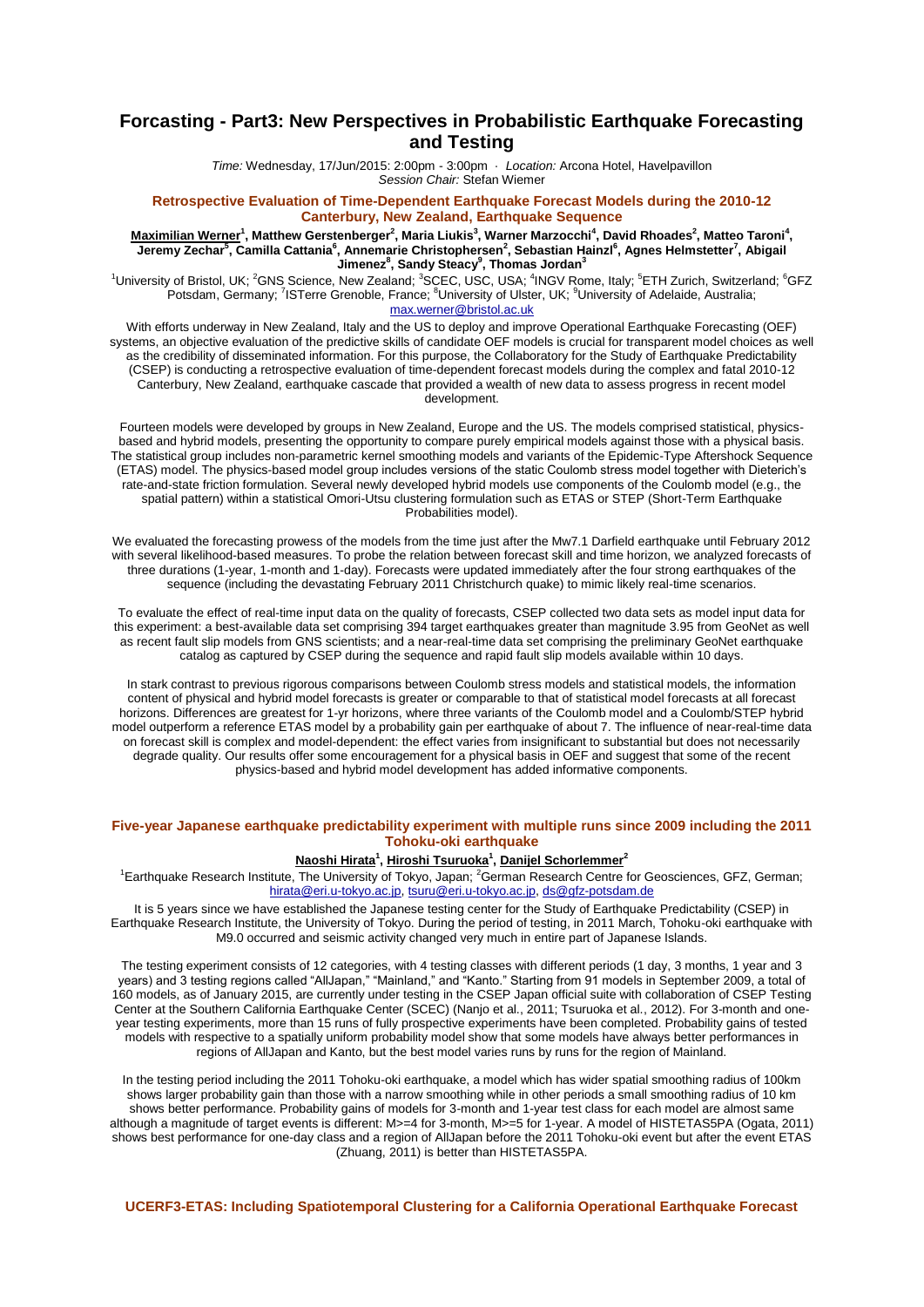# Forcasting - Part3: New Perspectives in Probabilistic Earthquake Forecasting and Testing

*Time:* Wednesday, 17/Jun/2015: 2:00pm · *Location:* Arcona Hotel, Havelpavillon
*Session Chair:* Stefan Wiemer

## Retrospective Evaluation of Time-Dependent Earthquake Forecast Models during the 2010-12 Canterbury, New Zealand, Earthquake Sequence

**Maximilian Werner[1], Matthew Gerstenberger[2], Maria Liukis[3], Warner Marzocchi[4], David Rhoades[2], Matteo Taroni[4], Jeremy Zechar[5], Camilla Cattania[6], Annemarie Christophersen[2], Sebastian Hainzl[6], Agnes Helmstetter[7], Abigail Jimenez[8], Sandy Steacy[9], Thomas Jordan[3]**

[1]University of Bristol, UK; [2]GNS Science, New Zealand; [3]SCEC, USC, USA; [4]INGV Rome, Italy; [5]ETH Zurich, Switzerland; [6]GFZ Potsdam, Germany; [7]ISTerre Grenoble, France; [8]University of Ulster, UK; [9]University of Adelaide, Australia;
max.werner@bristol.ac.uk

With efforts underway in New Zealand, Italy and the US to deploy and improve Operational Earthquake Forecasting (OEF) systems, an objective evaluation of the predictive skills of candidate OEF models is crucial for transparent model choices as well as the credibility of disseminated information. For this purpose, the Collaboratory for the Study of Earthquake Predictability (CSEP) is conducting a retrospective evaluation of time-dependent forecast models during the complex and fatal 2010-12 Canterbury, New Zealand, earthquake cascade that provided a wealth of new data to assess progress in recent model development.

Fourteen models were developed by groups in New Zealand, Europe and the US. The models comprised statistical, physics-based and hybrid models, presenting the opportunity to compare purely empirical models against those with a physical basis. The statistical group includes non-parametric kernel smoothing models and variants of the Epidemic-Type Aftershock Sequence (ETAS) model. The physics-based model group includes versions of the static Coulomb stress model together with Dieterich's rate-and-state friction formulation. Several newly developed hybrid models use components of the Coulomb model (e.g., the spatial pattern) within a statistical Omori-Utsu clustering formulation such as ETAS or STEP (Short-Term Earthquake Probabilities model).

We evaluated the forecasting prowess of the models from the time just after the Mw7.1 Darfield earthquake until February 2012 with several likelihood-based measures. To probe the relation between forecast skill and time horizon, we analyzed forecasts of three durations (1-year, 1-month and 1-day). Forecasts were updated immediately after the four strong earthquakes of the sequence (including the devastating February 2011 Christchurch quake) to mimic likely real-time scenarios.

To evaluate the effect of real-time input data on the quality of forecasts, CSEP collected two data sets as model input data for this experiment: a best-available data set comprising 394 target earthquakes greater than magnitude 3.95 from GeoNet as well as recent fault slip models from GNS scientists; and a near-real-time data set comprising the preliminary GeoNet earthquake catalog as captured by CSEP during the sequence and rapid fault slip models available within 10 days.

In stark contrast to previous rigorous comparisons between Coulomb stress models and statistical models, the information content of physical and hybrid model forecasts is greater or comparable to that of statistical model forecasts at all forecast horizons. Differences are greatest for 1-yr horizons, where three variants of the Coulomb model and a Coulomb/STEP hybrid model outperform a reference ETAS model by a probability gain per earthquake of about 7. The influence of near-real-time data on forecast skill is complex and model-dependent: the effect varies from insignificant to substantial but does not necessarily degrade quality. Our results offer some encouragement for a physical basis in OEF and suggest that some of the recent physics-based and hybrid model development has added informative components.

## Five-year Japanese earthquake predictability experiment with multiple runs since 2009 including the 2011 Tohoku-oki earthquake

**Naoshi Hirata[1], Hiroshi Tsuruoka[1], Danijel Schorlemmer[2]**

[1]Earthquake Research Institute, The University of Tokyo, Japan; [2]German Research Centre for Geosciences, GFZ, German;
hirata@eri.u-tokyo.ac.jp, tsuru@eri.u-tokyo.ac.jp, ds@gfz-potsdam.de

It is 5 years since we have established the Japanese testing center for the Study of Earthquake Predictability (CSEP) in Earthquake Research Institute, the University of Tokyo. During the period of testing, in 2011 March, Tohoku-oki earthquake with M9.0 occurred and seismic activity changed very much in entire part of Japanese Islands.

The testing experiment consists of 12 categories, with 4 testing classes with different periods (1 day, 3 months, 1 year and 3 years) and 3 testing regions called "AllJapan," "Mainland," and "Kanto." Starting from 91 models in September 2009, a total of 160 models, as of January 2015, are currently under testing in the CSEP Japan official suite with collaboration of CSEP Testing Center at the Southern California Earthquake Center (SCEC) (Nanjo et al., 2011; Tsuruoka et al., 2012). For 3-month and one-year testing experiments, more than 15 runs of fully prospective experiments have been completed. Probability gains of tested models with respective to a spatially uniform probability model show that some models have always better performances in regions of AllJapan and Kanto, but the best model varies runs by runs for the region of Mainland.

In the testing period including the 2011 Tohoku-oki earthquake, a model which has wider spatial smoothing radius of 100km shows larger probability gain than those with a narrow smoothing while in other periods a small smoothing radius of 10 km shows better performance. Probability gains of models for 3-month and 1-year test class for each model are almost same although a magnitude of target events is different: M>=4 for 3-month, M>=5 for 1-year. A model of HISTETAS5PA (Ogata, 2011) shows best performance for one-day class and a region of AllJapan before the 2011 Tohoku-oki event but after the event ETAS (Zhuang, 2011) is better than HISTETAS5PA.

## UCERF3-ETAS: Including Spatiotemporal Clustering for a California Operational Earthquake Forecast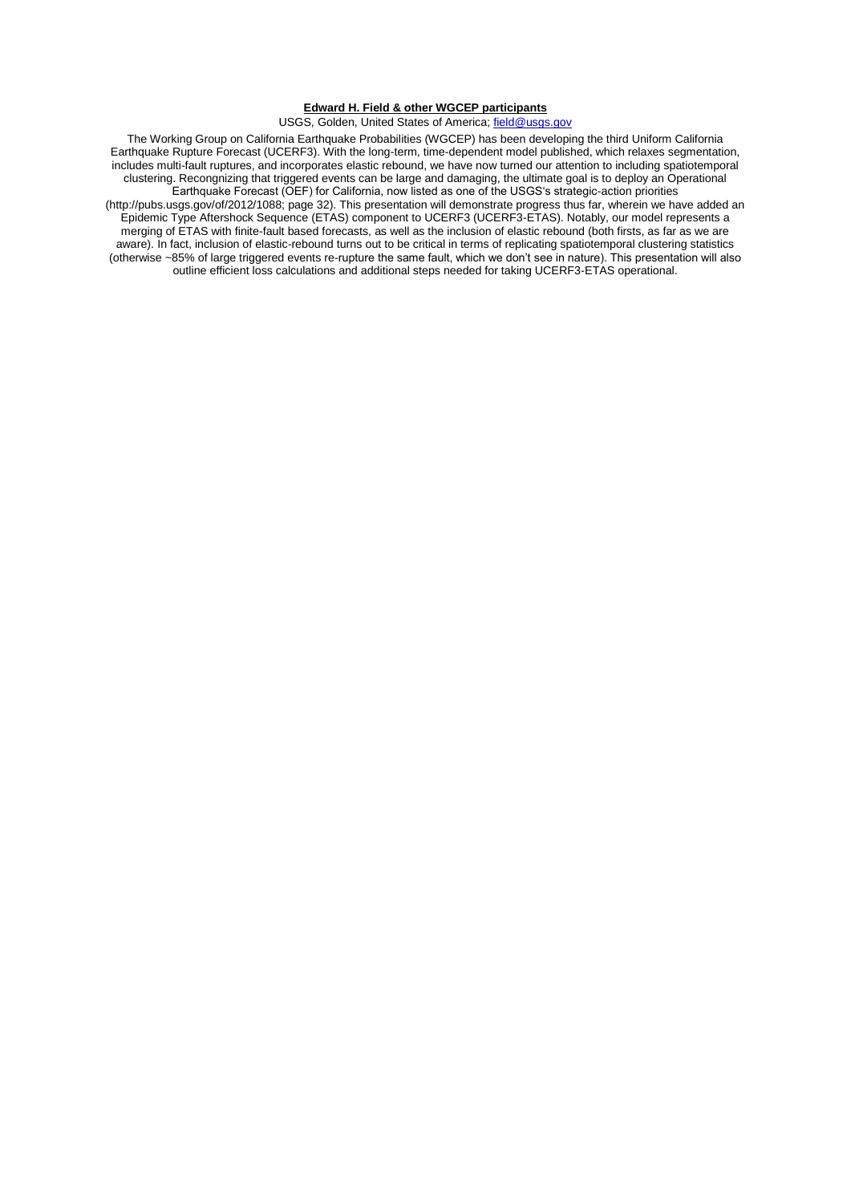**Edward H. Field & other WGCEP participants**

USGS, Golden, United States of America; field@usgs.gov

The Working Group on California Earthquake Probabilities (WGCEP) has been developing the third Uniform California Earthquake Rupture Forecast (UCERF3). With the long-term, time-dependent model published, which relaxes segmentation, includes multi-fault ruptures, and incorporates elastic rebound, we have now turned our attention to including spatiotemporal clustering. Recongnizing that triggered events can be large and damaging, the ultimate goal is to deploy an Operational Earthquake Forecast (OEF) for California, now listed as one of the USGS's strategic-action priorities (http://pubs.usgs.gov/of/2012/1088; page 32). This presentation will demonstrate progress thus far, wherein we have added an Epidemic Type Aftershock Sequence (ETAS) component to UCERF3 (UCERF3-ETAS). Notably, our model represents a merging of ETAS with finite-fault based forecasts, as well as the inclusion of elastic rebound (both firsts, as far as we are aware). In fact, inclusion of elastic-rebound turns out to be critical in terms of replicating spatiotemporal clustering statistics (otherwise ~85% of large triggered events re-rupture the same fault, which we don't see in nature). This presentation will also outline efficient loss calculations and additional steps needed for taking UCERF3-ETAS operational.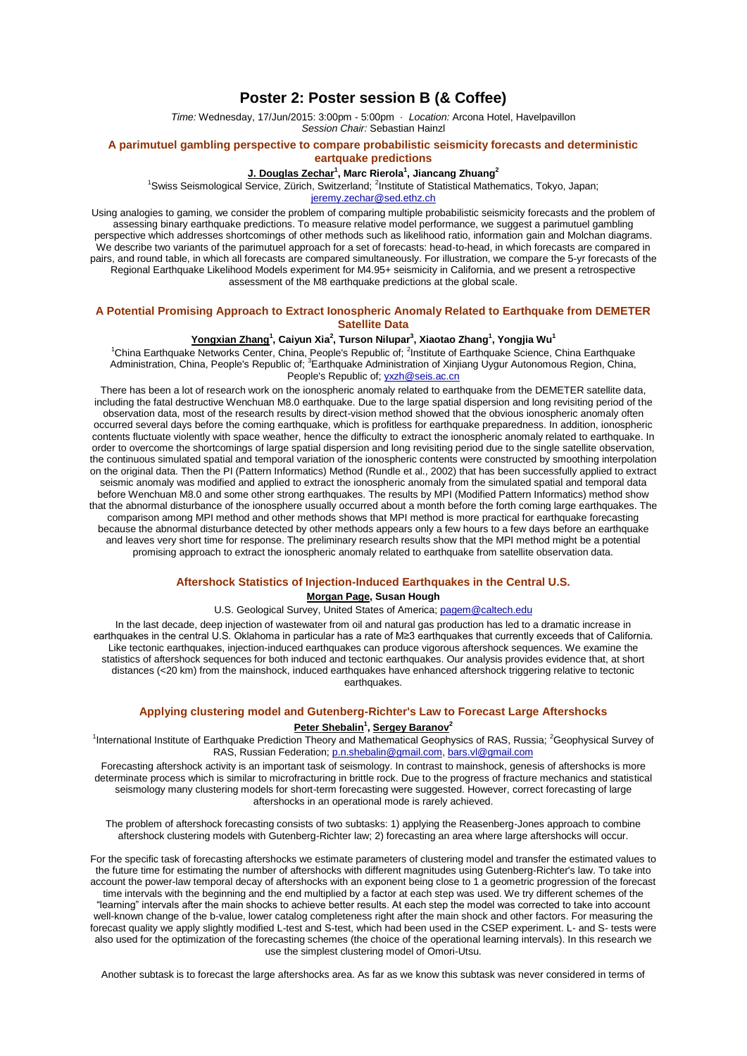# Poster 2: Poster session B (& Coffee)

*Time:* Wednesday, 17/Jun/2015: 3:00pm - 5:00pm · *Location:* Arcona Hotel, Havelpavillon
*Session Chair:* Sebastian Hainzl

## A parimutuel gambling perspective to compare probabilistic seismicity forecasts and deterministic eartquake predictions

**J. Douglas Zechar[1], Marc Rierola[1], Jiancang Zhuang[2]**

[1]Swiss Seismological Service, Zürich, Switzerland; [2]Institute of Statistical Mathematics, Tokyo, Japan;
jeremy.zechar@sed.ethz.ch

Using analogies to gaming, we consider the problem of comparing multiple probabilistic seismicity forecasts and the problem of assessing binary earthquake predictions. To measure relative model performance, we suggest a parimutuel gambling perspective which addresses shortcomings of other methods such as likelihood ratio, information gain and Molchan diagrams. We describe two variants of the parimutuel approach for a set of forecasts: head-to-head, in which forecasts are compared in pairs, and round table, in which all forecasts are compared simultaneously. For illustration, we compare the 5-yr forecasts of the Regional Earthquake Likelihood Models experiment for M4.95+ seismicity in California, and we present a retrospective assessment of the M8 earthquake predictions at the global scale.

## A Potential Promising Approach to Extract Ionospheric Anomaly Related to Earthquake from DEMETER Satellite Data

**Yongxian Zhang[1], Caiyun Xia[2], Turson Nilupar[3], Xiaotao Zhang[1], Yongjia Wu[1]**

[1]China Earthquake Networks Center, China, People's Republic of; [2]Institute of Earthquake Science, China Earthquake Administration, China, People's Republic of; [3]Earthquake Administration of Xinjiang Uygur Autonomous Region, China, People's Republic of; yxzh@seis.ac.cn

There has been a lot of research work on the ionospheric anomaly related to earthquake from the DEMETER satellite data, including the fatal destructive Wenchuan M8.0 earthquake. Due to the large spatial dispersion and long revisiting period of the observation data, most of the research results by direct-vision method showed that the obvious ionospheric anomaly often occurred several days before the coming earthquake, which is profitless for earthquake preparedness. In addition, ionospheric contents fluctuate violently with space weather, hence the difficulty to extract the ionospheric anomaly related to earthquake. In order to overcome the shortcomings of large spatial dispersion and long revisiting period due to the single satellite observation, the continuous simulated spatial and temporal variation of the ionospheric contents were constructed by smoothing interpolation on the original data. Then the PI (Pattern Informatics) Method (Rundle et al., 2002) that has been successfully applied to extract seismic anomaly was modified and applied to extract the ionospheric anomaly from the simulated spatial and temporal data before Wenchuan M8.0 and some other strong earthquakes. The results by MPI (Modified Pattern Informatics) method show that the abnormal disturbance of the ionosphere usually occurred about a month before the forth coming large earthquakes. The comparison among MPI method and other methods shows that MPI method is more practical for earthquake forecasting because the abnormal disturbance detected by other methods appears only a few hours to a few days before an earthquake and leaves very short time for response. The preliminary research results show that the MPI method might be a potential promising approach to extract the ionospheric anomaly related to earthquake from satellite observation data.

## Aftershock Statistics of Injection-Induced Earthquakes in the Central U.S.

**Morgan Page, Susan Hough**

U.S. Geological Survey, United States of America; pagem@caltech.edu

In the last decade, deep injection of wastewater from oil and natural gas production has led to a dramatic increase in earthquakes in the central U.S. Oklahoma in particular has a rate of M≥3 earthquakes that currently exceeds that of California. Like tectonic earthquakes, injection-induced earthquakes can produce vigorous aftershock sequences. We examine the statistics of aftershock sequences for both induced and tectonic earthquakes. Our analysis provides evidence that, at short distances (<20 km) from the mainshock, induced earthquakes have enhanced aftershock triggering relative to tectonic earthquakes.

## Applying clustering model and Gutenberg-Richter's Law to Forecast Large Aftershocks

**Peter Shebalin[1], Sergey Baranov[2]**

[1]International Institute of Earthquake Prediction Theory and Mathematical Geophysics of RAS, Russia; [2]Geophysical Survey of RAS, Russian Federation; p.n.shebalin@gmail.com, bars.vl@gmail.com

Forecasting aftershock activity is an important task of seismology. In contrast to mainshock, genesis of aftershocks is more determinate process which is similar to microfracturing in brittle rock. Due to the progress of fracture mechanics and statistical seismology many clustering models for short-term forecasting were suggested. However, correct forecasting of large aftershocks in an operational mode is rarely achieved.

The problem of aftershock forecasting consists of two subtasks: 1) applying the Reasenberg-Jones approach to combine aftershock clustering models with Gutenberg-Richter law; 2) forecasting an area where large aftershocks will occur.

For the specific task of forecasting aftershocks we estimate parameters of clustering model and transfer the estimated values to the future time for estimating the number of aftershocks with different magnitudes using Gutenberg-Richter's law. To take into account the power-law temporal decay of aftershocks with an exponent being close to 1 a geometric progression of the forecast time intervals with the beginning and the end multiplied by a factor at each step was used. We try different schemes of the "learning" intervals after the main shocks to achieve better results. At each step the model was corrected to take into account well-known change of the b-value, lower catalog completeness right after the main shock and other factors. For measuring the forecast quality we apply slightly modified L-test and S-test, which had been used in the CSEP experiment. L- and S- tests were also used for the optimization of the forecasting schemes (the choice of the operational learning intervals). In this research we use the simplest clustering model of Omori-Utsu.

Another subtask is to forecast the large aftershocks area. As far as we know this subtask was never considered in terms of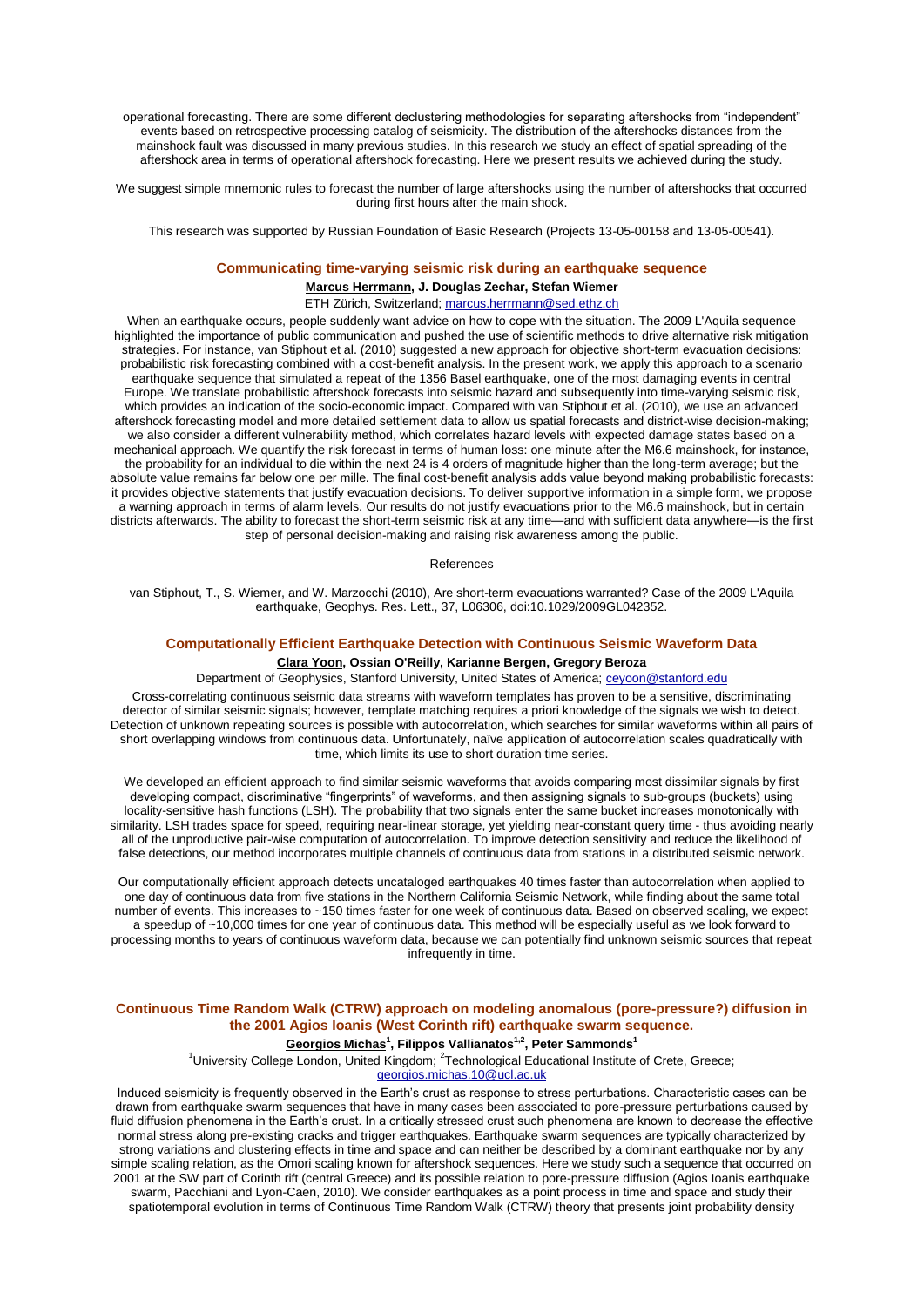operational forecasting. There are some different declustering methodologies for separating aftershocks from "independent" events based on retrospective processing catalog of seismicity. The distribution of the aftershocks distances from the mainshock fault was discussed in many previous studies. In this research we study an effect of spatial spreading of the aftershock area in terms of operational aftershock forecasting. Here we present results we achieved during the study.

We suggest simple mnemonic rules to forecast the number of large aftershocks using the number of aftershocks that occurred during first hours after the main shock.

This research was supported by Russian Foundation of Basic Research (Projects 13-05-00158 and 13-05-00541).

### Communicating time-varying seismic risk during an earthquake sequence

**Marcus Herrmann, J. Douglas Zechar, Stefan Wiemer**

ETH Zürich, Switzerland; marcus.herrmann@sed.ethz.ch

When an earthquake occurs, people suddenly want advice on how to cope with the situation. The 2009 L'Aquila sequence highlighted the importance of public communication and pushed the use of scientific methods to drive alternative risk mitigation strategies. For instance, van Stiphout et al. (2010) suggested a new approach for objective short-term evacuation decisions: probabilistic risk forecasting combined with a cost-benefit analysis. In the present work, we apply this approach to a scenario earthquake sequence that simulated a repeat of the 1356 Basel earthquake, one of the most damaging events in central Europe. We translate probabilistic aftershock forecasts into seismic hazard and subsequently into time-varying seismic risk, which provides an indication of the socio-economic impact. Compared with van Stiphout et al. (2010), we use an advanced aftershock forecasting model and more detailed settlement data to allow us spatial forecasts and district-wise decision-making; we also consider a different vulnerability method, which correlates hazard levels with expected damage states based on a mechanical approach. We quantify the risk forecast in terms of human loss: one minute after the M6.6 mainshock, for instance, the probability for an individual to die within the next 24 is 4 orders of magnitude higher than the long-term average; but the absolute value remains far below one per mille. The final cost-benefit analysis adds value beyond making probabilistic forecasts: it provides objective statements that justify evacuation decisions. To deliver supportive information in a simple form, we propose a warning approach in terms of alarm levels. Our results do not justify evacuations prior to the M6.6 mainshock, but in certain districts afterwards. The ability to forecast the short-term seismic risk at any time—and with sufficient data anywhere—is the first step of personal decision-making and raising risk awareness among the public.

References

van Stiphout, T., S. Wiemer, and W. Marzocchi (2010), Are short-term evacuations warranted? Case of the 2009 L'Aquila earthquake, Geophys. Res. Lett., 37, L06306, doi:10.1029/2009GL042352.

### Computationally Efficient Earthquake Detection with Continuous Seismic Waveform Data

**Clara Yoon, Ossian O'Reilly, Karianne Bergen, Gregory Beroza**

Department of Geophysics, Stanford University, United States of America; ceyoon@stanford.edu

Cross-correlating continuous seismic data streams with waveform templates has proven to be a sensitive, discriminating detector of similar seismic signals; however, template matching requires a priori knowledge of the signals we wish to detect. Detection of unknown repeating sources is possible with autocorrelation, which searches for similar waveforms within all pairs of short overlapping windows from continuous data. Unfortunately, naïve application of autocorrelation scales quadratically with time, which limits its use to short duration time series.

We developed an efficient approach to find similar seismic waveforms that avoids comparing most dissimilar signals by first developing compact, discriminative "fingerprints" of waveforms, and then assigning signals to sub-groups (buckets) using locality-sensitive hash functions (LSH). The probability that two signals enter the same bucket increases monotonically with similarity. LSH trades space for speed, requiring near-linear storage, yet yielding near-constant query time - thus avoiding nearly all of the unproductive pair-wise computation of autocorrelation. To improve detection sensitivity and reduce the likelihood of false detections, our method incorporates multiple channels of continuous data from stations in a distributed seismic network.

Our computationally efficient approach detects uncataloged earthquakes 40 times faster than autocorrelation when applied to one day of continuous data from five stations in the Northern California Seismic Network, while finding about the same total number of events. This increases to ~150 times faster for one week of continuous data. Based on observed scaling, we expect a speedup of ~10,000 times for one year of continuous data. This method will be especially useful as we look forward to processing months to years of continuous waveform data, because we can potentially find unknown seismic sources that repeat infrequently in time.

### Continuous Time Random Walk (CTRW) approach on modeling anomalous (pore-pressure?) diffusion in the 2001 Agios Ioanis (West Corinth rift) earthquake swarm sequence.

**Georgios Michas[1], Filippos Vallianatos[1,2], Peter Sammonds[1]**

[1]University College London, United Kingdom; [2]Technological Educational Institute of Crete, Greece; georgios.michas.10@ucl.ac.uk

Induced seismicity is frequently observed in the Earth's crust as response to stress perturbations. Characteristic cases can be drawn from earthquake swarm sequences that have in many cases been associated to pore-pressure perturbations caused by fluid diffusion phenomena in the Earth's crust. In a critically stressed crust such phenomena are known to decrease the effective normal stress along pre-existing cracks and trigger earthquakes. Earthquake swarm sequences are typically characterized by strong variations and clustering effects in time and space and can neither be described by a dominant earthquake nor by any simple scaling relation, as the Omori scaling known for aftershock sequences. Here we study such a sequence that occurred on 2001 at the SW part of Corinth rift (central Greece) and its possible relation to pore-pressure diffusion (Agios Ioanis earthquake swarm, Pacchiani and Lyon-Caen, 2010). We consider earthquakes as a point process in time and space and study their spatiotemporal evolution in terms of Continuous Time Random Walk (CTRW) theory that presents joint probability density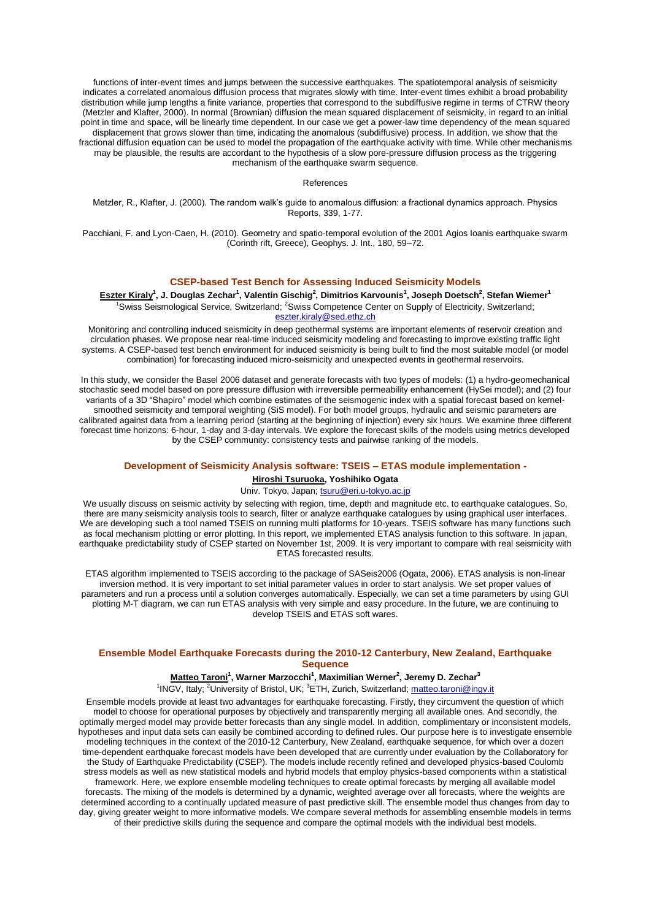functions of inter-event times and jumps between the successive earthquakes. The spatiotemporal analysis of seismicity indicates a correlated anomalous diffusion process that migrates slowly with time. Inter-event times exhibit a broad probability distribution while jump lengths a finite variance, properties that correspond to the subdiffusive regime in terms of CTRW theory (Metzler and Klafter, 2000). In normal (Brownian) diffusion the mean squared displacement of seismicity, in regard to an initial point in time and space, will be linearly time dependent. In our case we get a power-law time dependency of the mean squared displacement that grows slower than time, indicating the anomalous (subdiffusive) process. In addition, we show that the fractional diffusion equation can be used to model the propagation of the earthquake activity with time. While other mechanisms may be plausible, the results are accordant to the hypothesis of a slow pore-pressure diffusion process as the triggering mechanism of the earthquake swarm sequence.

References

Metzler, R., Klafter, J. (2000). The random walk's guide to anomalous diffusion: a fractional dynamics approach. Physics Reports, 339, 1-77.

Pacchiani, F. and Lyon-Caen, H. (2010). Geometry and spatio-temporal evolution of the 2001 Agios Ioanis earthquake swarm (Corinth rift, Greece), Geophys. J. Int., 180, 59–72.

### CSEP-based Test Bench for Assessing Induced Seismicity Models

**<u>Eszter Kiraly</u>[1], J. Douglas Zechar[1], Valentin Gischig[2], Dimitrios Karvounis[1], Joseph Doetsch[2], Stefan Wiemer[1]**

[1]Swiss Seismological Service, Switzerland; [2]Swiss Competence Center on Supply of Electricity, Switzerland; eszter.kiraly@sed.ethz.ch

Monitoring and controlling induced seismicity in deep geothermal systems are important elements of reservoir creation and circulation phases. We propose near real-time induced seismicity modeling and forecasting to improve existing traffic light systems. A CSEP-based test bench environment for induced seismicity is being built to find the most suitable model (or model combination) for forecasting induced micro-seismicity and unexpected events in geothermal reservoirs.

In this study, we consider the Basel 2006 dataset and generate forecasts with two types of models: (1) a hydro-geomechanical stochastic seed model based on pore pressure diffusion with irreversible permeability enhancement (HySei model); and (2) four variants of a 3D "Shapiro" model which combine estimates of the seismogenic index with a spatial forecast based on kernel-smoothed seismicity and temporal weighting (SiS model). For both model groups, hydraulic and seismic parameters are calibrated against data from a learning period (starting at the beginning of injection) every six hours. We examine three different forecast time horizons: 6-hour, 1-day and 3-day intervals. We explore the forecast skills of the models using metrics developed by the CSEP community: consistency tests and pairwise ranking of the models.

### Development of Seismicity Analysis software: TSEIS – ETAS module implementation -

**<u>Hiroshi Tsuruoka</u>, Yoshihiko Ogata**

Univ. Tokyo, Japan; tsuru@eri.u-tokyo.ac.jp

We usually discuss on seismic activity by selecting with region, time, depth and magnitude etc. to earthquake catalogues. So, there are many seismicity analysis tools to search, filter or analyze earthquake catalogues by using graphical user interfaces. We are developing such a tool named TSEIS on running multi platforms for 10-years. TSEIS software has many functions such as focal mechanism plotting or error plotting. In this report, we implemented ETAS analysis function to this software. In japan, earthquake predictability study of CSEP started on November 1st, 2009. It is very important to compare with real seismicity with ETAS forecasted results.

ETAS algorithm implemented to TSEIS according to the package of SASeis2006 (Ogata, 2006). ETAS analysis is non-linear inversion method. It is very important to set initial parameter values in order to start analysis. We set proper values of parameters and run a process until a solution converges automatically. Especially, we can set a time parameters by using GUI plotting M-T diagram, we can run ETAS analysis with very simple and easy procedure. In the future, we are continuing to develop TSEIS and ETAS soft wares.

### Ensemble Model Earthquake Forecasts during the 2010-12 Canterbury, New Zealand, Earthquake Sequence

**<u>Matteo Taroni</u>[1], Warner Marzocchi[1], Maximilian Werner[2], Jeremy D. Zechar[3]**

[1]INGV, Italy; [2]University of Bristol, UK; [3]ETH, Zurich, Switzerland; matteo.taroni@ingv.it

Ensemble models provide at least two advantages for earthquake forecasting. Firstly, they circumvent the question of which model to choose for operational purposes by objectively and transparently merging all available ones. And secondly, the optimally merged model may provide better forecasts than any single model. In addition, complimentary or inconsistent models, hypotheses and input data sets can easily be combined according to defined rules. Our purpose here is to investigate ensemble modeling techniques in the context of the 2010-12 Canterbury, New Zealand, earthquake sequence, for which over a dozen time-dependent earthquake forecast models have been developed that are currently under evaluation by the Collaboratory for the Study of Earthquake Predictability (CSEP). The models include recently refined and developed physics-based Coulomb stress models as well as new statistical models and hybrid models that employ physics-based components within a statistical framework. Here, we explore ensemble modeling techniques to create optimal forecasts by merging all available model forecasts. The mixing of the models is determined by a dynamic, weighted average over all forecasts, where the weights are determined according to a continually updated measure of past predictive skill. The ensemble model thus changes from day to day, giving greater weight to more informative models. We compare several methods for assembling ensemble models in terms of their predictive skills during the sequence and compare the optimal models with the individual best models.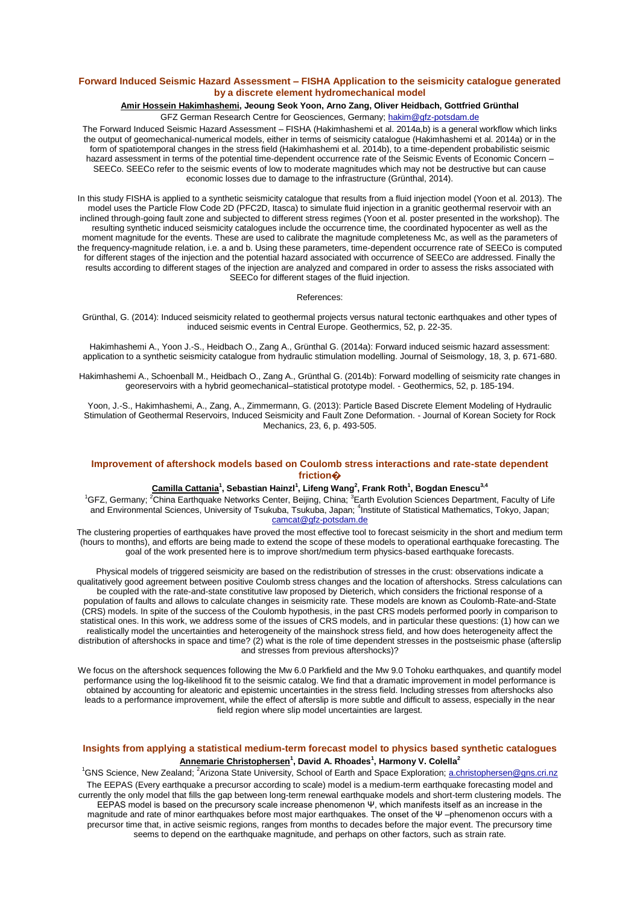## Forward Induced Seismic Hazard Assessment – FISHA Application to the seismicity catalogue generated by a discrete element hydromechanical model

**Amir Hossein Hakimhashemi, Jeoung Seok Yoon, Arno Zang, Oliver Heidbach, Gottfried Grünthal**

GFZ German Research Centre for Geosciences, Germany; hakim@gfz-potsdam.de

The Forward Induced Seismic Hazard Assessment – FISHA (Hakimhashemi et al. 2014a,b) is a general workflow which links the output of geomechanical-numerical models, either in terms of seismicity catalogue (Hakimhashemi et al. 2014a) or in the form of spatiotemporal changes in the stress field (Hakimhashemi et al. 2014b), to a time-dependent probabilistic seismic hazard assessment in terms of the potential time-dependent occurrence rate of the Seismic Events of Economic Concern – SEECo. SEECo refer to the seismic events of low to moderate magnitudes which may not be destructive but can cause economic losses due to damage to the infrastructure (Grünthal, 2014).

In this study FISHA is applied to a synthetic seismicity catalogue that results from a fluid injection model (Yoon et al. 2013). The model uses the Particle Flow Code 2D (PFC2D, Itasca) to simulate fluid injection in a granitic geothermal reservoir with an inclined through-going fault zone and subjected to different stress regimes (Yoon et al. poster presented in the workshop). The resulting synthetic induced seismicity catalogues include the occurrence time, the coordinated hypocenter as well as the moment magnitude for the events. These are used to calibrate the magnitude completeness Mc, as well as the parameters of the frequency-magnitude relation, i.e. a and b. Using these parameters, time-dependent occurrence rate of SEECo is computed for different stages of the injection and the potential hazard associated with occurrence of SEECo are addressed. Finally the results according to different stages of the injection are analyzed and compared in order to assess the risks associated with SEECo for different stages of the fluid injection.

References:

Grünthal, G. (2014): Induced seismicity related to geothermal projects versus natural tectonic earthquakes and other types of induced seismic events in Central Europe. Geothermics, 52, p. 22-35.

Hakimhashemi A., Yoon J.-S., Heidbach O., Zang A., Grünthal G. (2014a): Forward induced seismic hazard assessment: application to a synthetic seismicity catalogue from hydraulic stimulation modelling. Journal of Seismology, 18, 3, p. 671-680.

Hakimhashemi A., Schoenball M., Heidbach O., Zang A., Grünthal G. (2014b): Forward modelling of seismicity rate changes in georeservoirs with a hybrid geomechanical–statistical prototype model. - Geothermics, 52, p. 185-194.

Yoon, J.-S., Hakimhashemi, A., Zang, A., Zimmermann, G. (2013): Particle Based Discrete Element Modeling of Hydraulic Stimulation of Geothermal Reservoirs, Induced Seismicity and Fault Zone Deformation. - Journal of Korean Society for Rock Mechanics, 23, 6, p. 493-505.

## Improvement of aftershock models based on Coulomb stress interactions and rate-state dependent friction�

**Camilla Cattania[1], Sebastian Hainzl[1], Lifeng Wang[2], Frank Roth[1], Bogdan Enescu[3,4]**

[1]GFZ, Germany; [2]China Earthquake Networks Center, Beijing, China; [3]Earth Evolution Sciences Department, Faculty of Life and Environmental Sciences, University of Tsukuba, Tsukuba, Japan; [4]Institute of Statistical Mathematics, Tokyo, Japan; camcat@gfz-potsdam.de

The clustering properties of earthquakes have proved the most effective tool to forecast seismicity in the short and medium term (hours to months), and efforts are being made to extend the scope of these models to operational earthquake forecasting. The goal of the work presented here is to improve short/medium term physics-based earthquake forecasts.

Physical models of triggered seismicity are based on the redistribution of stresses in the crust: observations indicate a qualitatively good agreement between positive Coulomb stress changes and the location of aftershocks. Stress calculations can be coupled with the rate-and-state constitutive law proposed by Dieterich, which considers the frictional response of a population of faults and allows to calculate changes in seismicity rate. These models are known as Coulomb-Rate-and-State (CRS) models. In spite of the success of the Coulomb hypothesis, in the past CRS models performed poorly in comparison to statistical ones. In this work, we address some of the issues of CRS models, and in particular these questions: (1) how can we realistically model the uncertainties and heterogeneity of the mainshock stress field, and how does heterogeneity affect the distribution of aftershocks in space and time? (2) what is the role of time dependent stresses in the postseismic phase (afterslip and stresses from previous aftershocks)?

We focus on the aftershock sequences following the Mw 6.0 Parkfield and the Mw 9.0 Tohoku earthquakes, and quantify model performance using the log-likelihood fit to the seismic catalog. We find that a dramatic improvement in model performance is obtained by accounting for aleatoric and epistemic uncertainties in the stress field. Including stresses from aftershocks also leads to a performance improvement, while the effect of afterslip is more subtle and difficult to assess, especially in the near field region where slip model uncertainties are largest.

## Insights from applying a statistical medium-term forecast model to physics based synthetic catalogues

**Annemarie Christophersen[1], David A. Rhoades[1], Harmony V. Colella[2]**

[1]GNS Science, New Zealand; [2]Arizona State University, School of Earth and Space Exploration; a.christophersen@gns.cri.nz

The EEPAS (Every earthquake a precursor according to scale) model is a medium-term earthquake forecasting model and currently the only model that fills the gap between long-term renewal earthquake models and short-term clustering models. The EEPAS model is based on the precursory scale increase phenomenon Ψ, which manifests itself as an increase in the magnitude and rate of minor earthquakes before most major earthquakes. The onset of the Ψ –phenomenon occurs with a precursor time that, in active seismic regions, ranges from months to decades before the major event. The precursory time seems to depend on the earthquake magnitude, and perhaps on other factors, such as strain rate.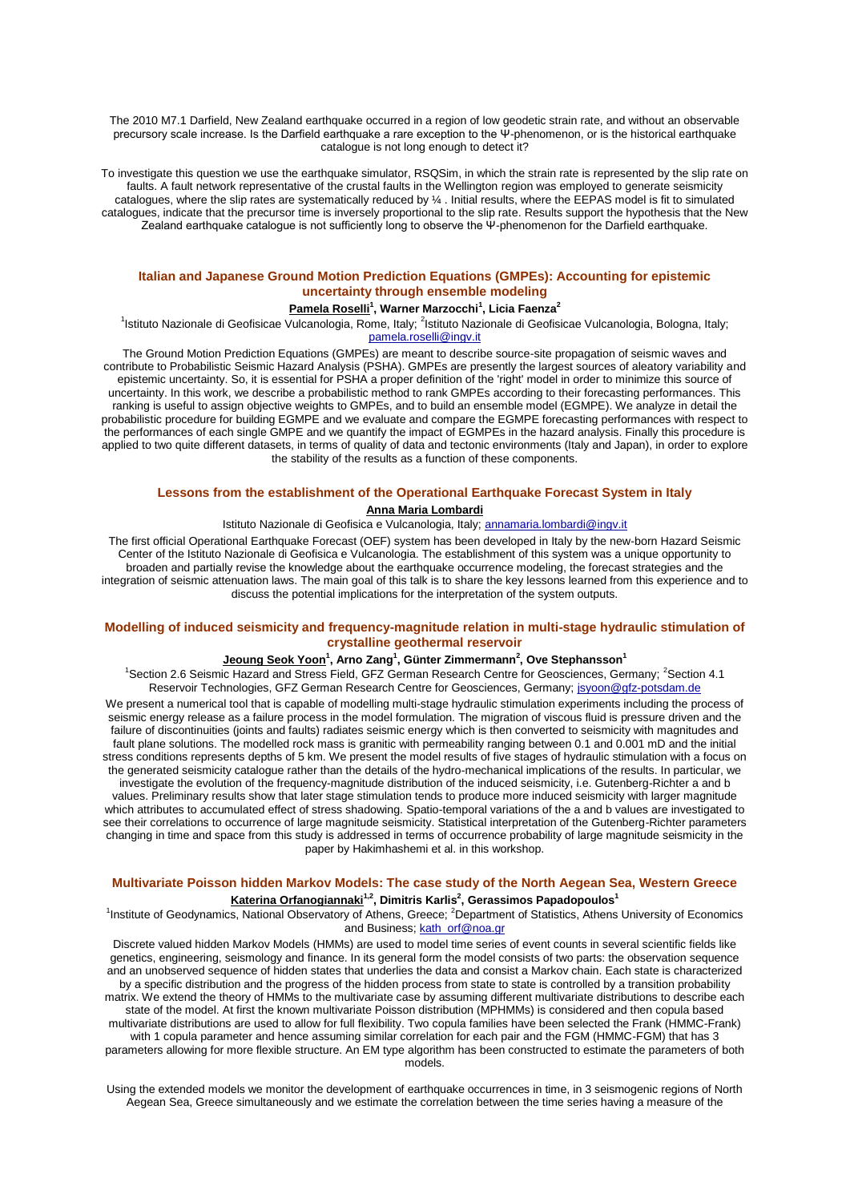The 2010 M7.1 Darfield, New Zealand earthquake occurred in a region of low geodetic strain rate, and without an observable precursory scale increase. Is the Darfield earthquake a rare exception to the Ψ-phenomenon, or is the historical earthquake catalogue is not long enough to detect it?

To investigate this question we use the earthquake simulator, RSQSim, in which the strain rate is represented by the slip rate on faults. A fault network representative of the crustal faults in the Wellington region was employed to generate seismicity catalogues, where the slip rates are systematically reduced by ¼ . Initial results, where the EEPAS model is fit to simulated catalogues, indicate that the precursor time is inversely proportional to the slip rate. Results support the hypothesis that the New Zealand earthquake catalogue is not sufficiently long to observe the Ψ-phenomenon for the Darfield earthquake.

### Italian and Japanese Ground Motion Prediction Equations (GMPEs): Accounting for epistemic uncertainty through ensemble modeling

**Pamela Roselli[1], Warner Marzocchi[1], Licia Faenza[2]**

[1]Istituto Nazionale di Geofisicae Vulcanologia, Rome, Italy; [2]Istituto Nazionale di Geofisicae Vulcanologia, Bologna, Italy; pamela.roselli@ingv.it

The Ground Motion Prediction Equations (GMPEs) are meant to describe source-site propagation of seismic waves and contribute to Probabilistic Seismic Hazard Analysis (PSHA). GMPEs are presently the largest sources of aleatory variability and epistemic uncertainty. So, it is essential for PSHA a proper definition of the 'right' model in order to minimize this source of uncertainty. In this work, we describe a probabilistic method to rank GMPEs according to their forecasting performances. This ranking is useful to assign objective weights to GMPEs, and to build an ensemble model (EGMPE). We analyze in detail the probabilistic procedure for building EGMPE and we evaluate and compare the EGMPE forecasting performances with respect to the performances of each single GMPE and we quantify the impact of EGMPEs in the hazard analysis. Finally this procedure is applied to two quite different datasets, in terms of quality of data and tectonic environments (Italy and Japan), in order to explore the stability of the results as a function of these components.

### Lessons from the establishment of the Operational Earthquake Forecast System in Italy

**Anna Maria Lombardi**

Istituto Nazionale di Geofisica e Vulcanologia, Italy; annamaria.lombardi@ingv.it

The first official Operational Earthquake Forecast (OEF) system has been developed in Italy by the new-born Hazard Seismic Center of the Istituto Nazionale di Geofisica e Vulcanologia. The establishment of this system was a unique opportunity to broaden and partially revise the knowledge about the earthquake occurrence modeling, the forecast strategies and the integration of seismic attenuation laws. The main goal of this talk is to share the key lessons learned from this experience and to discuss the potential implications for the interpretation of the system outputs.

### Modelling of induced seismicity and frequency-magnitude relation in multi-stage hydraulic stimulation of crystalline geothermal reservoir

**Jeoung Seok Yoon[1], Arno Zang[1], Günter Zimmermann[2], Ove Stephansson[1]**

[1]Section 2.6 Seismic Hazard and Stress Field, GFZ German Research Centre for Geosciences, Germany; [2]Section 4.1 Reservoir Technologies, GFZ German Research Centre for Geosciences, Germany; jsyoon@gfz-potsdam.de

We present a numerical tool that is capable of modelling multi-stage hydraulic stimulation experiments including the process of seismic energy release as a failure process in the model formulation. The migration of viscous fluid is pressure driven and the failure of discontinuities (joints and faults) radiates seismic energy which is then converted to seismicity with magnitudes and fault plane solutions. The modelled rock mass is granitic with permeability ranging between 0.1 and 0.001 mD and the initial stress conditions represents depths of 5 km. We present the model results of five stages of hydraulic stimulation with a focus on the generated seismicity catalogue rather than the details of the hydro-mechanical implications of the results. In particular, we investigate the evolution of the frequency-magnitude distribution of the induced seismicity, i.e. Gutenberg-Richter a and b values. Preliminary results show that later stage stimulation tends to produce more induced seismicity with larger magnitude which attributes to accumulated effect of stress shadowing. Spatio-temporal variations of the a and b values are investigated to see their correlations to occurrence of large magnitude seismicity. Statistical interpretation of the Gutenberg-Richter parameters changing in time and space from this study is addressed in terms of occurrence probability of large magnitude seismicity in the paper by Hakimhashemi et al. in this workshop.

### Multivariate Poisson hidden Markov Models: The case study of the North Aegean Sea, Western Greece

**Katerina Orfanogiannaki[1,2], Dimitris Karlis[2], Gerassimos Papadopoulos[1]**

[1]Institute of Geodynamics, National Observatory of Athens, Greece; [2]Department of Statistics, Athens University of Economics and Business; kath_orf@noa.gr

Discrete valued hidden Markov Models (HMMs) are used to model time series of event counts in several scientific fields like genetics, engineering, seismology and finance. In its general form the model consists of two parts: the observation sequence and an unobserved sequence of hidden states that underlies the data and consist a Markov chain. Each state is characterized by a specific distribution and the progress of the hidden process from state to state is controlled by a transition probability matrix. We extend the theory of HMMs to the multivariate case by assuming different multivariate distributions to describe each state of the model. At first the known multivariate Poisson distribution (MPHMMs) is considered and then copula based multivariate distributions are used to allow for full flexibility. Two copula families have been selected the Frank (HMMC-Frank) with 1 copula parameter and hence assuming similar correlation for each pair and the FGM (HMMC-FGM) that has 3 parameters allowing for more flexible structure. An EM type algorithm has been constructed to estimate the parameters of both models.

Using the extended models we monitor the development of earthquake occurrences in time, in 3 seismogenic regions of North Aegean Sea, Greece simultaneously and we estimate the correlation between the time series having a measure of the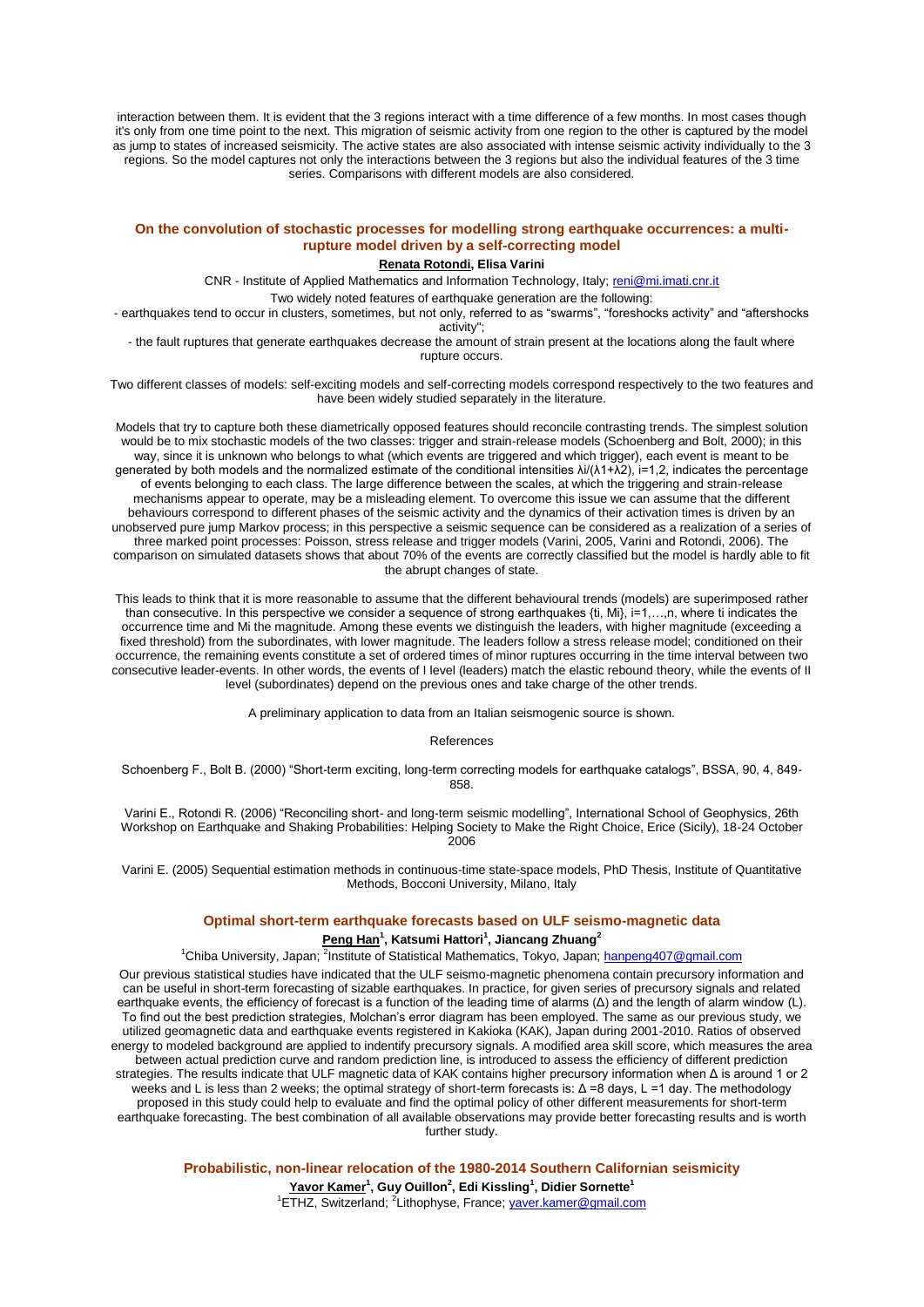interaction between them. It is evident that the 3 regions interact with a time difference of a few months. In most cases though it's only from one time point to the next. This migration of seismic activity from one region to the other is captured by the model as jump to states of increased seismicity. The active states are also associated with intense seismic activity individually to the 3 regions. So the model captures not only the interactions between the 3 regions but also the individual features of the 3 time series. Comparisons with different models are also considered.

### On the convolution of stochastic processes for modelling strong earthquake occurrences: a multi-rupture model driven by a self-correcting model

**Renata Rotondi**, Elisa Varini

CNR - Institute of Applied Mathematics and Information Technology, Italy; reni@mi.imati.cnr.it

Two widely noted features of earthquake generation are the following:

- earthquakes tend to occur in clusters, sometimes, but not only, referred to as "swarms", "foreshocks activity" and "aftershocks activity";
- the fault ruptures that generate earthquakes decrease the amount of strain present at the locations along the fault where rupture occurs.

Two different classes of models: self-exciting models and self-correcting models correspond respectively to the two features and have been widely studied separately in the literature.

Models that try to capture both these diametrically opposed features should reconcile contrasting trends. The simplest solution would be to mix stochastic models of the two classes: trigger and strain-release models (Schoenberg and Bolt, 2000); in this way, since it is unknown who belongs to what (which events are triggered and which trigger), each event is meant to be generated by both models and the normalized estimate of the conditional intensities $\lambda_i/(\lambda_1+\lambda_2)$, $i=1,2$, indicates the percentage of events belonging to each class. The large difference between the scales, at which the triggering and strain-release mechanisms appear to operate, may be a misleading element. To overcome this issue we can assume that the different behaviours correspond to different phases of the seismic activity and the dynamics of their activation times is driven by an unobserved pure jump Markov process; in this perspective a seismic sequence can be considered as a realization of a series of three marked point processes: Poisson, stress release and trigger models (Varini, 2005, Varini and Rotondi, 2006). The comparison on simulated datasets shows that about 70% of the events are correctly classified but the model is hardly able to fit the abrupt changes of state.

This leads to think that it is more reasonable to assume that the different behavioural trends (models) are superimposed rather than consecutive. In this perspective we consider a sequence of strong earthquakes $\{t_i, M_i\}$, $i=1,\ldots,n$, where $t_i$ indicates the occurrence time and $M_i$ the magnitude. Among these events we distinguish the leaders, with higher magnitude (exceeding a fixed threshold) from the subordinates, with lower magnitude. The leaders follow a stress release model; conditioned on their occurrence, the remaining events constitute a set of ordered times of minor ruptures occurring in the time interval between two consecutive leader-events. In other words, the events of I level (leaders) match the elastic rebound theory, while the events of II level (subordinates) depend on the previous ones and take charge of the other trends.

A preliminary application to data from an Italian seismogenic source is shown.

References

Schoenberg F., Bolt B. (2000) "Short-term exciting, long-term correcting models for earthquake catalogs", BSSA, 90, 4, 849-858.

Varini E., Rotondi R. (2006) "Reconciling short- and long-term seismic modelling", International School of Geophysics, 26th Workshop on Earthquake and Shaking Probabilities: Helping Society to Make the Right Choice, Erice (Sicily), 18-24 October 2006

Varini E. (2005) Sequential estimation methods in continuous-time state-space models, PhD Thesis, Institute of Quantitative Methods, Bocconi University, Milano, Italy

### Optimal short-term earthquake forecasts based on ULF seismo-magnetic data

**Peng Han**[1], Katsumi Hattori[1], Jiancang Zhuang[2]

[1]Chiba University, Japan; [2]Institute of Statistical Mathematics, Tokyo, Japan; hanpeng407@gmail.com

Our previous statistical studies have indicated that the ULF seismo-magnetic phenomena contain precursory information and can be useful in short-term forecasting of sizable earthquakes. In practice, for given series of precursory signals and related earthquake events, the efficiency of forecast is a function of the leading time of alarming ($\Delta$) and the length of alarm window (L). To find out the best prediction strategies, Molchan's error diagram has been employed. The same as our previous study, we utilized geomagnetic data and earthquake events registered in Kakioka (KAK), Japan during 2001-2010. Ratios of observed energy to modeled background are applied to indentify precursory signals. A modified area skill score, which measures the area between actual prediction curve and random prediction line, is introduced to assess the efficiency of different prediction strategies. The results indicate that ULF magnetic data of KAK contains higher precursory information when $\Delta$ is around 1 or 2 weeks and L is less than 2 weeks; the optimal strategy of short-term forecasts is: $\Delta$ =8 days, L =1 day. The methodology proposed in this study could help to evaluate and find the optimal policy of other different measurements for short-term earthquake forecasting. The best combination of all available observations may provide better forecasting results and is worth further study.

### Probabilistic, non-linear relocation of the 1980-2014 Southern Californian seismicity

**Yavor Kamer**[1], Guy Ouillon[2], Edi Kissling[1], Didier Sornette[1]

[1]ETHZ, Switzerland; [2]Lithophyse, France; yaver.kamer@gmail.com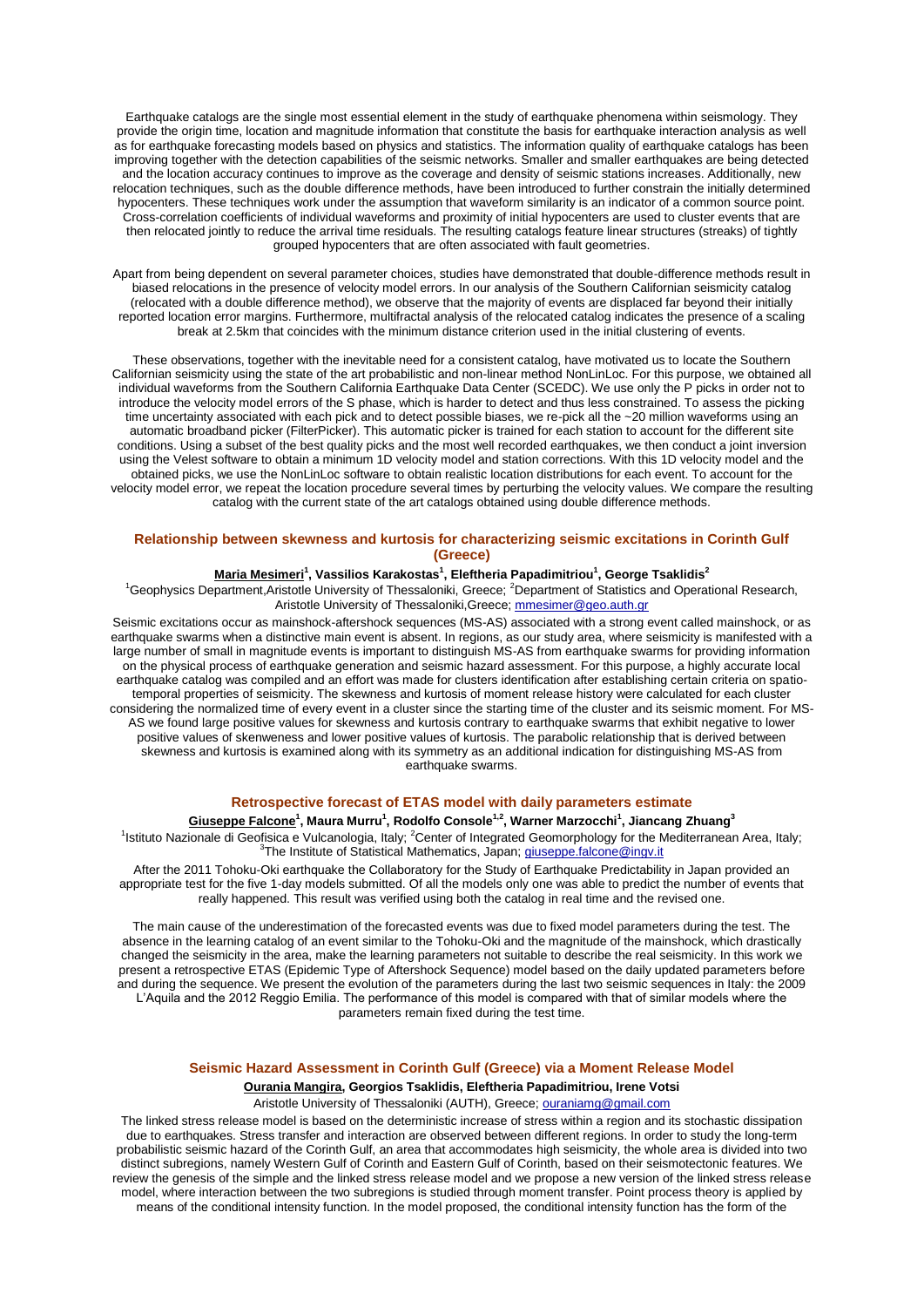Earthquake catalogs are the single most essential element in the study of earthquake phenomena within seismology. They provide the origin time, location and magnitude information that constitute the basis for earthquake interaction analysis as well as for earthquake forecasting models based on physics and statistics. The information quality of earthquake catalogs has been improving together with the detection capabilities of the seismic networks. Smaller and smaller earthquakes are being detected and the location accuracy continues to improve as the coverage and density of seismic stations increases. Additionally, new relocation techniques, such as the double difference methods, have been introduced to further constrain the initially determined hypocenters. These techniques work under the assumption that waveform similarity is an indicator of a common source point. Cross-correlation coefficients of individual waveforms and proximity of initial hypocenters are used to cluster events that are then relocated jointly to reduce the arrival time residuals. The resulting catalogs feature linear structures (streaks) of tightly grouped hypocenters that are often associated with fault geometries.

Apart from being dependent on several parameter choices, studies have demonstrated that double-difference methods result in biased relocations in the presence of velocity model errors. In our analysis of the Southern Californian seismicity catalog (relocated with a double difference method), we observe that the majority of events are displaced far beyond their initially reported location error margins. Furthermore, multifractal analysis of the relocated catalog indicates the presence of a scaling break at 2.5km that coincides with the minimum distance criterion used in the initial clustering of events.

These observations, together with the inevitable need for a consistent catalog, have motivated us to locate the Southern Californian seismicity using the state of the art probabilistic and non-linear method NonLinLoc. For this purpose, we obtained all individual waveforms from the Southern California Earthquake Data Center (SCEDC). We use only the P picks in order not to introduce the velocity model errors of the S phase, which is harder to detect and thus less constrained. To assess the picking time uncertainty associated with each pick and to detect possible biases, we re-pick all the ~20 million waveforms using an automatic broadband picker (FilterPicker). This automatic picker is trained for each station to account for the different site conditions. Using a subset of the best quality picks and the most well recorded earthquakes, we then conduct a joint inversion using the Velest software to obtain a minimum 1D velocity model and station corrections. With this 1D velocity model and the obtained picks, we use the NonLinLoc software to obtain realistic location distributions for each event. To account for the velocity model error, we repeat the location procedure several times by perturbing the velocity values. We compare the resulting catalog with the current state of the art catalogs obtained using double difference methods.

### Relationship between skewness and kurtosis for characterizing seismic excitations in Corinth Gulf (Greece)

**Maria Mesimeri[1], Vassilios Karakostas[1], Eleftheria Papadimitriou[1], George Tsaklidis[2]**

[1]Geophysics Department,Aristotle University of Thessaloniki, Greece; [2]Department of Statistics and Operational Research, Aristotle University of Thessaloniki,Greece; mmesimer@geo.auth.gr

Seismic excitations occur as mainshock-aftershock sequences (MS-AS) associated with a strong event called mainshock, or as earthquake swarms when a distinctive main event is absent. In regions, as our study area, where seismicity is manifested with a large number of small in magnitude events is important to distinguish MS-AS from earthquake swarms for providing information on the physical process of earthquake generation and seismic hazard assessment. For this purpose, a highly accurate local earthquake catalog was compiled and an effort was made for clusters identification after establishing certain criteria on spatio-temporal properties of seismicity. The skewness and kurtosis of moment release history were calculated for each cluster considering the normalized time of every event in a cluster since the starting time of the cluster and its seismic moment. For MS-AS we found large positive values for skewness and kurtosis contrary to earthquake swarms that exhibit negative to lower positive values of skenweness and lower positive values of kurtosis. The parabolic relationship that is derived between skewness and kurtosis is examined along with its symmetry as an additional indication for distinguishing MS-AS from earthquake swarms.

### Retrospective forecast of ETAS model with daily parameters estimate

**Giuseppe Falcone[1], Maura Murru[1], Rodolfo Console[1,2], Warner Marzocchi[1], Jiancang Zhuang[3]**

[1]Istituto Nazionale di Geofisica e Vulcanologia, Italy; [2]Center of Integrated Geomorphology for the Mediterranean Area, Italy; [3]The Institute of Statistical Mathematics, Japan; giuseppe.falcone@ingv.it

After the 2011 Tohoku-Oki earthquake the Collaboratory for the Study of Earthquake Predictability in Japan provided an appropriate test for the five 1-day models submitted. Of all the models only one was able to predict the number of events that really happened. This result was verified using both the catalog in real time and the revised one.

The main cause of the underestimation of the forecasted events was due to fixed model parameters during the test. The absence in the learning catalog of an event similar to the Tohoku-Oki and the magnitude of the mainshock, which drastically changed the seismicity in the area, make the learning parameters not suitable to describe the real seismicity. In this work we present a retrospective ETAS (Epidemic Type of Aftershock Sequence) model based on the daily updated parameters before and during the sequence. We present the evolution of the parameters during the last two seismic sequences in Italy: the 2009 L'Aquila and the 2012 Reggio Emilia. The performance of this model is compared with that of similar models where the parameters remain fixed during the test time.

### Seismic Hazard Assessment in Corinth Gulf (Greece) via a Moment Release Model

**Ourania Mangira, Georgios Tsaklidis, Eleftheria Papadimitriou, Irene Votsi**

Aristotle University of Thessaloniki (AUTH), Greece; ouraniamg@gmail.com

The linked stress release model is based on the deterministic increase of stress within a region and its stochastic dissipation due to earthquakes. Stress transfer and interaction are observed between different regions. In order to study the long-term probabilistic seismic hazard of the Corinth Gulf, an area that accommodates high seismicity, the whole area is divided into two distinct subregions, namely Western Gulf of Corinth and Eastern Gulf of Corinth, based on their seismotectonic features. We review the genesis of the simple and the linked stress release model and we propose a new version of the linked stress release model, where interaction between the two subregions is studied through moment transfer. Point process theory is applied by means of the conditional intensity function. In the model proposed, the conditional intensity function has the form of the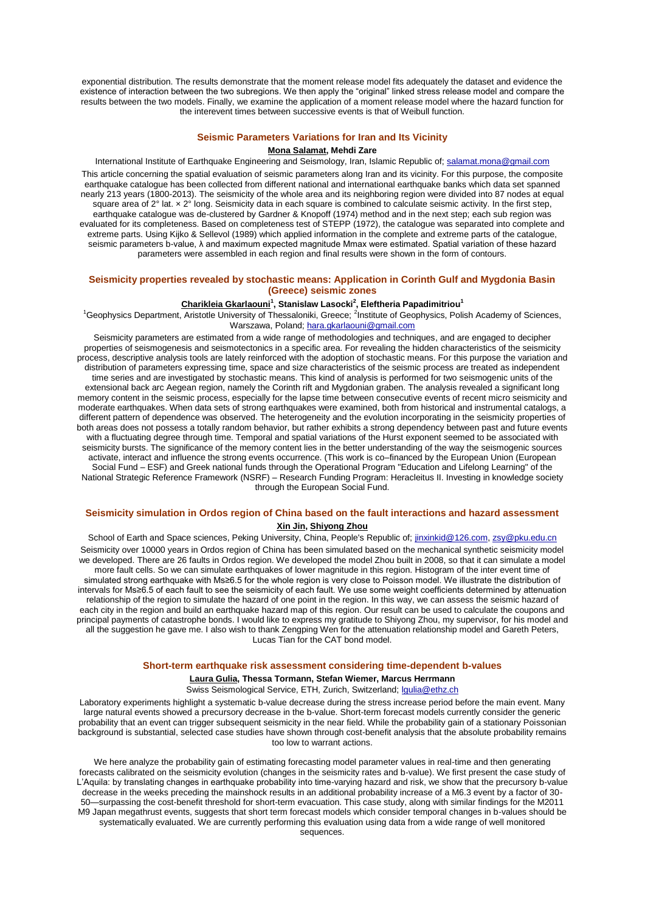exponential distribution. The results demonstrate that the moment release model fits adequately the dataset and evidence the existence of interaction between the two subregions. We then apply the "original" linked stress release model and compare the results between the two models. Finally, we examine the application of a moment release model where the hazard function for the interevent times between successive events is that of Weibull function.

### Seismic Parameters Variations for Iran and Its Vicinity

**Mona Salamat, Mehdi Zare**

International Institute of Earthquake Engineering and Seismology, Iran, Islamic Republic of; salamat.mona@gmail.com

This article concerning the spatial evaluation of seismic parameters along Iran and its vicinity. For this purpose, the composite earthquake catalogue has been collected from different national and international earthquake banks which data set spanned nearly 213 years (1800-2013). The seismicity of the whole area and its neighboring region were divided into 87 nodes at equal square area of 2° lat. × 2° long. Seismicity data in each square is combined to calculate seismic activity. In the first step, earthquake catalogue was de-clustered by Gardner & Knopoff (1974) method and in the next step; each sub region was evaluated for its completeness. Based on completeness test of STEPP (1972), the catalogue was separated into complete and extreme parts. Using Kijko & Sellevol (1989) which applied information in the complete and extreme parts of the catalogue, seismic parameters b-value, λ and maximum expected magnitude Mmax were estimated. Spatial variation of these hazard parameters were assembled in each region and final results were shown in the form of contours.

### Seismicity properties revealed by stochastic means: Application in Corinth Gulf and Mygdonia Basin (Greece) seismic zones

**Charikleia Gkarlaouni[1], Stanislaw Lasocki[2], Eleftheria Papadimitriou[1]**

[1]Geophysics Department, Aristotle University of Thessaloniki, Greece; [2]Institute of Geophysics, Polish Academy of Sciences, Warszawa, Poland; hara.gkarlaouni@gmail.com

Seismicity parameters are estimated from a wide range of methodologies and techniques, and are engaged to decipher properties of seismogenesis and seismotectonics in a specific area. For revealing the hidden characteristics of the seismicity process, descriptive analysis tools are lately reinforced with the adoption of stochastic means. For this purpose the variation and distribution of parameters expressing time, space and size characteristics of the seismic process are treated as independent time series and are investigated by stochastic means. This kind of analysis is performed for two seismogenic units of the extensional back arc Aegean region, namely the Corinth rift and Mygdonian graben. The analysis revealed a significant long memory content in the seismic process, especially for the lapse time between consecutive events of recent micro seismicity and moderate earthquakes. When data sets of strong earthquakes were examined, both from historical and instrumental catalogs, a different pattern of dependence was observed. The heterogeneity and the evolution incorporating in the seismicity properties of both areas does not possess a totally random behavior, but rather exhibits a strong dependency between past and future events with a fluctuating degree through time. Temporal and spatial variations of the Hurst exponent seemed to be associated with seismicity bursts. The significance of the memory content lies in the better understanding of the way the seismogenic sources activate, interact and influence the strong events occurrence. (This work is co–financed by the European Union (European Social Fund – ESF) and Greek national funds through the Operational Program "Education and Lifelong Learning" of the National Strategic Reference Framework (NSRF) – Research Funding Program: Heracleitus II. Investing in knowledge society through the European Social Fund.

### Seismicity simulation in Ordos region of China based on the fault interactions and hazard assessment

**Xin Jin, Shiyong Zhou**

School of Earth and Space sciences, Peking University, China, People's Republic of; jinxinkid@126.com, zsy@pku.edu.cn

Seismicity over 10000 years in Ordos region of China has been simulated based on the mechanical synthetic seismicity model we developed. There are 26 faults in Ordos region. We developed the model Zhou built in 2008, so that it can simulate a model more fault cells. So we can simulate earthquakes of lower magnitude in this region. Histogram of the inter event time of simulated strong earthquake with Ms≥6.5 for the whole region is very close to Poisson model. We illustrate the distribution of intervals for Ms≥6.5 of each fault to see the seismicity of each fault. We use some weight coefficients determined by attenuation relationship of the region to simulate the hazard of one point in the region. In this way, we can assess the seismic hazard of each city in the region and build an earthquake hazard map of this region. Our result can be used to calculate the coupons and principal payments of catastrophe bonds. I would like to express my gratitude to Shiyong Zhou, my supervisor, for his model and all the suggestion he gave me. I also wish to thank Zengping Wen for the attenuation relationship model and Gareth Peters, Lucas Tian for the CAT bond model.

### Short-term earthquake risk assessment considering time-dependent b-values

**Laura Gulia, Thessa Tormann, Stefan Wiemer, Marcus Herrmann**

Swiss Seismological Service, ETH, Zurich, Switzerland; lgulia@ethz.ch

Laboratory experiments highlight a systematic b-value decrease during the stress increase period before the main event. Many large natural events showed a precursory decrease in the b-value. Short-term forecast models currently consider the generic probability that an event can trigger subsequent seismicity in the near field. While the probability gain of a stationary Poissonian background is substantial, selected case studies have shown through cost-benefit analysis that the absolute probability remains too low to warrant actions.

We here analyze the probability gain of estimating forecasting model parameter values in real-time and then generating forecasts calibrated on the seismicity evolution (changes in the seismicity rates and b-value). We first present the case study of L'Aquila: by translating changes in earthquake probability into time-varying hazard and risk, we show that the precursory b-value decrease in the weeks preceding the mainshock results in an additional probability increase of a M6.3 event by a factor of 30-50—surpassing the cost-benefit threshold for short-term evacuation. This case study, along with similar findings for the M2011 M9 Japan megathrust events, suggests that short term forecast models which consider temporal changes in b-values should be systematically evaluated. We are currently performing this evaluation using data from a wide range of well monitored sequences.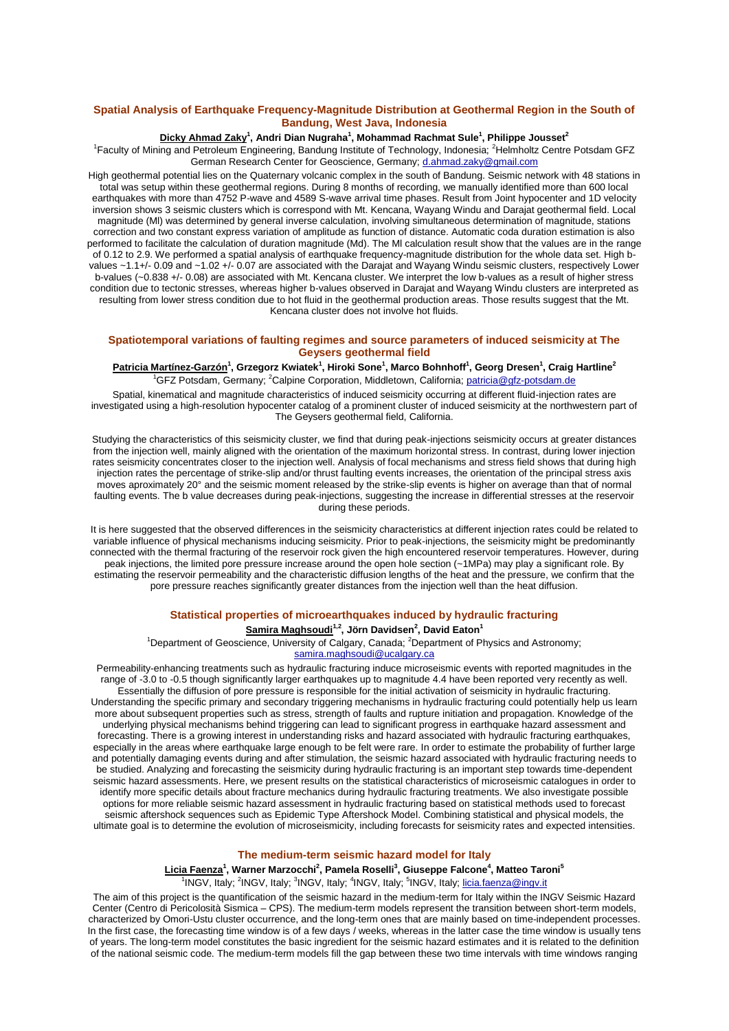### Spatial Analysis of Earthquake Frequency-Magnitude Distribution at Geothermal Region in the South of Bandung, West Java, Indonesia

**Dicky Ahmad Zaky[1], Andri Dian Nugraha[1], Mohammad Rachmat Sule[1], Philippe Jousset[2]**

[1]Faculty of Mining and Petroleum Engineering, Bandung Institute of Technology, Indonesia; [2]Helmholtz Centre Potsdam GFZ German Research Center for Geoscience, Germany; d.ahmad.zaky@gmail.com

High geothermal potential lies on the Quaternary volcanic complex in the south of Bandung. Seismic network with 48 stations in total was setup within these geothermal regions. During 8 months of recording, we manually identified more than 600 local earthquakes with more than 4752 P-wave and 4589 S-wave arrival time phases. Result from Joint hypocenter and 1D velocity inversion shows 3 seismic clusters which is correspond with Mt. Kencana, Wayang Windu and Darajat geothermal field. Local magnitude (Ml) was determined by general inverse calculation, involving simultaneous determination of magnitude, stations correction and two constant express variation of amplitude as function of distance. Automatic coda duration estimation is also performed to facilitate the calculation of duration magnitude (Md). The Ml calculation result show that the values are in the range of 0.12 to 2.9. We performed a spatial analysis of earthquake frequency-magnitude distribution for the whole data set. High b-values ~1.1+/- 0.09 and ~1.02 +/- 0.07 are associated with the Darajat and Wayang Windu seismic clusters, respectively Lower b-values (~0.838 +/- 0.08) are associated with Mt. Kencana cluster. We interpret the low b-values as a result of higher stress condition due to tectonic stresses, whereas higher b-values observed in Darajat and Wayang Windu clusters are interpreted as resulting from lower stress condition due to hot fluid in the geothermal production areas. Those results suggest that the Mt. Kencana cluster does not involve hot fluids.

### Spatiotemporal variations of faulting regimes and source parameters of induced seismicity at The Geysers geothermal field

**Patricia Martínez-Garzón[1], Grzegorz Kwiatek[1], Hiroki Sone[1], Marco Bohnhoff[1], Georg Dresen[1], Craig Hartline[2]**

[1]GFZ Potsdam, Germany; [2]Calpine Corporation, Middletown, California; patricia@gfz-potsdam.de

Spatial, kinematical and magnitude characteristics of induced seismicity occurring at different fluid-injection rates are investigated using a high-resolution hypocenter catalog of a prominent cluster of induced seismicity at the northwestern part of The Geysers geothermal field, California.

Studying the characteristics of this seismicity cluster, we find that during peak-injections seismicity occurs at greater distances from the injection well, mainly aligned with the orientation of the maximum horizontal stress. In contrast, during lower injection rates seismicity concentrates closer to the injection well. Analysis of focal mechanisms and stress field shows that during high injection rates the percentage of strike-slip and/or thrust faulting events increases, the orientation of the principal stress axis moves aproximately 20° and the seismic moment released by the strike-slip events is higher on average than that of normal faulting events. The b value decreases during peak-injections, suggesting the increase in differential stresses at the reservoir during these periods.

It is here suggested that the observed differences in the seismicity characteristics at different injection rates could be related to variable influence of physical mechanisms inducing seismicity. Prior to peak-injections, the seismicity might be predominantly connected with the thermal fracturing of the reservoir rock given the high encountered reservoir temperatures. However, during peak injections, the limited pore pressure increase around the open hole section (~1MPa) may play a significant role. By estimating the reservoir permeability and the characteristic diffusion lengths of the heat and the pressure, we confirm that the pore pressure reaches significantly greater distances from the injection well than the heat diffusion.

### Statistical properties of microearthquakes induced by hydraulic fracturing

**Samira Maghsoudi[1,2], Jörn Davidsen[2], David Eaton[1]**

[1]Department of Geoscience, University of Calgary, Canada; [2]Department of Physics and Astronomy; samira.maghsoudi@ucalgary.ca

Permeability-enhancing treatments such as hydraulic fracturing induce microseismic events with reported magnitudes in the range of -3.0 to -0.5 though significantly larger earthquakes up to magnitude 4.4 have been reported very recently as well. Essentially the diffusion of pore pressure is responsible for the initial activation of seismicity in hydraulic fracturing. Understanding the specific primary and secondary triggering mechanisms in hydraulic fracturing could potentially help us learn more about subsequent properties such as stress, strength of faults and rupture initiation and propagation. Knowledge of the underlying physical mechanisms behind triggering can lead to significant progress in earthquake hazard assessment and forecasting. There is a growing interest in understanding risks and hazard associated with hydraulic fracturing earthquakes, especially in the areas where earthquake large enough to be felt were rare. In order to estimate the probability of further large and potentially damaging events during and after stimulation, the seismic hazard associated with hydraulic fracturing needs to be studied. Analyzing and forecasting the seismicity during hydraulic fracturing is an important step towards time-dependent seismic hazard assessments. Here, we present results on the statistical characteristics of microseismic catalogues in order to identify more specific details about fracture mechanics during hydraulic fracturing treatments. We also investigate possible options for more reliable seismic hazard assessment in hydraulic fracturing based on statistical methods used to forecast seismic aftershock sequences such as Epidemic Type Aftershock Model. Combining statistical and physical models, the ultimate goal is to determine the evolution of microseismicity, including forecasts for seismicity rates and expected intensities.

### The medium-term seismic hazard model for Italy

**Licia Faenza[1], Warner Marzocchi[2], Pamela Roselli[3], Giuseppe Falcone[4], Matteo Taroni[5]**

[1]INGV, Italy; [2]INGV, Italy; [3]INGV, Italy; [4]INGV, Italy; [5]INGV, Italy; licia.faenza@ingv.it

The aim of this project is the quantification of the seismic hazard in the medium-term for Italy within the INGV Seismic Hazard Center (Centro di Pericolosità Sismica – CPS). The medium-term models represent the transition between short-term models, characterized by Omori-Ustu cluster occurrence, and the long-term ones that are mainly based on time-independent processes. In the first case, the forecasting time window is of a few days / weeks, whereas in the latter case the time window is usually tens of years. The long-term model constitutes the basic ingredient for the seismic hazard estimates and it is related to the definition of the national seismic code. The medium-term models fill the gap between these two time intervals with time windows ranging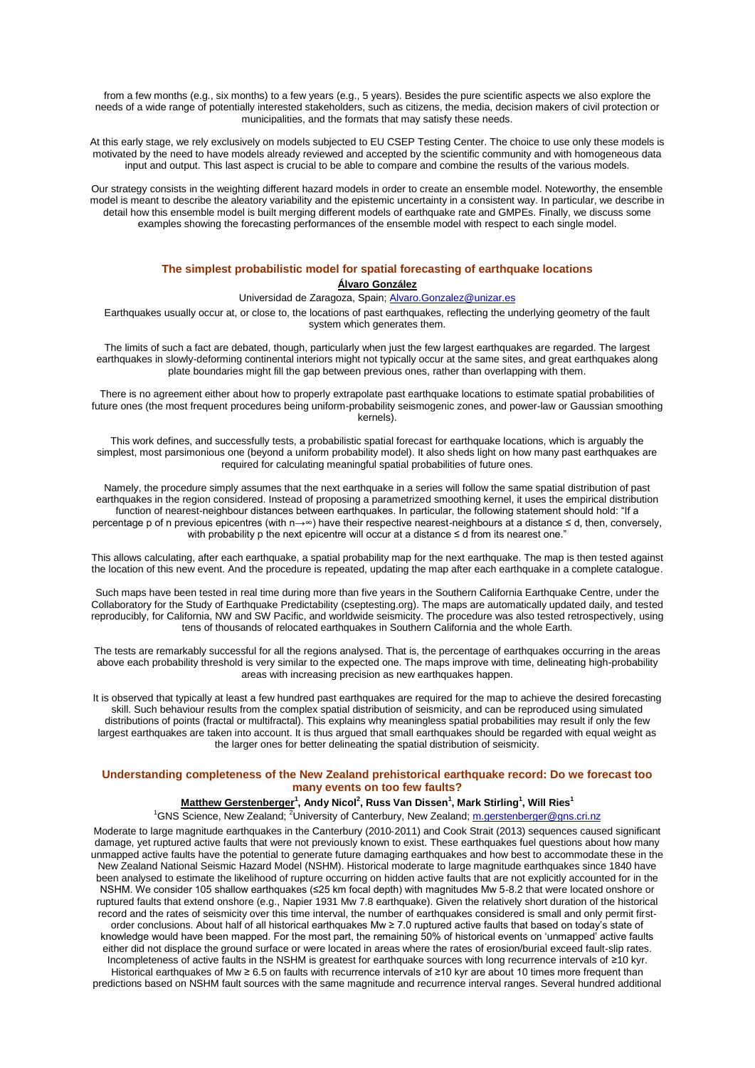from a few months (e.g., six months) to a few years (e.g., 5 years). Besides the pure scientific aspects we also explore the needs of a wide range of potentially interested stakeholders, such as citizens, the media, decision makers of civil protection or municipalities, and the formats that may satisfy these needs.

At this early stage, we rely exclusively on models subjected to EU CSEP Testing Center. The choice to use only these models is motivated by the need to have models already reviewed and accepted by the scientific community and with homogeneous data input and output. This last aspect is crucial to be able to compare and combine the results of the various models.

Our strategy consists in the weighting different hazard models in order to create an ensemble model. Noteworthy, the ensemble model is meant to describe the aleatory variability and the epistemic uncertainty in a consistent way. In particular, we describe in detail how this ensemble model is built merging different models of earthquake rate and GMPEs. Finally, we discuss some examples showing the forecasting performances of the ensemble model with respect to each single model.

### The simplest probabilistic model for spatial forecasting of earthquake locations

**Álvaro González**

Universidad de Zaragoza, Spain; Alvaro.Gonzalez@unizar.es

Earthquakes usually occur at, or close to, the locations of past earthquakes, reflecting the underlying geometry of the fault system which generates them.

The limits of such a fact are debated, though, particularly when just the few largest earthquakes are regarded. The largest earthquakes in slowly-deforming continental interiors might not typically occur at the same sites, and great earthquakes along plate boundaries might fill the gap between previous ones, rather than overlapping with them.

There is no agreement either about how to properly extrapolate past earthquake locations to estimate spatial probabilities of future ones (the most frequent procedures being uniform-probability seismogenic zones, and power-law or Gaussian smoothing kernels).

This work defines, and successfully tests, a probabilistic spatial forecast for earthquake locations, which is arguably the simplest, most parsimonious one (beyond a uniform probability model). It also sheds light on how many past earthquakes are required for calculating meaningful spatial probabilities of future ones.

Namely, the procedure simply assumes that the next earthquake in a series will follow the same spatial distribution of past earthquakes in the region considered. Instead of proposing a parametrized smoothing kernel, it uses the empirical distribution function of nearest-neighbour distances between earthquakes. In particular, the following statement should hold: "If a percentage $p$ of $n$ previous epicentres (with $n \to \infty$) have their respective nearest-neighbours at a distance $\leq d$, then, conversely, with probability $p$ the next epicentre will occur at a distance $\leq d$ from its nearest one."

This allows calculating, after each earthquake, a spatial probability map for the next earthquake. The map is then tested against the location of this new event. And the procedure is repeated, updating the map after each earthquake in a complete catalogue.

Such maps have been tested in real time during more than five years in the Southern California Earthquake Centre, under the Collaboratory for the Study of Earthquake Predictability (cseptesting.org). The maps are automatically updated daily, and tested reproducibly, for California, NW and SW Pacific, and worldwide seismicity. The procedure was also tested retrospectively, using tens of thousands of relocated earthquakes in Southern California and the whole Earth.

The tests are remarkably successful for all the regions analysed. That is, the percentage of earthquakes occurring in the areas above each probability threshold is very similar to the expected one. The maps improve with time, delineating high-probability areas with increasing precision as new earthquakes happen.

It is observed that typically at least a few hundred past earthquakes are required for the map to achieve the desired forecasting skill. Such behaviour results from the complex spatial distribution of seismicity, and can be reproduced using simulated distributions of points (fractal or multifractal). This explains why meaningless spatial probabilities may result if only the few largest earthquakes are taken into account. It is thus argued that small earthquakes should be regarded with equal weight as the larger ones for better delineating the spatial distribution of seismicity.

### Understanding completeness of the New Zealand prehistorical earthquake record: Do we forecast too many events on too few faults?

**Matthew Gerstenberger**[1], **Andy Nicol**[2], **Russ Van Dissen**[1], **Mark Stirling**[1], **Will Ries**[1]

[1]GNS Science, New Zealand; [2]University of Canterbury, New Zealand; m.gerstenberger@gns.cri.nz

Moderate to large magnitude earthquakes in the Canterbury (2010-2011) and Cook Strait (2013) sequences caused significant damage, yet ruptured active faults that were not previously known to exist. These earthquakes fuel questions about how many unmapped active faults have the potential to generate future damaging earthquakes and how best to accommodate these in the New Zealand National Seismic Hazard Model (NSHM). Historical moderate to large magnitude earthquakes since 1840 have been analysed to estimate the likelihood of rupture occurring on hidden active faults that are not explicitly accounted for in the NSHM. We consider 105 shallow earthquakes (≤25 km focal depth) with magnitudes Mw 5-8.2 that were located onshore or ruptured faults that extend onshore (e.g., Napier 1931 Mw 7.8 earthquake). Given the relatively short duration of the historical record and the rates of seismicity over this time interval, the number of earthquakes considered is small and only permit first-order conclusions. About half of all historical earthquakes Mw ≥ 7.0 ruptured active faults that based on today's state of knowledge would have been mapped. For the most part, the remaining 50% of historical events on 'unmapped' active faults either did not displace the ground surface or were located in areas where the rates of erosion/burial exceed fault-slip rates. Incompleteness of active faults in the NSHM is greatest for earthquake sources with long recurrence intervals of ≥10 kyr. Historical earthquakes of Mw ≥ 6.5 on faults with recurrence intervals of ≥10 kyr are about 10 times more frequent than predictions based on NSHM fault sources with the same magnitude and recurrence interval ranges. Several hundred additional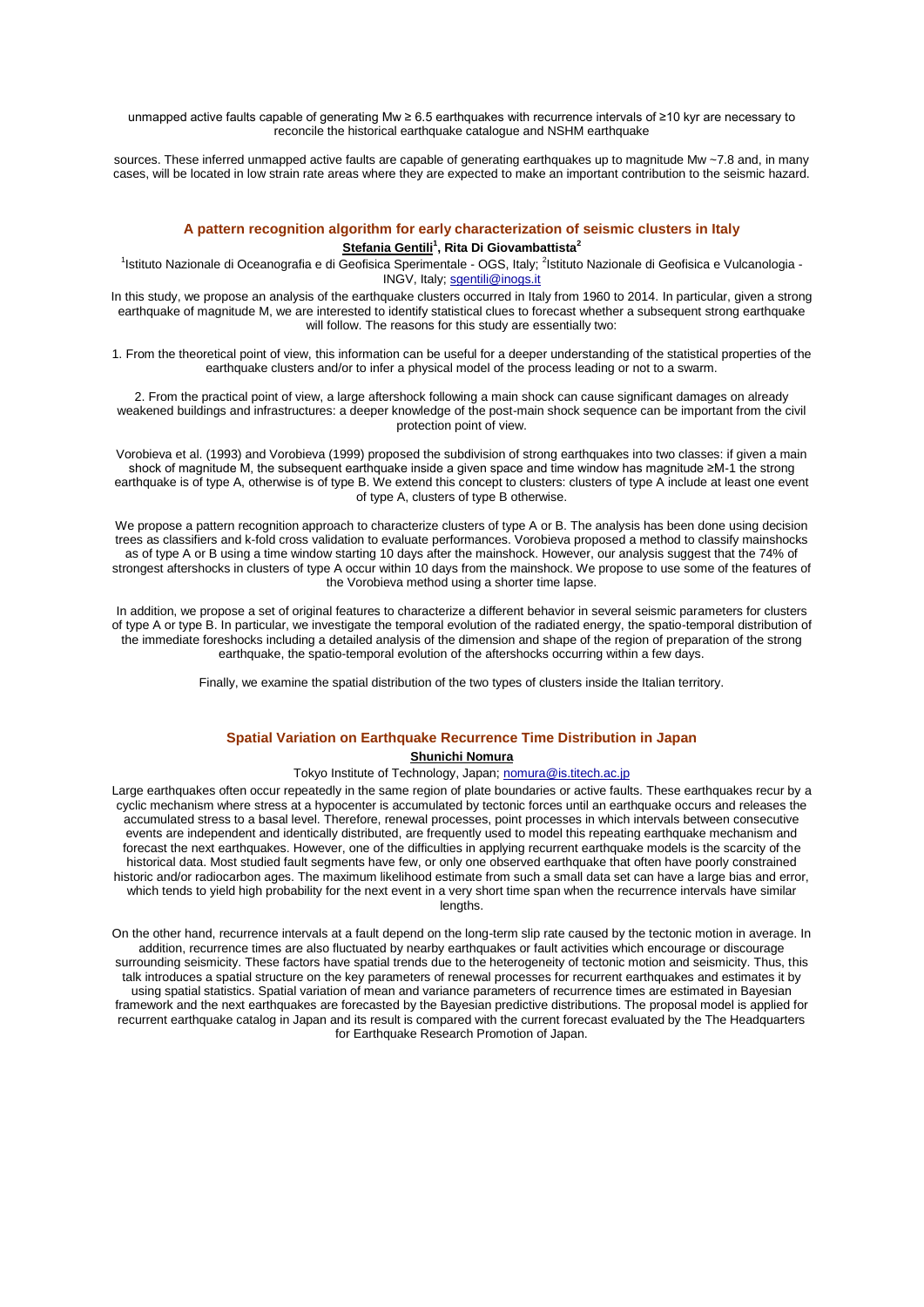unmapped active faults capable of generating Mw ≥ 6.5 earthquakes with recurrence intervals of ≥10 kyr are necessary to reconcile the historical earthquake catalogue and NSHM earthquake

sources. These inferred unmapped active faults are capable of generating earthquakes up to magnitude Mw ~7.8 and, in many cases, will be located in low strain rate areas where they are expected to make an important contribution to the seismic hazard.

### A pattern recognition algorithm for early characterization of seismic clusters in Italy

**Stefania Gentili[1], Rita Di Giovambattista[2]**

[1]Istituto Nazionale di Oceanografia e di Geofisica Sperimentale - OGS, Italy; [2]Istituto Nazionale di Geofisica e Vulcanologia - INGV, Italy; sgentili@inogs.it

In this study, we propose an analysis of the earthquake clusters occurred in Italy from 1960 to 2014. In particular, given a strong earthquake of magnitude M, we are interested to identify statistical clues to forecast whether a subsequent strong earthquake will follow. The reasons for this study are essentially two:

1. From the theoretical point of view, this information can be useful for a deeper understanding of the statistical properties of the earthquake clusters and/or to infer a physical model of the process leading or not to a swarm.

2. From the practical point of view, a large aftershock following a main shock can cause significant damages on already weakened buildings and infrastructures: a deeper knowledge of the post-main shock sequence can be important from the civil protection point of view.

Vorobieva et al. (1993) and Vorobieva (1999) proposed the subdivision of strong earthquakes into two classes: if given a main shock of magnitude M, the subsequent earthquake inside a given space and time window has magnitude ≥M-1 the strong earthquake is of type A, otherwise is of type B. We extend this concept to clusters: clusters of type A include at least one event of type A, clusters of type B otherwise.

We propose a pattern recognition approach to characterize clusters of type A or B. The analysis has been done using decision trees as classifiers and k-fold cross validation to evaluate performances. Vorobieva proposed a method to classify mainshocks as of type A or B using a time window starting 10 days after the mainshock. However, our analysis suggest that the 74% of strongest aftershocks in clusters of type A occur within 10 days from the mainshock. We propose to use some of the features of the Vorobieva method using a shorter time lapse.

In addition, we propose a set of original features to characterize a different behavior in several seismic parameters for clusters of type A or type B. In particular, we investigate the temporal evolution of the radiated energy, the spatio-temporal distribution of the immediate foreshocks including a detailed analysis of the dimension and shape of the region of preparation of the strong earthquake, the spatio-temporal evolution of the aftershocks occurring within a few days.

Finally, we examine the spatial distribution of the two types of clusters inside the Italian territory.

### Spatial Variation on Earthquake Recurrence Time Distribution in Japan

**Shunichi Nomura**

Tokyo Institute of Technology, Japan; nomura@is.titech.ac.jp

Large earthquakes often occur repeatedly in the same region of plate boundaries or active faults. These earthquakes recur by a cyclic mechanism where stress at a hypocenter is accumulated by tectonic forces until an earthquake occurs and releases the accumulated stress to a basal level. Therefore, renewal processes, point processes in which intervals between consecutive events are independent and identically distributed, are frequently used to model this repeating earthquake mechanism and forecast the next earthquakes. However, one of the difficulties in applying recurrent earthquake models is the scarcity of the historical data. Most studied fault segments have few, or only one observed earthquake that often have poorly constrained historic and/or radiocarbon ages. The maximum likelihood estimate from such a small data set can have a large bias and error, which tends to yield high probability for the next event in a very short time span when the recurrence intervals have similar lengths.

On the other hand, recurrence intervals at a fault depend on the long-term slip rate caused by the tectonic motion in average. In addition, recurrence times are also fluctuated by nearby earthquakes or fault activities which encourage or discourage surrounding seismicity. These factors have spatial trends due to the heterogeneity of tectonic motion and seismicity. Thus, this talk introduces a spatial structure on the key parameters of renewal processes for recurrent earthquakes and estimates it by using spatial statistics. Spatial variation of mean and variance parameters of recurrence times are estimated in Bayesian framework and the next earthquakes are forecasted by the Bayesian predictive distributions. The proposal model is applied for recurrent earthquake catalog in Japan and its result is compared with the current forecast evaluated by the The Headquarters for Earthquake Research Promotion of Japan.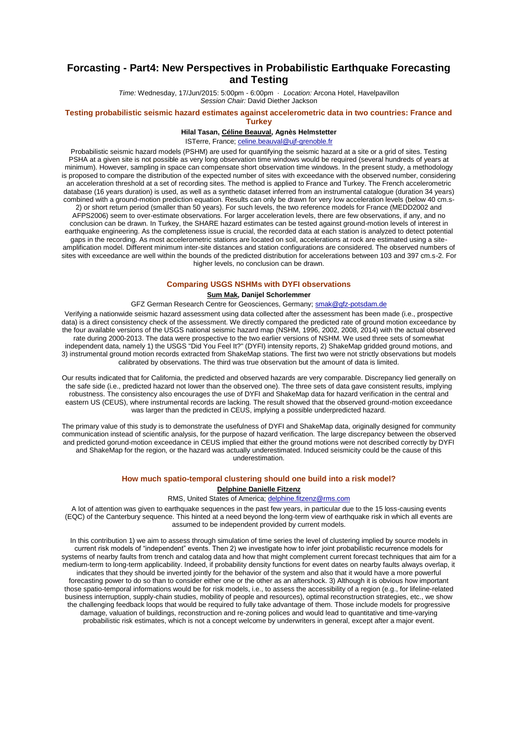# Forcasting - Part4: New Perspectives in Probabilistic Earthquake Forecasting and Testing

*Time:* Wednesday, 17/Jun/2015: 5:00pm - 6:00pm · *Location:* Arcona Hotel, Havelpavillon
*Session Chair:* David Diether Jackson

## Testing probabilistic seismic hazard estimates against accelerometric data in two countries: France and Turkey

**Hilal Tasan, Céline Beauval, Agnès Helmstetter**

ISTerre, France; celine.beauval@ujf-grenoble.fr

Probabilistic seismic hazard models (PSHM) are used for quantifying the seismic hazard at a site or a grid of sites. Testing PSHA at a given site is not possible as very long observation time windows would be required (several hundreds of years at minimum). However, sampling in space can compensate short observation time windows. In the present study, a methodology is proposed to compare the distribution of the expected number of sites with exceedance with the observed number, considering an acceleration threshold at a set of recording sites. The method is applied to France and Turkey. The French accelerometric database (16 years duration) is used, as well as a synthetic dataset inferred from an instrumental catalogue (duration 34 years) combined with a ground-motion prediction equation. Results can only be drawn for very low acceleration levels (below 40 cm.s-2) or short return period (smaller than 50 years). For such levels, the two reference models for France (MEDD2002 and AFPS2006) seem to over-estimate observations. For larger acceleration levels, there are few observations, if any, and no conclusion can be drawn. In Turkey, the SHARE hazard estimates can be tested against ground-motion levels of interest in earthquake engineering. As the completeness issue is crucial, the recorded data at each station is analyzed to detect potential gaps in the recording. As most accelerometric stations are located on soil, accelerations at rock are estimated using a site-amplification model. Different minimum inter-site distances and station configurations are considered. The observed numbers of sites with exceedance are well within the bounds of the predicted distribution for accelerations between 103 and 397 cm.s-2. For higher levels, no conclusion can be drawn.

## Comparing USGS NSHMs with DYFI observations

**Sum Mak, Danijel Schorlemmer**

GFZ German Research Centre for Geosciences, Germany; smak@gfz-potsdam.de

Verifying a nationwide seismic hazard assessment using data collected after the assessment has been made (i.e., prospective data) is a direct consistency check of the assessment. We directly compared the predicted rate of ground motion exceedance by the four available versions of the USGS national seismic hazard map (NSHM, 1996, 2002, 2008, 2014) with the actual observed rate during 2000-2013. The data were prospective to the two earlier versions of NSHM. We used three sets of somewhat independent data, namely 1) the USGS "Did You Feel It?" (DYFI) intensity reports, 2) ShakeMap gridded ground motions, and 3) instrumental ground motion records extracted from ShakeMap stations. The first two were not strictly observations but models calibrated by observations. The third was true observation but the amount of data is limited.

Our results indicated that for California, the predicted and observed hazards are very comparable. Discrepancy lied generally on the safe side (i.e., predicted hazard not lower than the observed one). The three sets of data gave consistent results, implying robustness. The consistency also encourages the use of DYFI and ShakeMap data for hazard verification in the central and eastern US (CEUS), where instrumental records are lacking. The result showed that the observed ground-motion exceedance was larger than the predicted in CEUS, implying a possible underpredicted hazard.

The primary value of this study is to demonstrate the usefulness of DYFI and ShakeMap data, originally designed for community communication instead of scientific analysis, for the purpose of hazard verification. The large discrepancy between the observed and predicted gorund-motion exceedance in CEUS implied that either the ground motions were not described correctly by DYFI and ShakeMap for the region, or the hazard was actually underestimated. Induced seismicity could be the cause of this underestimation.

## How much spatio-temporal clustering should one build into a risk model?

**Delphine Danielle Fitzenz**

RMS, United States of America; delphine.fitzenz@rms.com

A lot of attention was given to earthquake sequences in the past few years, in particular due to the 15 loss-causing events (EQC) of the Canterbury sequence. This hinted at a need beyond the long-term view of earthquake risk in which all events are assumed to be independent provided by current models.

In this contribution 1) we aim to assess through simulation of time series the level of clustering implied by source models in current risk models of "independent" events. Then 2) we investigate how to infer joint probabilistic recurrence models for systems of nearby faults from trench and catalog data and how that might complement current forecast techniques that aim for a medium-term to long-term applicability. Indeed, if probability density functions for event dates on nearby faults always overlap, it indicates that they should be inverted jointly for the behavior of the system and also that it would have a more powerful forecasting power to do so than to consider either one or the other as an aftershock. 3) Although it is obvious how important those spatio-temporal informations would be for risk models, i.e., to assess the accessibility of a region (e.g., for lifeline-related business interruption, supply-chain studies, mobility of people and resources), optimal reconstruction strategies, etc., we show the challenging feedback loops that would be required to fully take advantage of them. Those include models for progressive damage, valuation of buildings, reconstruction and re-zoning polices and would lead to quantitative and time-varying probabilistic risk estimates, which is not a concept welcome by underwriters in general, except after a major event.